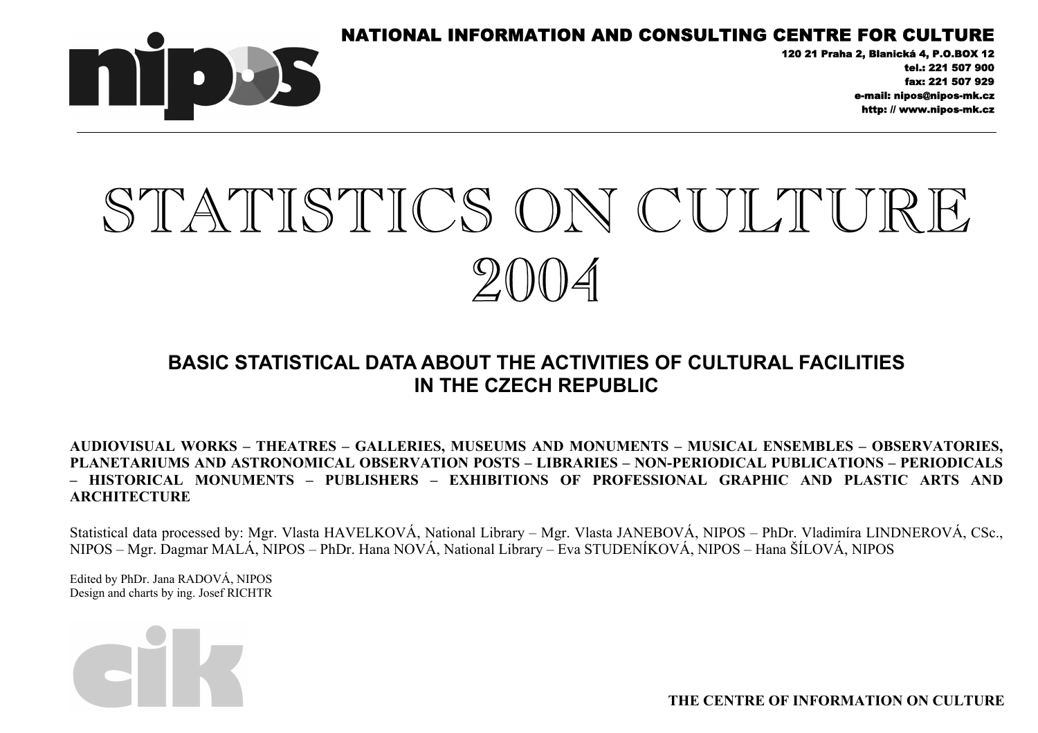**NATIONAL INFORMATION AND CONSULTING CENTRE FOR CULTURE**

120 21 Praha 2, Blanická 4, P.O.BOX 12
tel.: 221 507 900
fax: 221 507 929
e-mail: nipos@nipos-mk.cz
http: // www.nipos-mk.cz

# STATISTICS ON CULTURE 2004

## BASIC STATISTICAL DATA ABOUT THE ACTIVITIES OF CULTURAL FACILITIES IN THE CZECH REPUBLIC

**AUDIOVISUAL WORKS – THEATRES – GALLERIES, MUSEUMS AND MONUMENTS – MUSICAL ENSEMBLES – OBSERVATORIES, PLANETARIUMS AND ASTRONOMICAL OBSERVATION POSTS – LIBRARIES – NON-PERIODICAL PUBLICATIONS – PERIODICALS – HISTORICAL MONUMENTS – PUBLISHERS – EXHIBITIONS OF PROFESSIONAL GRAPHIC AND PLASTIC ARTS AND ARCHITECTURE**

Statistical data processed by: Mgr. Vlasta HAVELKOVÁ, National Library – Mgr. Vlasta JANEBOVÁ, NIPOS – PhDr. Vladimíra LINDNEROVÁ, CSc., NIPOS – Mgr. Dagmar MALÁ, NIPOS – PhDr. Hana NOVÁ, National Library – Eva STUDENÍKOVÁ, NIPOS – Hana ŠÍLOVÁ, NIPOS

Edited by PhDr. Jana RADOVÁ, NIPOS
Design and charts by ing. Josef RICHTR

**THE CENTRE OF INFORMATION ON CULTURE**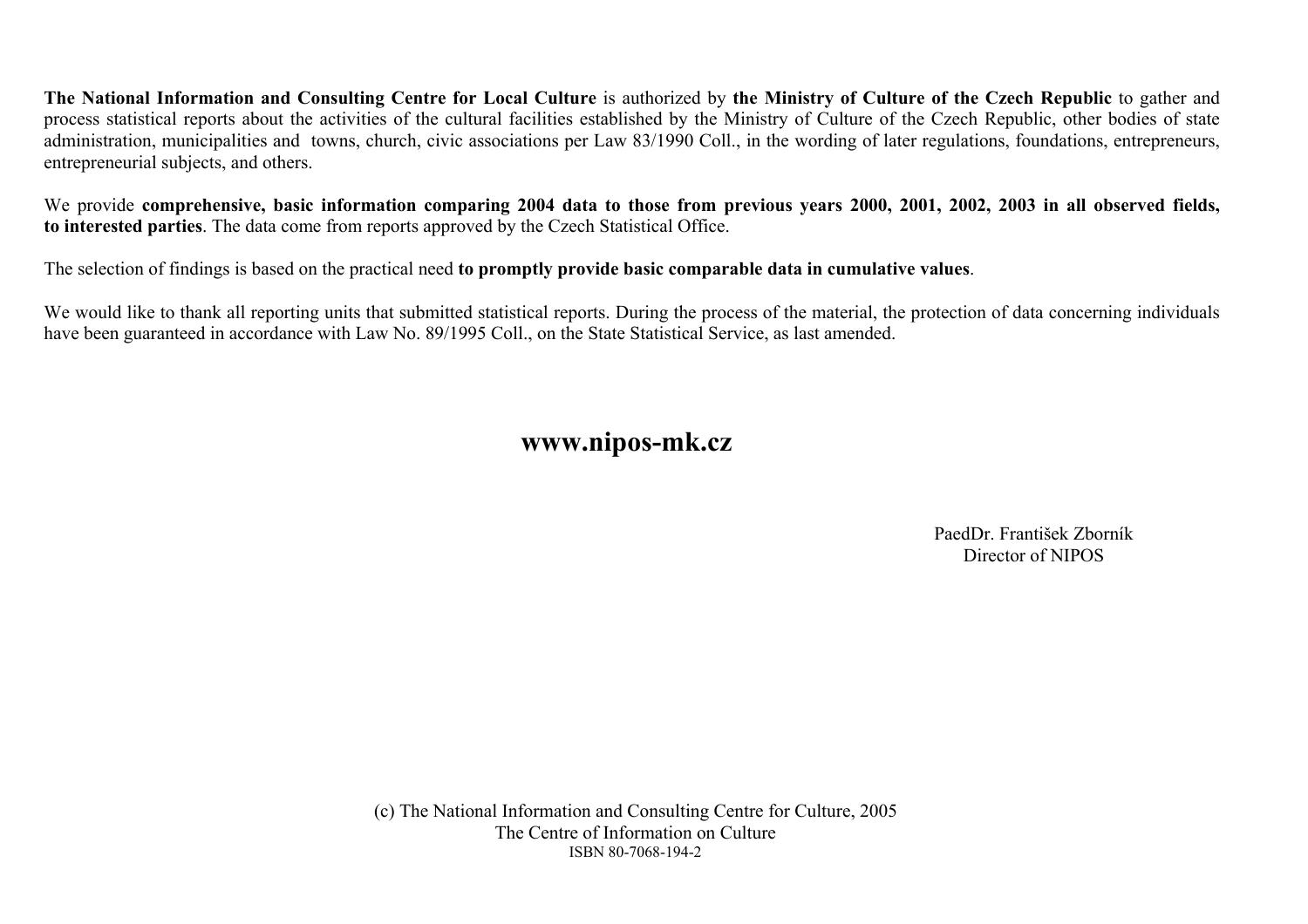**The National Information and Consulting Centre for Local Culture** is authorized by **the Ministry of Culture of the Czech Republic** to gather and process statistical reports about the activities of the cultural facilities established by the Ministry of Culture of the Czech Republic, other bodies of state administration, municipalities and towns, church, civic associations per Law 83/1990 Coll., in the wording of later regulations, foundations, entrepreneurs, entrepreneurial subjects, and others.

We provide **comprehensive, basic information comparing 2004 data to those from previous years 2000, 2001, 2002, 2003 in all observed fields, to interested parties**. The data come from reports approved by the Czech Statistical Office.

The selection of findings is based on the practical need **to promptly provide basic comparable data in cumulative values**.

We would like to thank all reporting units that submitted statistical reports. During the process of the material, the protection of data concerning individuals have been guaranteed in accordance with Law No. 89/1995 Coll., on the State Statistical Service, as last amended.

**www.nipos-mk.cz**

PaedDr. František Zborník
Director of NIPOS

(c) The National Information and Consulting Centre for Culture, 2005
The Centre of Information on Culture
ISBN 80-7068-194-2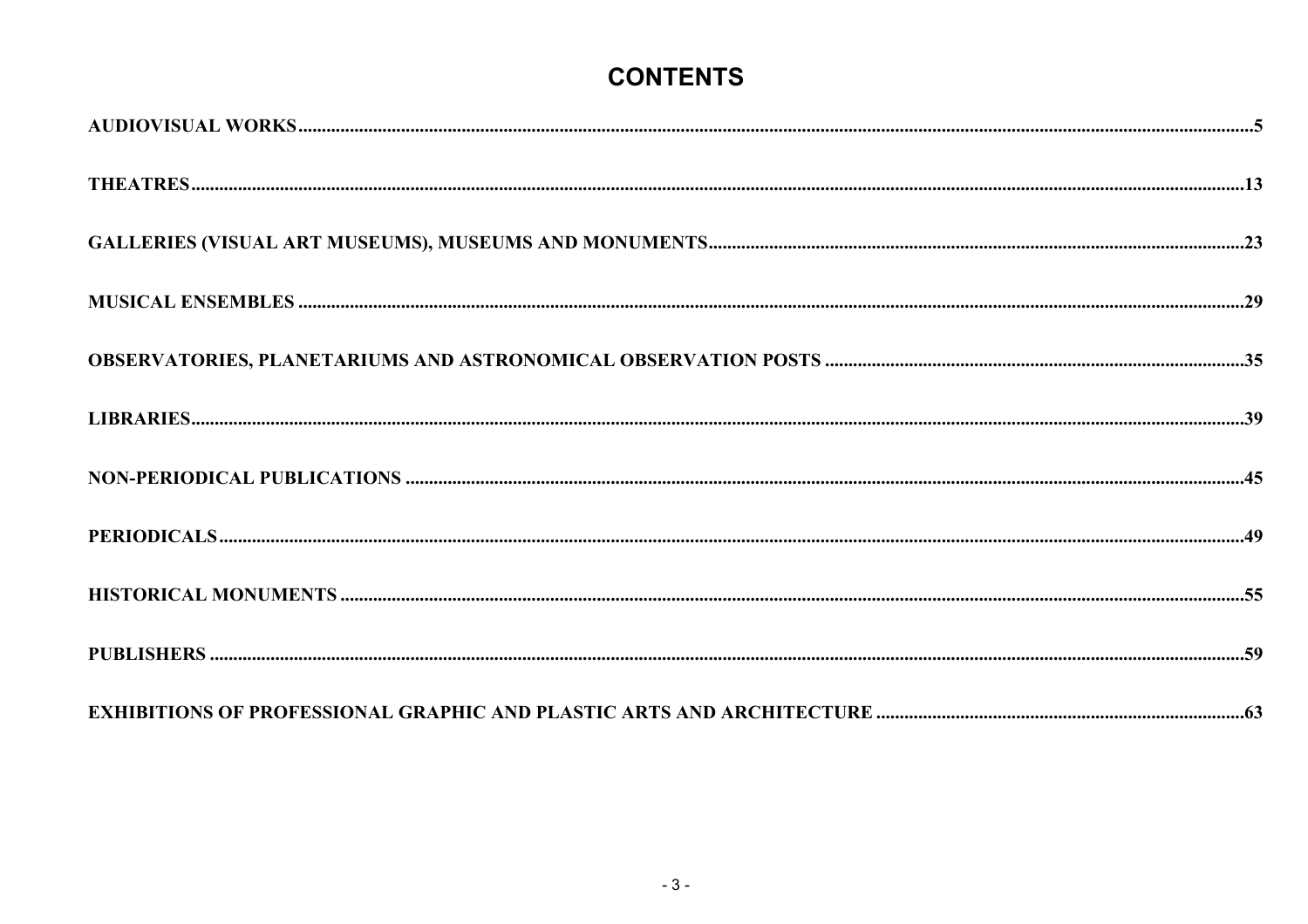# CONTENTS

AUDIOVISUAL WORKS .......... 5

THEATRES .......... 13

GALLERIES (VISUAL ART MUSEUMS), MUSEUMS AND MONUMENTS .......... 23

MUSICAL ENSEMBLES .......... 29

OBSERVATORIES, PLANETARIUMS AND ASTRONOMICAL OBSERVATION POSTS .......... 35

LIBRARIES .......... 39

NON-PERIODICAL PUBLICATIONS .......... 45

PERIODICALS .......... 49

HISTORICAL MONUMENTS .......... 55

PUBLISHERS .......... 59

EXHIBITIONS OF PROFESSIONAL GRAPHIC AND PLASTIC ARTS AND ARCHITECTURE .......... 63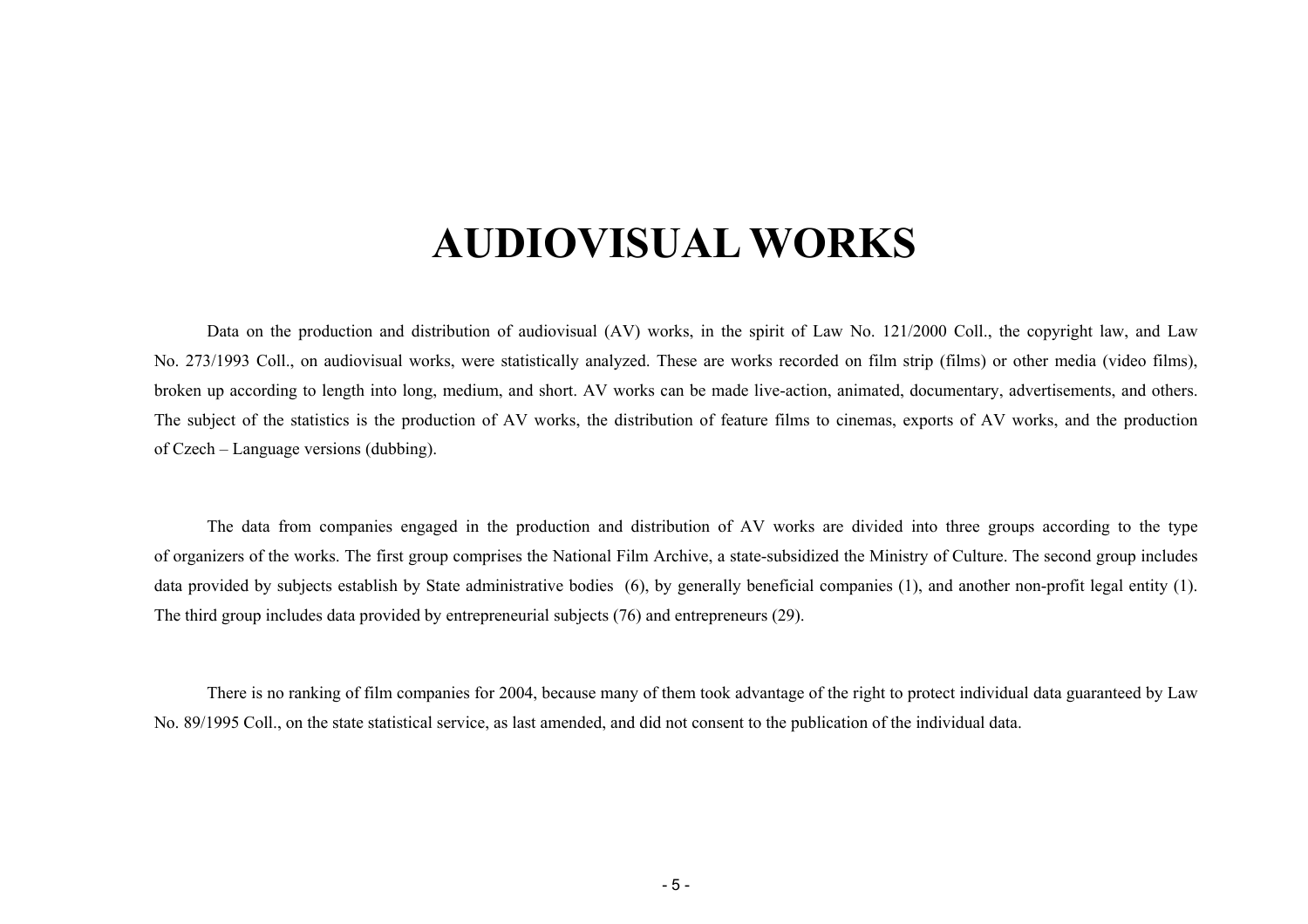# AUDIOVISUAL WORKS

Data on the production and distribution of audiovisual (AV) works, in the spirit of Law No. 121/2000 Coll., the copyright law, and Law No. 273/1993 Coll., on audiovisual works, were statistically analyzed. These are works recorded on film strip (films) or other media (video films), broken up according to length into long, medium, and short. AV works can be made live-action, animated, documentary, advertisements, and others. The subject of the statistics is the production of AV works, the distribution of feature films to cinemas, exports of AV works, and the production of Czech – Language versions (dubbing).

The data from companies engaged in the production and distribution of AV works are divided into three groups according to the type of organizers of the works. The first group comprises the National Film Archive, a state-subsidized the Ministry of Culture. The second group includes data provided by subjects establish by State administrative bodies (6), by generally beneficial companies (1), and another non-profit legal entity (1). The third group includes data provided by entrepreneurial subjects (76) and entrepreneurs (29).

There is no ranking of film companies for 2004, because many of them took advantage of the right to protect individual data guaranteed by Law No. 89/1995 Coll., on the state statistical service, as last amended, and did not consent to the publication of the individual data.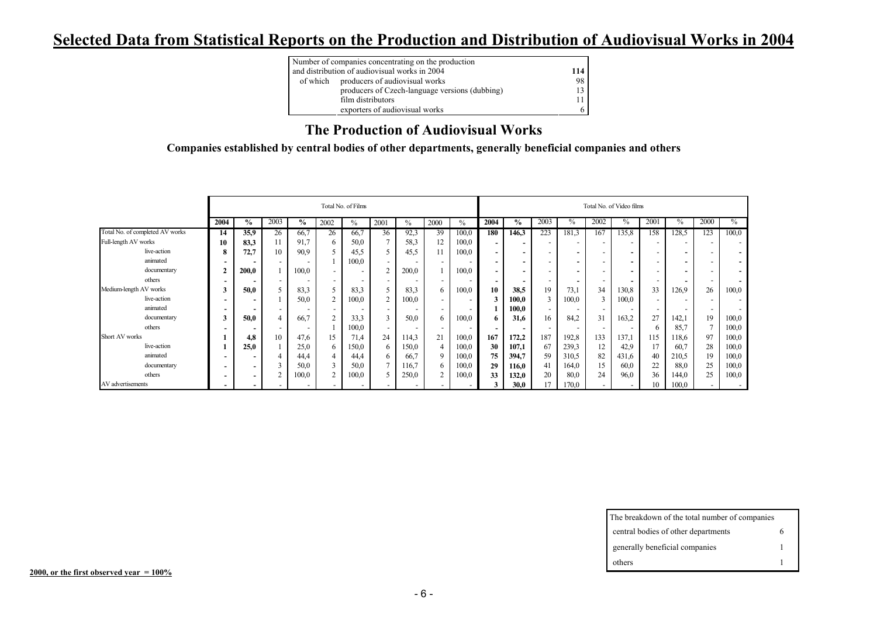# Selected Data from Statistical Reports on the Production and Distribution of Audiovisual Works in 2004

| Number of companies concentrating on the production and distribution of audiovisual works in 2004 | | 114 |
|---|---|---|
| of which | producers of audiovisual works | 98 |
| | producers of Czech-language versions (dubbing) | 13 |
| | film distributors | 11 |
| | exporters of audiovisual works | 6 |

## The Production of Audiovisual Works

### Companies established by central bodies of other departments, generally beneficial companies and others

| | | Total No. of Films | | | | | | | | | | Total No. of Video films | | | | | | | | | |
|---|---|---|---|---|---|---|---|---|---|---|---|---|---|---|---|---|---|---|---|---|---|
| | | **2004** | **%** | 2003 | **%** | 2002 | % | 2001 | % | 2000 | % | **2004** | **%** | 2003 | % | 2002 | % | 2001 | % | 2000 | % |
| Total No. of completed AV works | | **14** | **35,9** | 26 | 66,7 | 26 | 66,7 | 36 | 92,3 | 39 | 100,0 | **180** | **146,3** | 223 | 181,3 | 167 | 135,8 | 158 | 128,5 | 123 | 100,0 |
| Full-length AV works | | **10** | **83,3** | 11 | 91,7 | 6 | 50,0 | 7 | 58,3 | 12 | 100,0 | **-** | **-** | - | - | - | - | - | - | - | - |
| | live-action | **8** | **72,7** | 10 | 90,9 | 5 | 45,5 | 5 | 45,5 | 11 | 100,0 | **-** | **-** | - | **-** | - | **-** | - | **-** | - | **-** |
| | animated | **-** | **-** | - | - | 1 | 100,0 | - | - | - | - | **-** | **-** | - | **-** | - | **-** | - | **-** | - | **-** |
| | documentary | **2** | **200,0** | 1 | 100,0 | - | - | 2 | 200,0 | 1 | 100,0 | **-** | **-** | - | **-** | - | **-** | - | **-** | - | **-** |
| | others | **-** | **-** | - | - | - | - | - | - | - | - | **-** | **-** | - | **-** | - | **-** | - | **-** | - | **-** |
| Medium-length AV works | | **3** | **50,0** | 5 | 83,3 | 5 | 83,3 | 5 | 83,3 | 6 | 100,0 | **10** | **38,5** | 19 | 73,1 | 34 | 130,8 | 33 | 126,9 | 26 | 100,0 |
| | live-action | **-** | **-** | 1 | 50,0 | 2 | 100,0 | 2 | 100,0 | - | - | **3** | **100,0** | 3 | 100,0 | 3 | 100,0 | - | - | - | - |
| | animated | **-** | **-** | - | - | - | - | - | - | - | - | **1** | **100,0** | - | - | - | - | - | - | - | - |
| | documentary | **3** | **50,0** | 4 | 66,7 | 2 | 33,3 | 3 | 50,0 | 6 | 100,0 | **6** | **31,6** | 16 | 84,2 | 31 | 163,2 | 27 | 142,1 | 19 | 100,0 |
| | others | **-** | **-** | - | - | 1 | 100,0 | - | - | - | - | **-** | **-** | - | - | - | - | 6 | 85,7 | 7 | 100,0 |
| Short AV works | | **1** | **4,8** | 10 | 47,6 | 15 | 71,4 | 24 | 114,3 | 21 | 100,0 | **167** | **172,2** | 187 | 192,8 | 133 | 137,1 | 115 | 118,6 | 97 | 100,0 |
| | live-action | **1** | **25,0** | 1 | 25,0 | 6 | 150,0 | 6 | 150,0 | 4 | 100,0 | **30** | **107,1** | 67 | 239,3 | 12 | 42,9 | 17 | 60,7 | 28 | 100,0 |
| | animated | **-** | **-** | 4 | 44,4 | 4 | 44,4 | 6 | 66,7 | 9 | 100,0 | **75** | **394,7** | 59 | 310,5 | 82 | 431,6 | 40 | 210,5 | 19 | 100,0 |
| | documentary | **-** | **-** | 3 | 50,0 | 3 | 50,0 | 7 | 116,7 | 6 | 100,0 | **29** | **116,0** | 41 | 164,0 | 15 | 60,0 | 22 | 88,0 | 25 | 100,0 |
| | others | **-** | **-** | 2 | 100,0 | 2 | 100,0 | 5 | 250,0 | 2 | 100,0 | **33** | **132,0** | 20 | 80,0 | 24 | 96,0 | 36 | 144,0 | 25 | 100,0 |
| AV advertisements | | **-** | **-** | - | - | - | - | - | - | - | - | **3** | **30,0** | 17 | 170,0 | - | - | 10 | 100,0 | - | - |

**2000, or the first observed year = 100%**

| The breakdown of the total number of companies | |
|---|---|
| central bodies of other departments | 6 |
| generally beneficial companies | 1 |
| others | 1 |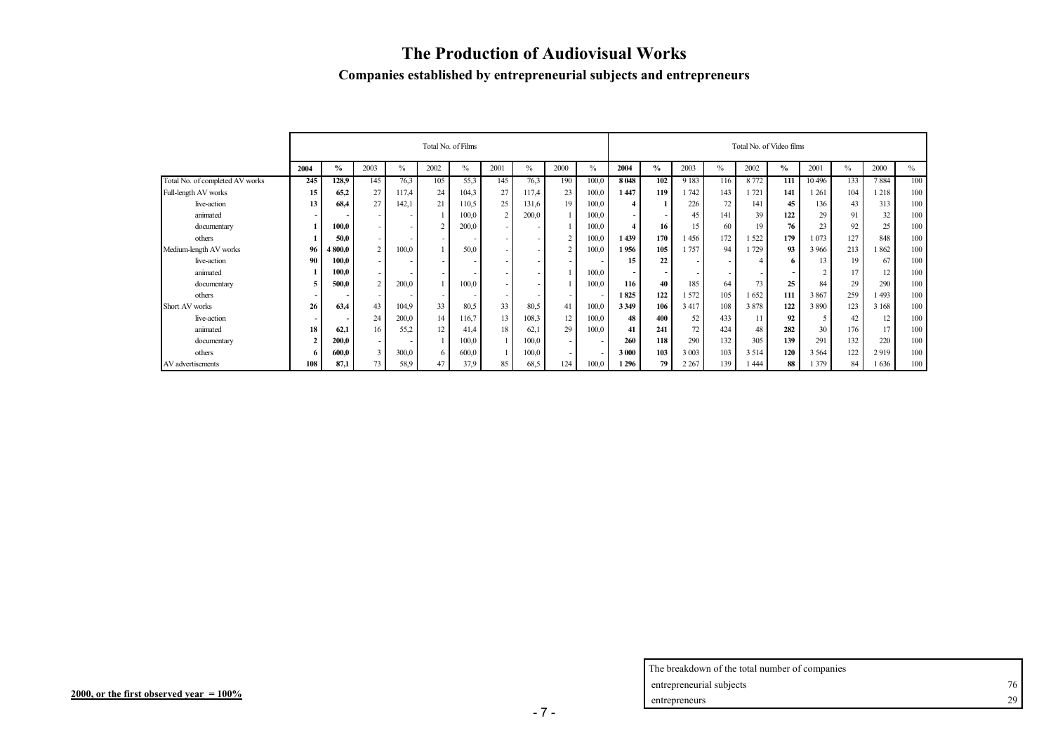# The Production of Audiovisual Works

## Companies established by entrepreneurial subjects and entrepreneurs

| | Total No. of Films | | | | | | | | | | Total No. of Video films | | | | | | | | | |
|---|---|---|---|---|---|---|---|---|---|---|---|---|---|---|---|---|---|---|---|---|
| | **2004** | **%** | 2003 | % | 2002 | % | 2001 | % | 2000 | % | **2004** | **%** | 2003 | % | 2002 | **%** | 2001 | % | 2000 | % |
| Total No. of completed AV works | **245** | **128,9** | 145 | 76,3 | 105 | 55,3 | 145 | 76,3 | 190 | 100,0 | **8 048** | **102** | 9 183 | 116 | 8 772 | **111** | 10 496 | 133 | 7 884 | 100 |
| Full-length AV works | **15** | **65,2** | 27 | 117,4 | 24 | 104,3 | 27 | 117,4 | 23 | 100,0 | **1 447** | **119** | 1 742 | 143 | 1 721 | **141** | 1 261 | 104 | 1 218 | 100 |
| live-action | **13** | **68,4** | 27 | 142,1 | 21 | 110,5 | 25 | 131,6 | 19 | 100,0 | **4** | **1** | 226 | 72 | 141 | **45** | 136 | 43 | 313 | 100 |
| animated | **-** | **-** | - | - | 1 | 100,0 | 2 | 200,0 | 1 | 100,0 | **-** | **-** | 45 | 141 | 39 | **122** | 29 | 91 | 32 | 100 |
| documentary | **1** | **100,0** | - | - | 2 | 200,0 | - | - | 1 | 100,0 | **4** | **16** | 15 | 60 | 19 | **76** | 23 | 92 | 25 | 100 |
| others | **1** | **50,0** | - | - | - | - | - | - | 2 | 100,0 | **1 439** | **170** | 1 456 | 172 | 1 522 | **179** | 1 073 | 127 | 848 | 100 |
| Medium-length AV works | **96** | **4 800,0** | 2 | 100,0 | 1 | 50,0 | - | - | 2 | 100,0 | **1 956** | **105** | 1 757 | 94 | 1 729 | **93** | 3 966 | 213 | 1 862 | 100 |
| live-action | **90** | **100,0** | - | - | - | - | - | - | - | - | **15** | **22** | - | - | 4 | **6** | 13 | 19 | 67 | 100 |
| animated | **1** | **100,0** | - | - | - | - | - | - | 1 | 100,0 | **-** | **-** | - | - | - | **-** | 2 | 17 | 12 | 100 |
| documentary | **5** | **500,0** | 2 | 200,0 | 1 | 100,0 | - | - | 1 | 100,0 | **116** | **40** | 185 | 64 | 73 | **25** | 84 | 29 | 290 | 100 |
| others | **-** | **-** | - | - | - | - | - | - | - | - | **1 825** | **122** | 1 572 | 105 | 1 652 | **111** | 3 867 | 259 | 1 493 | 100 |
| Short AV works | **26** | **63,4** | 43 | 104,9 | 33 | 80,5 | 33 | 80,5 | 41 | 100,0 | **3 349** | **106** | 3 417 | 108 | 3 878 | **122** | 3 890 | 123 | 3 168 | 100 |
| live-action | **-** | **-** | 24 | 200,0 | 14 | 116,7 | 13 | 108,3 | 12 | 100,0 | **48** | **400** | 52 | 433 | 11 | **92** | 5 | 42 | 12 | 100 |
| animated | **18** | **62,1** | 16 | 55,2 | 12 | 41,4 | 18 | 62,1 | 29 | 100,0 | **41** | **241** | 72 | 424 | 48 | **282** | 30 | 176 | 17 | 100 |
| documentary | **2** | **200,0** | - | - | 1 | 100,0 | 1 | 100,0 | - | - | **260** | **118** | 290 | 132 | 305 | **139** | 291 | 132 | 220 | 100 |
| others | **6** | **600,0** | 3 | 300,0 | 6 | 600,0 | 1 | 100,0 | - | - | **3 000** | **103** | 3 003 | 103 | 3 514 | **120** | 3 564 | 122 | 2 919 | 100 |
| AV advertisements | **108** | **87,1** | 73 | 58,9 | 47 | 37,9 | 85 | 68,5 | 124 | 100,0 | **1 296** | **79** | 2 267 | 139 | 1 444 | **88** | 1 379 | 84 | 1 636 | 100 |

**2000, or the first observed year = 100%**

| The breakdown of the total number of companies | |
|---|---|
| entrepreneurial subjects | 76 |
| entrepreneurs | 29 |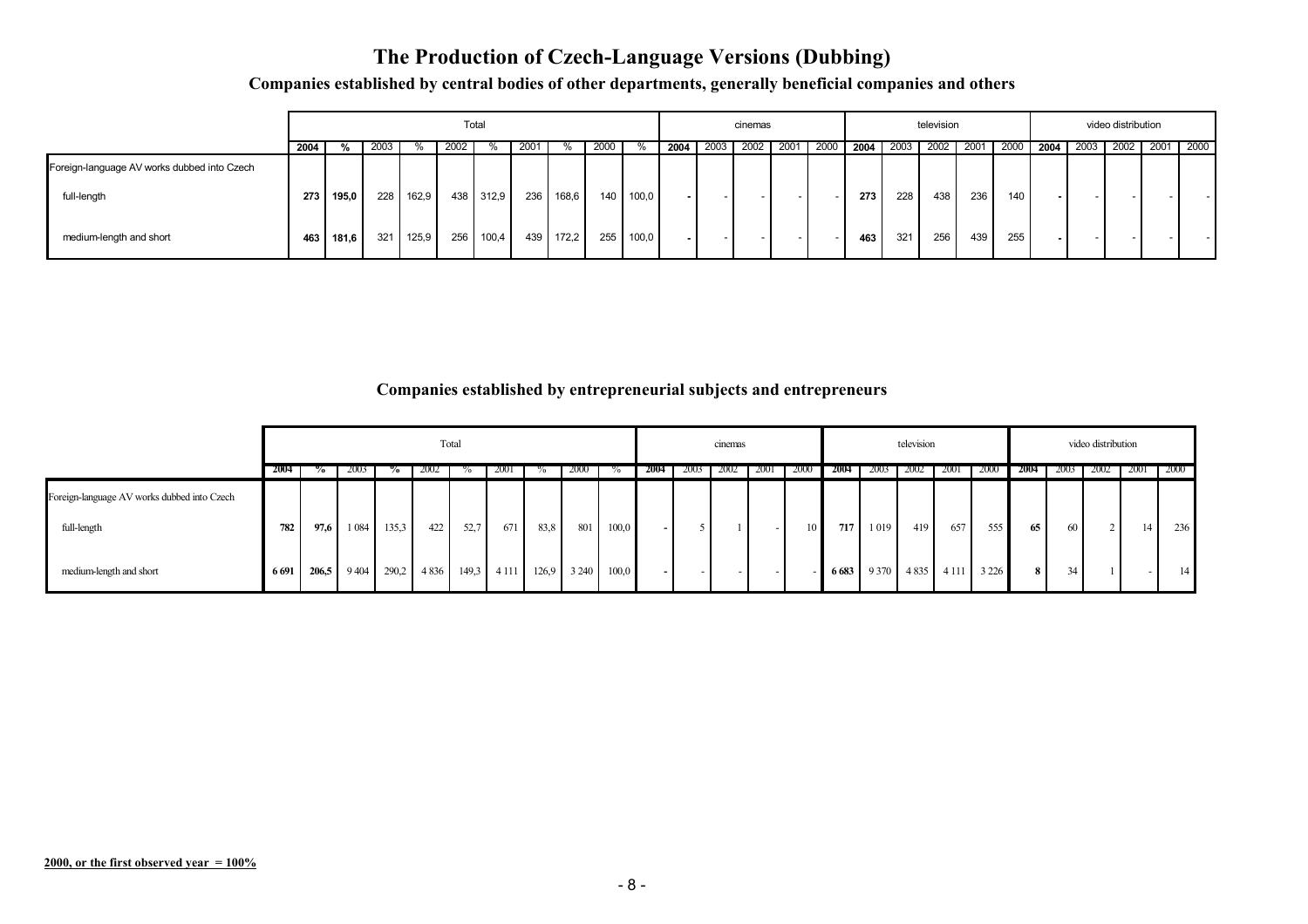# The Production of Czech-Language Versions (Dubbing)

## Companies established by central bodies of other departments, generally beneficial companies and others

| | Total | | | | | | | | | | cinemas | | | | | television | | | | | video distribution | | | | |
|---|---|---|---|---|---|---|---|---|---|---|---|---|---|---|---|---|---|---|---|---|---|---|---|---|---|
| | **2004** | **%** | 2003 | % | 2002 | % | 2001 | % | 2000 | % | **2004** | 2003 | 2002 | 2001 | 2000 | **2004** | 2003 | 2002 | 2001 | 2000 | **2004** | 2003 | 2002 | 2001 | 2000 |
| Foreign-language AV works dubbed into Czech | | | | | | | | | | | | | | | | | | | | | | | | | |
| full-length | **273** | **195,0** | 228 | 162,9 | 438 | 312,9 | 236 | 168,6 | 140 | 100,0 | **-** | - | - | - | - | **273** | 228 | 438 | 236 | 140 | **-** | - | - | - | - |
| medium-length and short | **463** | **181,6** | 321 | 125,9 | 256 | 100,4 | 439 | 172,2 | 255 | 100,0 | **-** | - | - | - | - | **463** | 321 | 256 | 439 | 255 | **-** | - | - | - | - |

## Companies established by entrepreneurial subjects and entrepreneurs

| | Total | | | | | | | | | | cinemas | | | | | television | | | | | video distribution | | | | |
|---|---|---|---|---|---|---|---|---|---|---|---|---|---|---|---|---|---|---|---|---|---|---|---|---|---|
| | **2004** | **%** | 2003 | **%** | 2002 | % | 2001 | % | 2000 | % | **2004** | 2003 | 2002 | 2001 | 2000 | **2004** | 2003 | 2002 | 2001 | 2000 | **2004** | 2003 | 2002 | 2001 | 2000 |
| Foreign-language AV works dubbed into Czech | | | | | | | | | | | | | | | | | | | | | | | | | |
| full-length | **782** | **97,6** | 1 084 | 135,3 | 422 | 52,7 | 671 | 83,8 | 801 | 100,0 | **-** | 5 | 1 | - | 10 | **717** | 1 019 | 419 | 657 | 555 | **65** | 60 | 2 | 14 | 236 |
| medium-length and short | **6 691** | **206,5** | 9 404 | 290,2 | 4 836 | 149,3 | 4 111 | 126,9 | 3 240 | 100,0 | **-** | - | - | - | - | **6 683** | 9 370 | 4 835 | 4 111 | 3 226 | **8** | 34 | 1 | - | 14 |

**2000, or the first observed year = 100%**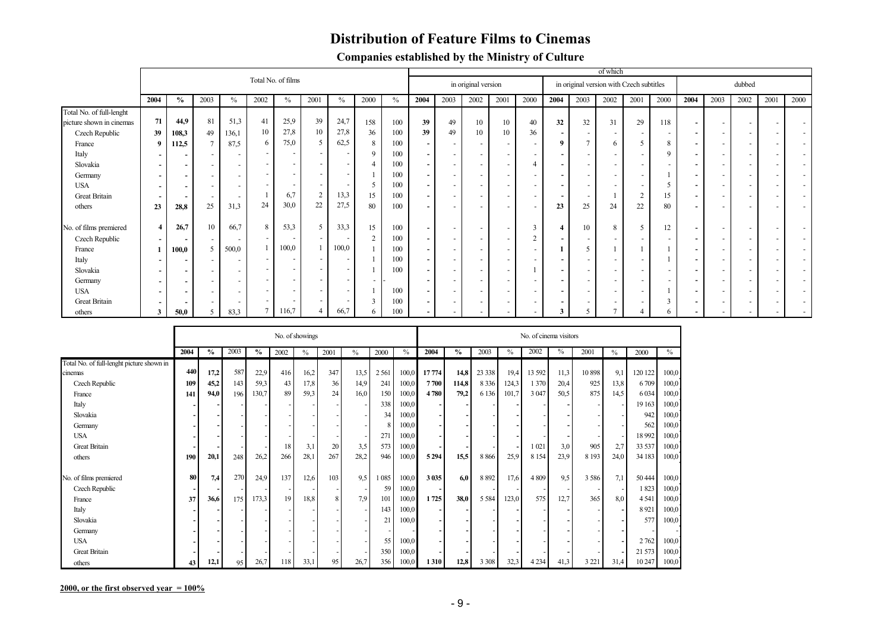# Distribution of Feature Films to Cinemas

## Companies established by the Ministry of Culture

| | Total No. of films | | | | | | | | | | of which | | | | | | | | | | | | | | |
|---|---|---|---|---|---|---|---|---|---|---|---|---|---|---|---|---|---|---|---|---|---|---|---|---|---|
| | | | | | | | | | | | in original version | | | | | in original version with Czech subtitles | | | | | dubbed | | | | |
| | 2004 | % | 2003 | % | 2002 | % | 2001 | % | 2000 | % | 2004 | 2003 | 2002 | 2001 | 2000 | 2004 | 2003 | 2002 | 2001 | 2000 | 2004 | 2003 | 2002 | 2001 | 2000 |
| Total No. of full-lenght picture shown in cinemas | **71** | **44,9** | 81 | 51,3 | 41 | 25,9 | 39 | 24,7 | 158 | 100 | **39** | 49 | 10 | 10 | 40 | **32** | 32 | 31 | 29 | 118 | **-** | - | - | - | - |
| Czech Republic | **39** | **108,3** | 49 | 136,1 | 10 | 27,8 | 10 | 27,8 | 36 | 100 | **39** | 49 | 10 | 10 | 36 | **-** | - | - | - | - | **-** | - | - | - | - |
| France | **9** | **112,5** | 7 | 87,5 | 6 | 75,0 | 5 | 62,5 | 8 | 100 | **-** | - | - | - | - | **9** | 7 | 6 | 5 | 8 | **-** | - | - | - | - |
| Italy | **-** | **-** | - | - | - | - | - | - | 9 | 100 | **-** | - | - | - | - | **-** | - | - | - | 9 | **-** | - | - | - | - |
| Slovakia | **-** | **-** | - | - | - | - | - | - | 4 | 100 | **-** | - | - | - | 4 | **-** | - | - | - | - | **-** | - | - | - | - |
| Germany | **-** | **-** | - | - | - | - | - | - | 1 | 100 | **-** | - | - | - | - | **-** | - | - | - | 1 | **-** | - | - | - | - |
| USA | **-** | **-** | - | - | - | - | - | - | 5 | 100 | **-** | - | - | - | - | **-** | - | - | - | 5 | **-** | - | - | - | - |
| Great Britain | **-** | **-** | - | - | 1 | 6,7 | 2 | 13,3 | 15 | 100 | **-** | - | - | - | - | **-** | - | 1 | 2 | 15 | **-** | - | - | - | - |
| others | **23** | **28,8** | 25 | 31,3 | 24 | 30,0 | 22 | 27,5 | 80 | 100 | **-** | - | - | - | - | **23** | 25 | 24 | 22 | 80 | **-** | - | - | - | - |
| No. of films premiered | **4** | **26,7** | 10 | 66,7 | 8 | 53,3 | 5 | 33,3 | 15 | 100 | **-** | - | - | - | 3 | **4** | 10 | 8 | 5 | 12 | **-** | - | - | - | - |
| Czech Republic | **-** | **-** | - | - | - | - | - | - | 2 | 100 | **-** | - | - | - | 2 | **-** | - | - | - | - | **-** | - | - | - | - |
| France | **1** | **100,0** | 5 | 500,0 | 1 | 100,0 | 1 | 100,0 | 1 | 100 | **-** | - | - | - | - | **1** | 5 | 1 | 1 | 1 | **-** | - | - | - | - |
| Italy | **-** | **-** | - | - | - | - | - | - | 1 | 100 | **-** | - | - | - | - | **-** | - | - | - | 1 | **-** | - | - | - | - |
| Slovakia | **-** | **-** | - | - | - | - | - | - | 1 | 100 | **-** | - | - | - | 1 | **-** | - | - | - | - | **-** | - | - | - | - |
| Germany | **-** | **-** | - | - | - | - | - | - | - | - | **-** | - | - | - | - | **-** | - | - | - | - | **-** | - | - | - | - |
| USA | **-** | **-** | - | - | - | - | - | - | 1 | 100 | **-** | - | - | - | - | **-** | - | - | - | 1 | **-** | - | - | - | - |
| Great Britain | **-** | **-** | - | - | - | - | - | - | 3 | 100 | **-** | - | - | - | - | **-** | - | - | - | 3 | **-** | - | - | - | - |
| others | **3** | **50,0** | 5 | 83,3 | 7 | 116,7 | 4 | 66,7 | 6 | 100 | **-** | - | - | - | - | **3** | 5 | 7 | 4 | 6 | **-** | - | - | - | - |

| | No. of showings | | | | | | | | | | No. of cinema visitors | | | | | | | | | |
|---|---|---|---|---|---|---|---|---|---|---|---|---|---|---|---|---|---|---|---|---|
| | 2004 | % | 2003 | % | 2002 | % | 2001 | % | 2000 | % | 2004 | % | 2003 | % | 2002 | % | 2001 | % | 2000 | % |
| Total No. of full-lenght picture shown in cinemas | **440** | **17,2** | 587 | 22,9 | 416 | 16,2 | 347 | 13,5 | 2 561 | 100,0 | **17 774** | **14,8** | 23 338 | 19,4 | 13 592 | 11,3 | 10 898 | 9,1 | 120 122 | 100,0 |
| Czech Republic | **109** | **45,2** | 143 | 59,3 | 43 | 17,8 | 36 | 14,9 | 241 | 100,0 | **7 700** | **114,8** | 8 336 | 124,3 | 1 370 | 20,4 | 925 | 13,8 | 6 709 | 100,0 |
| France | **141** | **94,0** | 196 | 130,7 | 89 | 59,3 | 24 | 16,0 | 150 | 100,0 | **4 780** | **79,2** | 6 136 | 101,7 | 3 047 | 50,5 | 875 | 14,5 | 6 034 | 100,0 |
| Italy | **-** | **-** | - | - | - | - | - | - | 338 | 100,0 | **-** | **-** | - | - | - | - | - | - | 19 163 | 100,0 |
| Slovakia | **-** | **-** | - | - | - | - | - | - | 34 | 100,0 | **-** | **-** | - | - | - | - | - | - | 942 | 100,0 |
| Germany | **-** | **-** | - | - | - | - | - | - | 8 | 100,0 | **-** | **-** | - | - | - | - | - | - | 562 | 100,0 |
| USA | **-** | **-** | - | - | - | - | - | - | 271 | 100,0 | **-** | **-** | - | - | - | - | - | - | 18 992 | 100,0 |
| Great Britain | **-** | **-** | - | - | 18 | 3,1 | 20 | 3,5 | 573 | 100,0 | **-** | **-** | - | - | 1 021 | 3,0 | 905 | 2,7 | 33 537 | 100,0 |
| others | **190** | **20,1** | 248 | 26,2 | 266 | 28,1 | 267 | 28,2 | 946 | 100,0 | **5 294** | **15,5** | 8 866 | 25,9 | 8 154 | 23,9 | 8 193 | 24,0 | 34 183 | 100,0 |
| No. of films premiered | **80** | **7,4** | 270 | 24,9 | 137 | 12,6 | 103 | 9,5 | 1 085 | 100,0 | **3 035** | **6,0** | 8 892 | 17,6 | 4 809 | 9,5 | 3 586 | 7,1 | 50 444 | 100,0 |
| Czech Republic | **-** | **-** | - | - | - | - | - | - | 59 | 100,0 | **-** | **-** | - | - | - | - | - | - | 1 823 | 100,0 |
| France | **37** | **36,6** | 175 | 173,3 | 19 | 18,8 | 8 | 7,9 | 101 | 100,0 | **1 725** | **38,0** | 5 584 | 123,0 | 575 | 12,7 | 365 | 8,0 | 4 541 | 100,0 |
| Italy | **-** | **-** | - | - | - | - | - | - | 143 | 100,0 | **-** | **-** | - | - | - | - | - | - | 8 921 | 100,0 |
| Slovakia | **-** | **-** | - | - | - | - | - | - | 21 | 100,0 | **-** | **-** | - | - | - | - | - | - | 577 | 100,0 |
| Germany | **-** | **-** | - | - | - | - | - | - | - | - | **-** | **-** | - | - | - | - | - | - | - | - |
| USA | **-** | **-** | - | - | - | - | - | - | 55 | 100,0 | **-** | **-** | - | - | - | - | - | - | 2 762 | 100,0 |
| Great Britain | **-** | **-** | - | - | - | - | - | - | 350 | 100,0 | **-** | **-** | - | - | - | - | - | - | 21 573 | 100,0 |
| others | **43** | **12,1** | 95 | 26,7 | 118 | 33,1 | 95 | 26,7 | 356 | 100,0 | **1 310** | **12,8** | 3 308 | 32,3 | 4 234 | 41,3 | 3 221 | 31,4 | 10 247 | 100,0 |

**2000, or the first observed year = 100%**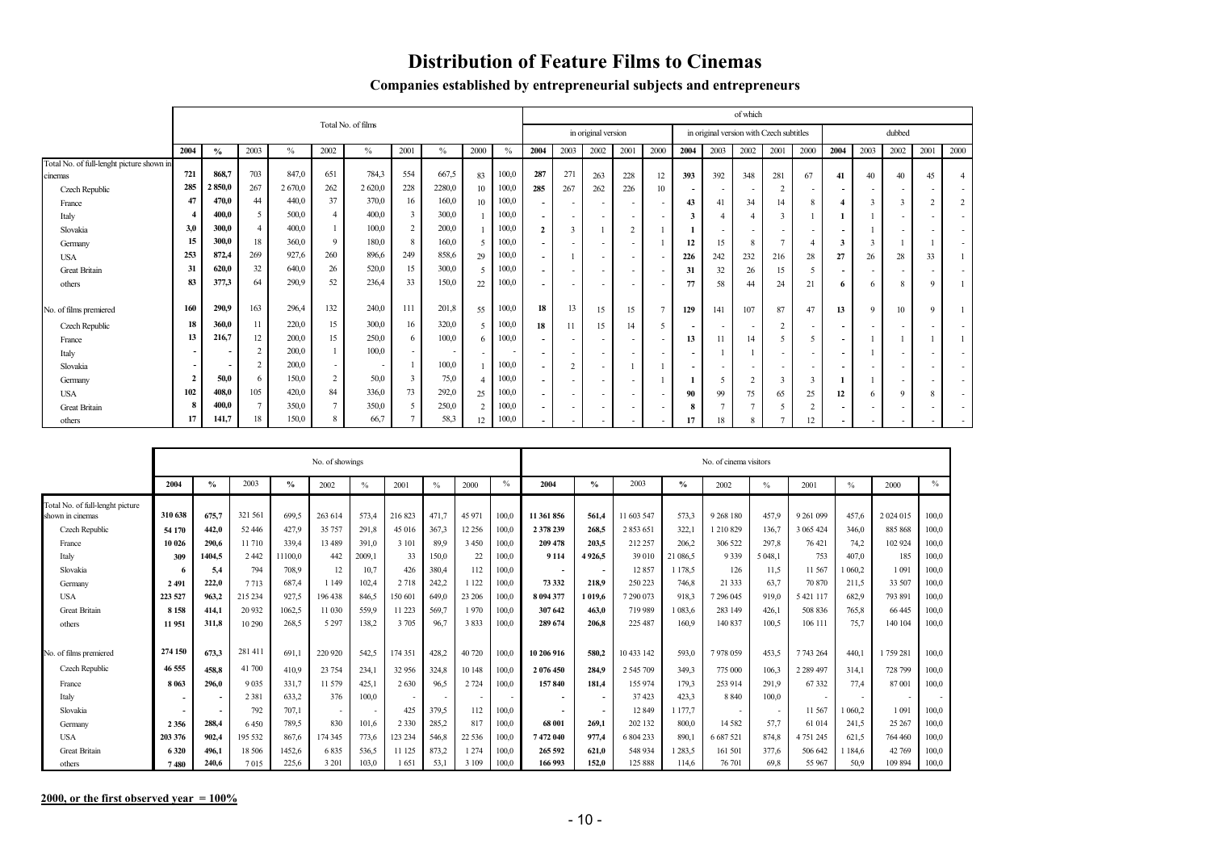# Distribution of Feature Films to Cinemas

## Companies established by entrepreneurial subjects and entrepreneurs

| | Total No. of films | | | | | | | | | | of which | | | | | | | | | | | | | | |
|---|---|---|---|---|---|---|---|---|---|---|---|---|---|---|---|---|---|---|---|---|---|---|---|---|---|
| | | | | | | | | | | | in original version | | | | | in original version with Czech subtitles | | | | | dubbed | | | | |
| | **2004** | **%** | 2003 | % | 2002 | % | 2001 | % | 2000 | % | **2004** | 2003 | 2002 | 2001 | 2000 | **2004** | 2003 | 2002 | 2001 | 2000 | **2004** | 2003 | 2002 | 2001 | 2000 |
| Total No. of full-lenght picture shown in cinemas | **721** | **868,7** | 703 | 847,0 | 651 | 784,3 | 554 | 667,5 | 83 | 100,0 | **287** | 271 | 263 | 228 | 12 | **393** | 392 | 348 | 281 | 67 | **41** | 40 | 40 | 45 | 4 |
| Czech Republic | **285** | **2 850,0** | 267 | 2 670,0 | 262 | 2 620,0 | 228 | 2280,0 | 10 | 100,0 | **285** | 267 | 262 | 226 | 10 | **-** | - | - | 2 | - | **-** | - | - | - | - |
| France | **47** | **470,0** | 44 | 440,0 | 37 | 370,0 | 16 | 160,0 | 10 | 100,0 | **-** | - | - | - | - | **43** | 41 | 34 | 14 | 8 | **4** | 3 | 3 | 2 | 2 |
| Italy | **4** | **400,0** | 5 | 500,0 | 4 | 400,0 | 3 | 300,0 | 1 | 100,0 | **-** | - | - | - | - | **3** | 4 | 4 | 3 | 1 | **1** | 1 | - | - | - |
| Slovakia | **3,0** | **300,0** | 4 | 400,0 | 1 | 100,0 | 2 | 200,0 | 1 | 100,0 | **2** | 3 | 1 | 2 | 1 | **1** | - | - | - | - | **-** | 1 | - | - | - |
| Germany | **15** | **300,0** | 18 | 360,0 | 9 | 180,0 | 8 | 160,0 | 5 | 100,0 | **-** | - | - | - | 1 | **12** | 15 | 8 | 7 | 4 | **3** | 3 | 1 | 1 | - |
| USA | **253** | **872,4** | 269 | 927,6 | 260 | 896,6 | 249 | 858,6 | 29 | 100,0 | **-** | 1 | - | - | - | **226** | 242 | 232 | 216 | 28 | **27** | 26 | 28 | 33 | 1 |
| Great Britain | **31** | **620,0** | 32 | 640,0 | 26 | 520,0 | 15 | 300,0 | 5 | 100,0 | **-** | - | - | - | - | **31** | 32 | 26 | 15 | 5 | **-** | - | - | - | - |
| others | **83** | **377,3** | 64 | 290,9 | 52 | 236,4 | 33 | 150,0 | 22 | 100,0 | **-** | - | - | - | - | **77** | 58 | 44 | 24 | 21 | **6** | 6 | 8 | 9 | 1 |
| No. of films premiered | **160** | **290,9** | 163 | 296,4 | 132 | 240,0 | 111 | 201,8 | 55 | 100,0 | **18** | 13 | 15 | 15 | 7 | **129** | 141 | 107 | 87 | 47 | **13** | 9 | 10 | 9 | 1 |
| Czech Republic | **18** | **360,0** | 11 | 220,0 | 15 | 300,0 | 16 | 320,0 | 5 | 100,0 | **18** | 11 | 15 | 14 | 5 | **-** | - | - | 2 | - | **-** | - | - | - | - |
| France | **13** | **216,7** | 12 | 200,0 | 15 | 250,0 | 6 | 100,0 | 6 | 100,0 | **-** | - | - | - | - | **13** | 11 | 14 | 5 | 5 | **-** | 1 | 1 | 1 | 1 |
| Italy | **-** | **-** | 2 | 200,0 | 1 | 100,0 | - | - | - | - | **-** | - | - | - | - | **-** | 1 | 1 | - | - | **-** | 1 | - | - | - |
| Slovakia | **-** | **-** | 2 | 200,0 | - | - | 1 | 100,0 | 1 | 100,0 | **-** | 2 | - | 1 | 1 | **-** | - | - | - | - | **-** | - | - | - | - |
| Germany | **2** | **50,0** | 6 | 150,0 | 2 | 50,0 | 3 | 75,0 | 4 | 100,0 | **-** | - | - | - | 1 | **1** | 5 | 2 | 3 | 3 | **1** | 1 | - | - | - |
| USA | **102** | **408,0** | 105 | 420,0 | 84 | 336,0 | 73 | 292,0 | 25 | 100,0 | **-** | - | - | - | - | **90** | 99 | 75 | 65 | 25 | **12** | 6 | 9 | 8 | - |
| Great Britain | **8** | **400,0** | 7 | 350,0 | 7 | 350,0 | 5 | 250,0 | 2 | 100,0 | **-** | - | - | - | - | **8** | 7 | 7 | 5 | 2 | **-** | - | - | - | - |
| others | **17** | **141,7** | 18 | 150,0 | 8 | 66,7 | 7 | 58,3 | 12 | 100,0 | **-** | - | - | - | - | **17** | 18 | 8 | 7 | 12 | **-** | - | - | - | - |

| | No. of showings | | | | | | | | | | No. of cinema visitors | | | | | | | | | |
|---|---|---|---|---|---|---|---|---|---|---|---|---|---|---|---|---|---|---|---|---|
| | **2004** | **%** | 2003 | **%** | 2002 | % | 2001 | % | 2000 | % | **2004** | **%** | 2003 | **%** | 2002 | % | 2001 | % | 2000 | % |
| Total No. of full-lenght picture shown in cinemas | **310 638** | **675,7** | 321 561 | 699,5 | 263 614 | 573,4 | 216 823 | 471,7 | 45 971 | 100,0 | **11 361 856** | **561,4** | 11 603 547 | 573,3 | 9 268 180 | 457,9 | 9 261 099 | 457,6 | 2 024 015 | 100,0 |
| Czech Republic | **54 170** | **442,0** | 52 446 | 427,9 | 35 757 | 291,8 | 45 016 | 367,3 | 12 256 | 100,0 | **2 378 239** | **268,5** | 2 853 651 | 322,1 | 1 210 829 | 136,7 | 3 065 424 | 346,0 | 885 868 | 100,0 |
| France | **10 026** | **290,6** | 11 710 | 339,4 | 13 489 | 391,0 | 3 101 | 89,9 | 3 450 | 100,0 | **209 478** | **203,5** | 212 257 | 206,2 | 306 522 | 297,8 | 76 421 | 74,2 | 102 924 | 100,0 |
| Italy | **309** | **1404,5** | 2 442 | 11100,0 | 442 | 2009,1 | 33 | 150,0 | 22 | 100,0 | **9 114** | **4 926,5** | 39 010 | 21 086,5 | 9 339 | 5 048,1 | 753 | 407,0 | 185 | 100,0 |
| Slovakia | **6** | **5,4** | 794 | 708,9 | 12 | 10,7 | 426 | 380,4 | 112 | 100,0 | **-** | **-** | 12 857 | 1 178,5 | 126 | 11,5 | 11 567 | 1 060,2 | 1 091 | 100,0 |
| Germany | **2 491** | **222,0** | 7 713 | 687,4 | 1 149 | 102,4 | 2 718 | 242,2 | 1 122 | 100,0 | **73 332** | **218,9** | 250 223 | 746,8 | 21 333 | 63,7 | 70 870 | 211,5 | 33 507 | 100,0 |
| USA | **223 527** | **963,2** | 215 234 | 927,5 | 196 438 | 846,5 | 150 601 | 649,0 | 23 206 | 100,0 | **8 094 377** | **1 019,6** | 7 290 073 | 918,3 | 7 296 045 | 919,0 | 5 421 117 | 682,9 | 793 891 | 100,0 |
| Great Britain | **8 158** | **414,1** | 20 932 | 1062,5 | 11 030 | 559,9 | 11 223 | 569,7 | 1 970 | 100,0 | **307 642** | **463,0** | 719 989 | 1 083,6 | 283 149 | 426,1 | 508 836 | 765,8 | 66 445 | 100,0 |
| others | **11 951** | **311,8** | 10 290 | 268,5 | 5 297 | 138,2 | 3 705 | 96,7 | 3 833 | 100,0 | **289 674** | **206,8** | 225 487 | 160,9 | 140 837 | 100,5 | 106 111 | 75,7 | 140 104 | 100,0 |
| No. of films premiered | **274 150** | **673,3** | 281 411 | 691,1 | 220 920 | 542,5 | 174 351 | 428,2 | 40 720 | 100,0 | **10 206 916** | **580,2** | 10 433 142 | 593,0 | 7 978 059 | 453,5 | 7 743 264 | 440,1 | 1 759 281 | 100,0 |
| Czech Republic | **46 555** | **458,8** | 41 700 | 410,9 | 23 754 | 234,1 | 32 956 | 324,8 | 10 148 | 100,0 | **2 076 450** | **284,9** | 2 545 709 | 349,3 | 775 000 | 106,3 | 2 289 497 | 314,1 | 728 799 | 100,0 |
| France | **8 063** | **296,0** | 9 035 | 331,7 | 11 579 | 425,1 | 2 630 | 96,5 | 2 724 | 100,0 | **157 840** | **181,4** | 155 974 | 179,3 | 253 914 | 291,9 | 67 332 | 77,4 | 87 001 | 100,0 |
| Italy | **-** | **-** | 2 381 | 633,2 | 376 | 100,0 | - | - | - | - | **-** | **-** | 37 423 | 423,3 | 8 840 | 100,0 | - | - | - | - |
| Slovakia | **-** | **-** | 792 | 707,1 | - | - | 425 | 379,5 | 112 | 100,0 | **-** | **-** | 12 849 | 1 177,7 | - | - | 11 567 | 1 060,2 | 1 091 | 100,0 |
| Germany | **2 356** | **288,4** | 6 450 | 789,5 | 830 | 101,6 | 2 330 | 285,2 | 817 | 100,0 | **68 001** | **269,1** | 202 132 | 800,0 | 14 582 | 57,7 | 61 014 | 241,5 | 25 267 | 100,0 |
| USA | **203 376** | **902,4** | 195 532 | 867,6 | 174 345 | 773,6 | 123 234 | 546,8 | 22 536 | 100,0 | **7 472 040** | **977,4** | 6 804 233 | 890,1 | 6 687 521 | 874,8 | 4 751 245 | 621,5 | 764 460 | 100,0 |
| Great Britain | **6 320** | **496,1** | 18 506 | 1452,6 | 6 835 | 536,5 | 11 125 | 873,2 | 1 274 | 100,0 | **265 592** | **621,0** | 548 934 | 1 283,5 | 161 501 | 377,6 | 506 642 | 1 184,6 | 42 769 | 100,0 |
| others | **7 480** | **240,6** | 7 015 | 225,6 | 3 201 | 103,0 | 1 651 | 53,1 | 3 109 | 100,0 | **166 993** | **152,0** | 125 888 | 114,6 | 76 701 | 69,8 | 55 967 | 50,9 | 109 894 | 100,0 |

**2000, or the first observed year = 100%**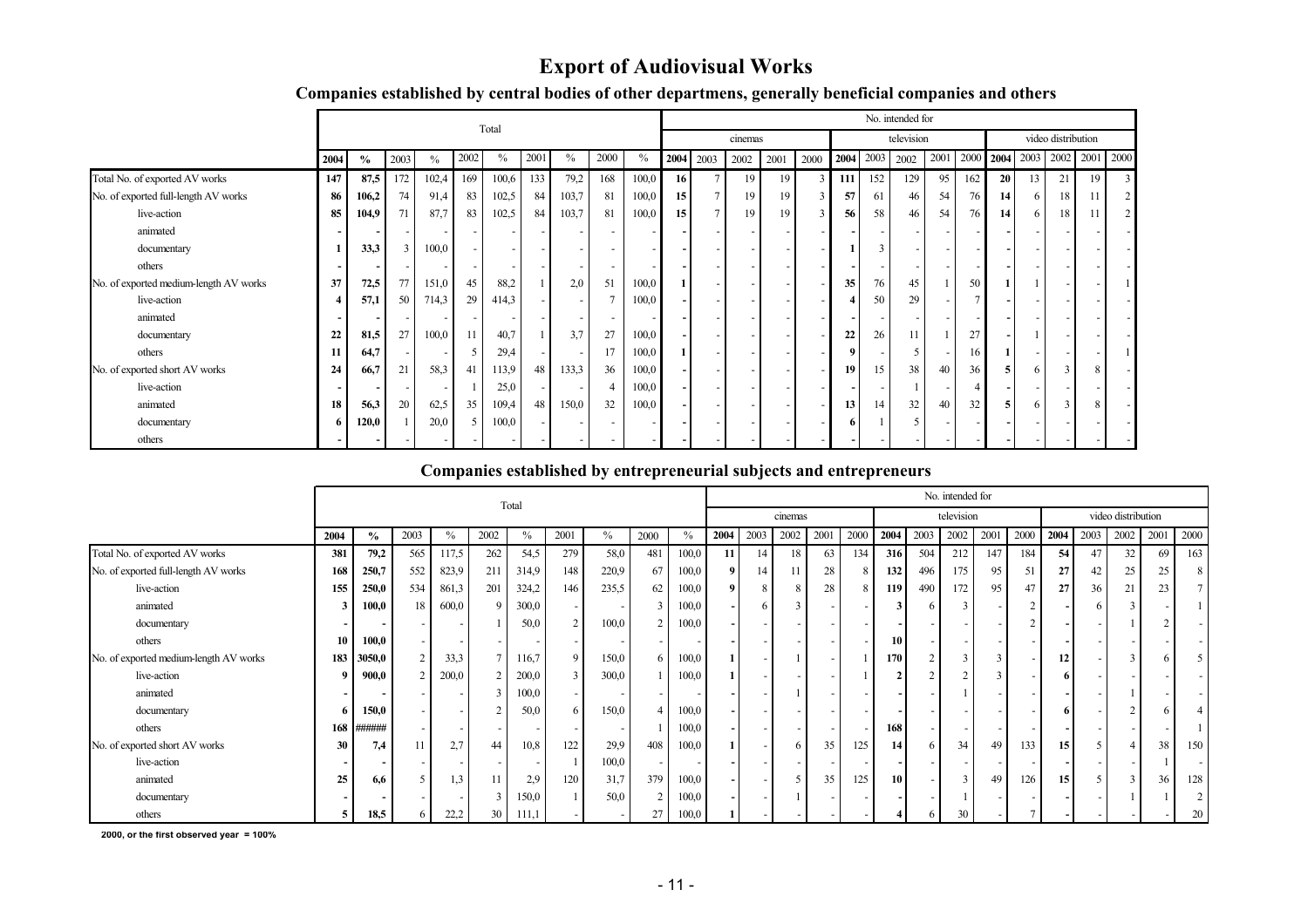# Export of Audiovisual Works

## Companies established by central bodies of other departmens, generally beneficial companies and others

| | Total | | | | | | | | | | No. intended for | | | | | | | | | | | | | | |
|---|---|---|---|---|---|---|---|---|---|---|---|---|---|---|---|---|---|---|---|---|---|---|---|---|---|
| | | | | | | | | | | | cinemas | | | | | television | | | | | video distribution | | | | |
| | 2004 | % | 2003 | % | 2002 | % | 2001 | % | 2000 | % | 2004 | 2003 | 2002 | 2001 | 2000 | 2004 | 2003 | 2002 | 2001 | 2000 | 2004 | 2003 | 2002 | 2001 | 2000 |
| Total No. of exported AV works | **147** | **87,5** | 172 | 102,4 | 169 | 100,6 | 133 | 79,2 | 168 | 100,0 | **16** | 7 | 19 | 19 | 3 | **111** | 152 | 129 | 95 | 162 | **20** | 13 | 21 | 19 | 3 |
| No. of exported full-length AV works | **86** | **106,2** | 74 | 91,4 | 83 | 102,5 | 84 | 103,7 | 81 | 100,0 | **15** | 7 | 19 | 19 | 3 | **57** | 61 | 46 | 54 | 76 | **14** | 6 | 18 | 11 | 2 |
| live-action | **85** | **104,9** | 71 | 87,7 | 83 | 102,5 | 84 | 103,7 | 81 | 100,0 | **15** | 7 | 19 | 19 | 3 | **56** | 58 | 46 | 54 | 76 | **14** | 6 | 18 | 11 | 2 |
| animated | **-** | **-** | - | - | - | - | - | - | - | - | **-** | - | - | - | - | **-** | - | - | - | - | **-** | - | - | - | - |
| documentary | **1** | **33,3** | 3 | 100,0 | - | - | - | - | - | - | **-** | - | - | - | - | **1** | 3 | - | - | - | **-** | - | - | - | - |
| others | **-** | **-** | - | - | - | - | - | - | - | - | **-** | - | - | - | - | **-** | - | - | - | - | **-** | - | - | - | - |
| No. of exported medium-length AV works | **37** | **72,5** | 77 | 151,0 | 45 | 88,2 | 1 | 2,0 | 51 | 100,0 | **1** | - | - | - | - | **35** | 76 | 45 | 1 | 50 | **1** | 1 | - | - | 1 |
| live-action | **4** | **57,1** | 50 | 714,3 | 29 | 414,3 | - | - | 7 | 100,0 | **-** | - | - | - | - | **4** | 50 | 29 | - | 7 | **-** | - | - | - | - |
| animated | **-** | **-** | - | - | - | - | - | - | - | - | **-** | - | - | - | - | **-** | - | - | - | - | **-** | - | - | - | - |
| documentary | **22** | **81,5** | 27 | 100,0 | 11 | 40,7 | 1 | 3,7 | 27 | 100,0 | **-** | - | - | - | - | **22** | 26 | 11 | 1 | 27 | **-** | 1 | - | - | - |
| others | **11** | **64,7** | - | - | 5 | 29,4 | - | - | 17 | 100,0 | **1** | - | - | - | - | **9** | - | 5 | - | 16 | **1** | - | - | - | 1 |
| No. of exported short AV works | **24** | **66,7** | 21 | 58,3 | 41 | 113,9 | 48 | 133,3 | 36 | 100,0 | **-** | - | - | - | - | **19** | 15 | 38 | 40 | 36 | **5** | 6 | 3 | 8 | - |
| live-action | **-** | **-** | - | - | 1 | 25,0 | - | - | 4 | 100,0 | **-** | - | - | - | - | **-** | - | 1 | - | 4 | **-** | - | - | - | - |
| animated | **18** | **56,3** | 20 | 62,5 | 35 | 109,4 | 48 | 150,0 | 32 | 100,0 | **-** | - | - | - | - | **13** | 14 | 32 | 40 | 32 | **5** | 6 | 3 | 8 | - |
| documentary | **6** | **120,0** | 1 | 20,0 | 5 | 100,0 | - | - | - | - | **-** | - | - | - | - | **6** | 1 | 5 | - | - | **-** | - | - | - | - |
| others | **-** | **-** | - | - | - | - | - | - | - | - | **-** | - | - | - | - | **-** | - | - | - | - | **-** | - | - | - | - |

## Companies established by entrepreneurial subjects and entrepreneurs

| | Total | | | | | | | | | | No. intended for | | | | | | | | | | | | | | |
|---|---|---|---|---|---|---|---|---|---|---|---|---|---|---|---|---|---|---|---|---|---|---|---|---|---|
| | | | | | | | | | | | cinemas | | | | | television | | | | | video distribution | | | | |
| | 2004 | % | 2003 | % | 2002 | % | 2001 | % | 2000 | % | 2004 | 2003 | 2002 | 2001 | 2000 | 2004 | 2003 | 2002 | 2001 | 2000 | 2004 | 2003 | 2002 | 2001 | 2000 |
| Total No. of exported AV works | **381** | **79,2** | 565 | 117,5 | 262 | 54,5 | 279 | 58,0 | 481 | 100,0 | **11** | 14 | 18 | 63 | 134 | **316** | 504 | 212 | 147 | 184 | **54** | 47 | 32 | 69 | 163 |
| No. of exported full-length AV works | **168** | **250,7** | 552 | 823,9 | 211 | 314,9 | 148 | 220,9 | 67 | 100,0 | **9** | 14 | 11 | 28 | 8 | **132** | 496 | 175 | 95 | 51 | **27** | 42 | 25 | 25 | 8 |
| live-action | **155** | **250,0** | 534 | 861,3 | 201 | 324,2 | 146 | 235,5 | 62 | 100,0 | **9** | 8 | 8 | 28 | 8 | **119** | 490 | 172 | 95 | 47 | **27** | 36 | 21 | 23 | 7 |
| animated | **3** | **100,0** | 18 | 600,0 | 9 | 300,0 | - | - | 3 | 100,0 | **-** | 6 | 3 | - | - | **3** | 6 | 3 | - | 2 | **-** | 6 | 3 | - | 1 |
| documentary | **-** | **-** | - | - | 1 | 50,0 | 2 | 100,0 | 2 | 100,0 | **-** | - | - | - | - | **-** | - | - | - | 2 | **-** | - | 1 | 2 | - |
| others | **10** | **100,0** | - | - | - | - | - | - | - | - | **-** | - | - | - | - | **10** | - | - | - | - | **-** | - | - | - | - |
| No. of exported medium-length AV works | **183** | **3050,0** | 2 | 33,3 | 7 | 116,7 | 9 | 150,0 | 6 | 100,0 | **1** | - | 1 | - | 1 | **170** | 2 | 3 | 3 | - | **12** | - | 3 | 6 | 5 |
| live-action | **9** | **900,0** | 2 | 200,0 | 2 | 200,0 | 3 | 300,0 | 1 | 100,0 | **1** | - | - | - | 1 | **2** | 2 | 2 | 3 | - | **6** | - | - | - | - |
| animated | **-** | **-** | - | - | 3 | 100,0 | - | - | - | - | **-** | - | 1 | - | - | **-** | - | 1 | - | - | **-** | - | 1 | - | - |
| documentary | **6** | **150,0** | - | - | 2 | 50,0 | 6 | 150,0 | 4 | 100,0 | **-** | - | - | - | - | **-** | - | - | - | - | **6** | - | 2 | 6 | 4 |
| others | **168** | **######** | - | - | - | - | - | - | 1 | 100,0 | **-** | - | - | - | - | **168** | - | - | - | - | **-** | - | - | - | 1 |
| No. of exported short AV works | **30** | **7,4** | 11 | 2,7 | 44 | 10,8 | 122 | 29,9 | 408 | 100,0 | **1** | - | 6 | 35 | 125 | **14** | 6 | 34 | 49 | 133 | **15** | 5 | 4 | 38 | 150 |
| live-action | **-** | **-** | - | - | - | - | 1 | 100,0 | - | - | **-** | - | - | - | - | **-** | - | - | - | - | **-** | - | - | 1 | - |
| animated | **25** | **6,6** | 5 | 1,3 | 11 | 2,9 | 120 | 31,7 | 379 | 100,0 | **-** | - | 5 | 35 | 125 | **10** | - | 3 | 49 | 126 | **15** | 5 | 3 | 36 | 128 |
| documentary | **-** | **-** | - | - | 3 | 150,0 | 1 | 50,0 | 2 | 100,0 | **-** | - | 1 | - | - | **-** | - | 1 | - | - | **-** | - | 1 | 1 | 2 |
| others | **5** | **18,5** | 6 | 22,2 | 30 | 111,1 | - | - | 27 | 100,0 | **1** | - | - | - | - | **4** | 6 | 30 | - | 7 | **-** | - | - | - | 20 |

**2000, or the first observed year = 100%**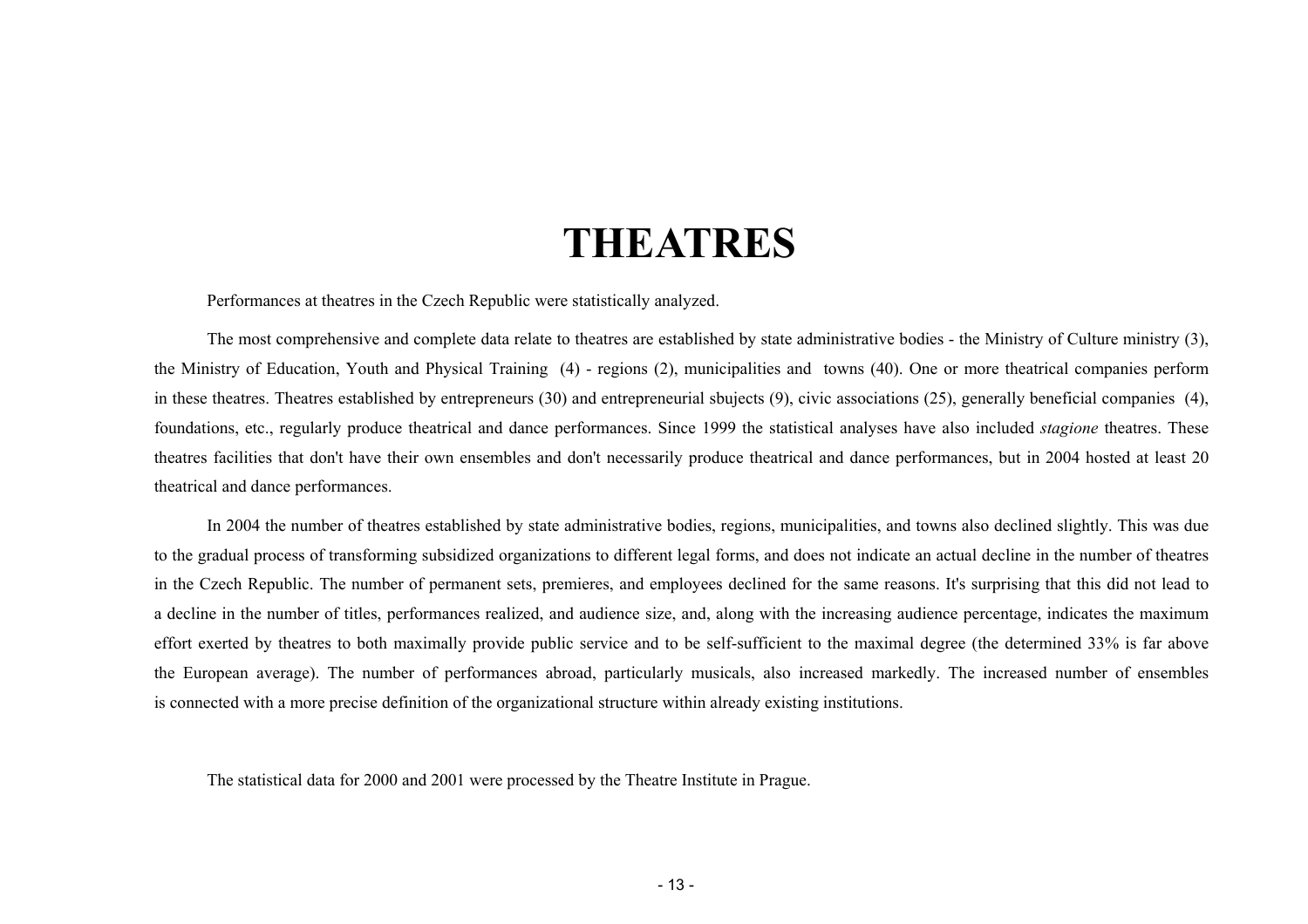# THEATRES

Performances at theatres in the Czech Republic were statistically analyzed.

The most comprehensive and complete data relate to theatres are established by state administrative bodies - the Ministry of Culture ministry (3), the Ministry of Education, Youth and Physical Training (4) - regions (2), municipalities and towns (40). One or more theatrical companies perform in these theatres. Theatres established by entrepreneurs (30) and entrepreneurial sbujects (9), civic associations (25), generally beneficial companies (4), foundations, etc., regularly produce theatrical and dance performances. Since 1999 the statistical analyses have also included *stagione* theatres. These theatres facilities that don't have their own ensembles and don't necessarily produce theatrical and dance performances, but in 2004 hosted at least 20 theatrical and dance performances.

In 2004 the number of theatres established by state administrative bodies, regions, municipalities, and towns also declined slightly. This was due to the gradual process of transforming subsidized organizations to different legal forms, and does not indicate an actual decline in the number of theatres in the Czech Republic. The number of permanent sets, premieres, and employees declined for the same reasons. It's surprising that this did not lead to a decline in the number of titles, performances realized, and audience size, and, along with the increasing audience percentage, indicates the maximum effort exerted by theatres to both maximally provide public service and to be self-sufficient to the maximal degree (the determined 33% is far above the European average). The number of performances abroad, particularly musicals, also increased markedly. The increased number of ensembles is connected with a more precise definition of the organizational structure within already existing institutions.

The statistical data for 2000 and 2001 were processed by the Theatre Institute in Prague.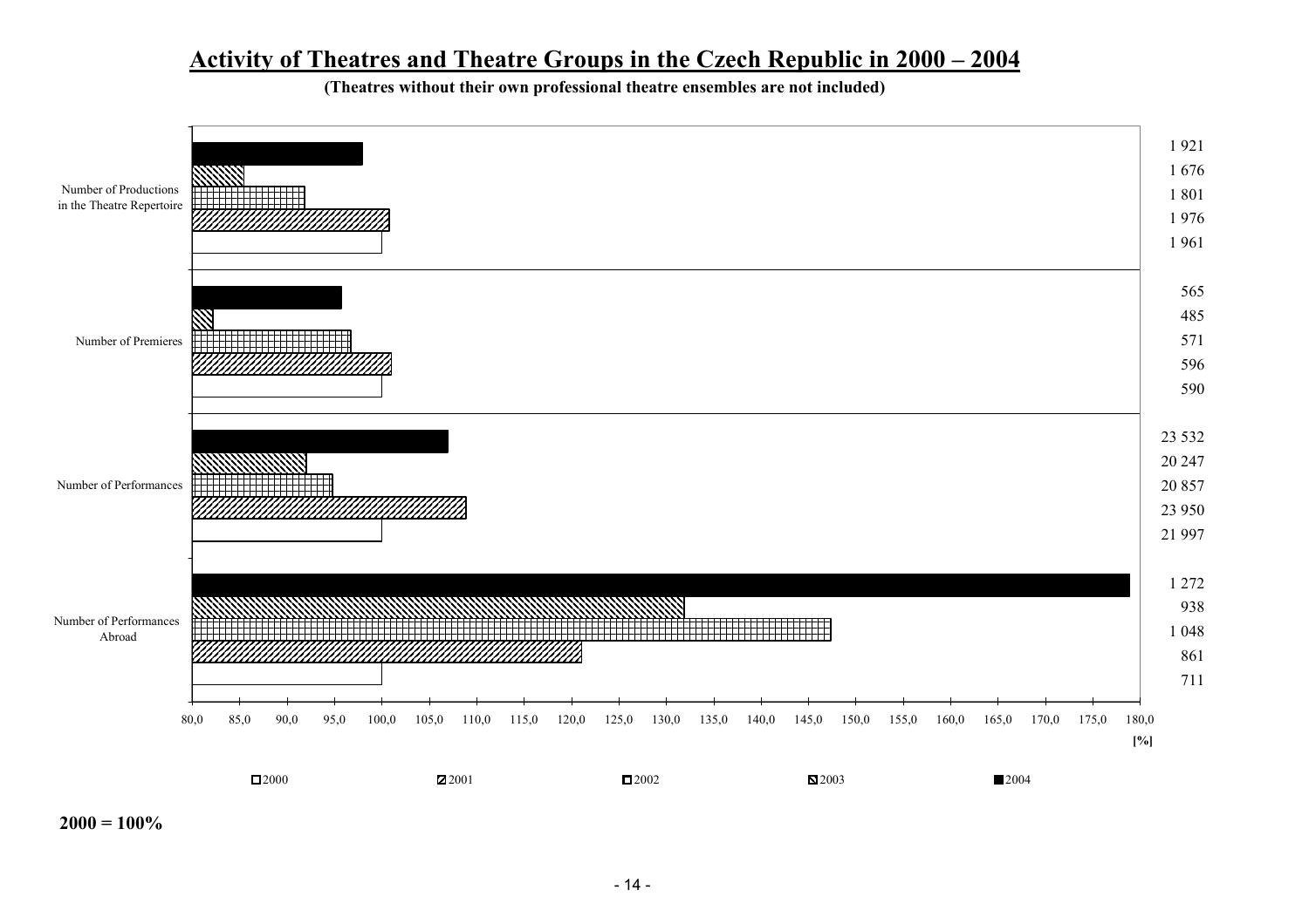# Activity of Theatres and Theatre Groups in the Czech Republic in 2000 – 2004

**(Theatres without their own professional theatre ensembles are not included)**

| | 2000 | 2001 | 2002 | 2003 | 2004 |
|---|---|---|---|---|---|
| Number of Productions in the Theatre Repertoire | 1 961 | 1 976 | 1 801 | 1 676 | 1 921 |
| Number of Premieres | 590 | 596 | 571 | 485 | 565 |
| Number of Performances | 21 997 | 23 950 | 20 857 | 20 247 | 23 532 |
| Number of Performances Abroad | 711 | 861 | 1 048 | 938 | 1 272 |

[%]

80,0 85,0 90,0 95,0 100,0 105,0 110,0 115,0 120,0 125,0 130,0 135,0 140,0 145,0 150,0 155,0 160,0 165,0 170,0 175,0 180,0

2000 2001 2002 2003 2004

**2000 = 100%**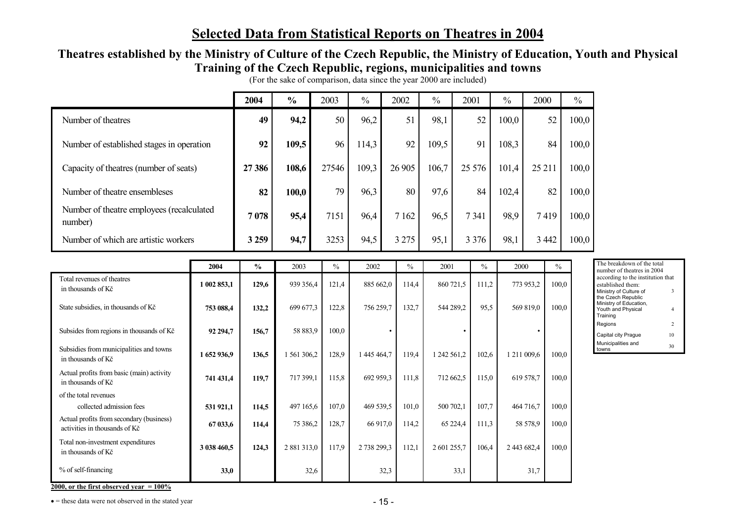# Selected Data from Statistical Reports on Theatres in 2004

## Theatres established by the Ministry of Culture of the Czech Republic, the Ministry of Education, Youth and Physical Training of the Czech Republic, regions, municipalities and towns

(For the sake of comparison, data since the year 2000 are included)

| | **2004** | **%** | 2003 | % | 2002 | % | 2001 | % | 2000 | % |
|---|---|---|---|---|---|---|---|---|---|---|
| Number of theatres | **49** | **94,2** | 50 | 96,2 | 51 | 98,1 | 52 | 100,0 | 52 | 100,0 |
| Number of established stages in operation | **92** | **109,5** | 96 | 114,3 | 92 | 109,5 | 91 | 108,3 | 84 | 100,0 |
| Capacity of theatres (number of seats) | **27 386** | **108,6** | 27546 | 109,3 | 26 905 | 106,7 | 25 576 | 101,4 | 25 211 | 100,0 |
| Number of theatre ensembleses | **82** | **100,0** | 79 | 96,3 | 80 | 97,6 | 84 | 102,4 | 82 | 100,0 |
| Number of theatre employees (recalculated number) | **7 078** | **95,4** | 7151 | 96,4 | 7 162 | 96,5 | 7 341 | 98,9 | 7 419 | 100,0 |
| Number of which are artistic workers | **3 259** | **94,7** | 3253 | 94,5 | 3 275 | 95,1 | 3 376 | 98,1 | 3 442 | 100,0 |

| | **2004** | **%** | 2003 | % | 2002 | % | 2001 | % | 2000 | % |
|---|---|---|---|---|---|---|---|---|---|---|
| Total revenues of theatres in thousands of Kč | **1 002 853,1** | **129,6** | 939 356,4 | 121,4 | 885 662,0 | 114,4 | 860 721,5 | 111,2 | 773 953,2 | 100,0 |
| State subsidies, in thousands of Kč | **753 088,4** | **132,2** | 699 677,3 | 122,8 | 756 259,7 | 132,7 | 544 289,2 | 95,5 | 569 819,0 | 100,0 |
| Subsides from regions in thousands of Kč | **92 294,7** | **156,7** | 58 883,9 | 100,0 | • | | • | | • | |
| Subsidies from municipalities and towns in thousands of Kč | **1 652 936,9** | **136,5** | 1 561 306,2 | 128,9 | 1 445 464,7 | 119,4 | 1 242 561,2 | 102,6 | 1 211 009,6 | 100,0 |
| Actual profits from basic (main) activity in thousands of Kč | **741 431,4** | **119,7** | 717 399,1 | 115,8 | 692 959,3 | 111,8 | 712 662,5 | 115,0 | 619 578,7 | 100,0 |
| of the total revenues collected admission fees | **531 921,1** | **114,5** | 497 165,6 | 107,0 | 469 539,5 | 101,0 | 500 702,1 | 107,7 | 464 716,7 | 100,0 |
| Actual profits from secondary (business) activities in thousands of Kč | **67 033,6** | **114,4** | 75 386,2 | 128,7 | 66 917,0 | 114,2 | 65 224,4 | 111,3 | 58 578,9 | 100,0 |
| Total non-investment expenditures in thousands of Kč | **3 038 460,5** | **124,3** | 2 881 313,0 | 117,9 | 2 738 299,3 | 112,1 | 2 601 255,7 | 106,4 | 2 443 682,4 | 100,0 |
| % of self-financing | **33,0** | | 32,6 | | 32,3 | | 33,1 | | 31,7 | |

**2000, or the first observed year = 100%**

The breakdown of the total number of theatres in 2004 according to the institution that established them:

| | |
|---|---|
| Ministry of Culture of the Czech Republic | 3 |
| Ministry of Education, Youth and Physical Training | 4 |
| Regions | 2 |
| Capital city Prague | 10 |
| Municipalities and towns | 30 |

• = these data were not observed in the stated year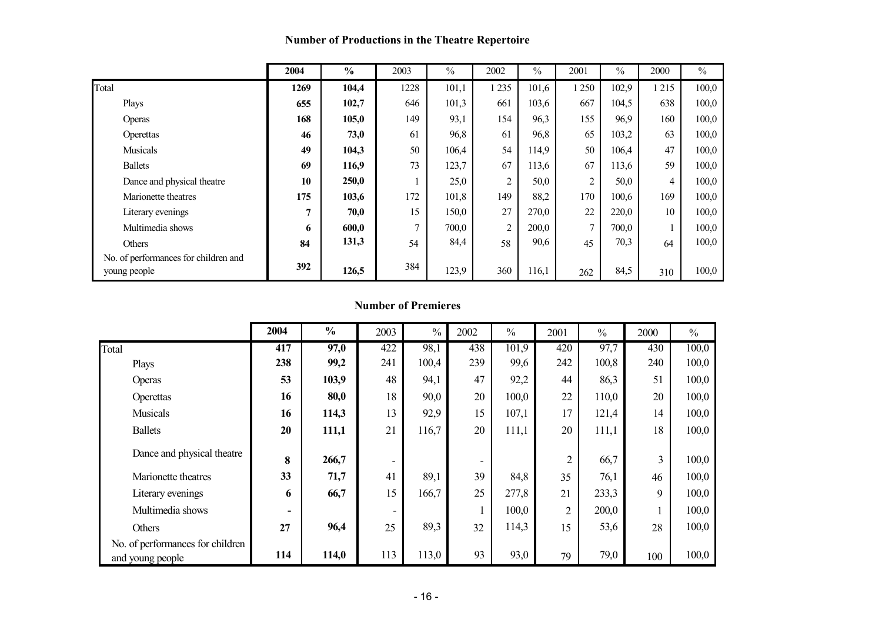## Number of Productions in the Theatre Repertoire

| | **2004** | **%** | 2003 | % | 2002 | % | 2001 | % | 2000 | % |
|---|---|---|---|---|---|---|---|---|---|---|
| Total | **1269** | **104,4** | 1228 | 101,1 | 1 235 | 101,6 | 1 250 | 102,9 | 1 215 | 100,0 |
| Plays | **655** | **102,7** | 646 | 101,3 | 661 | 103,6 | 667 | 104,5 | 638 | 100,0 |
| Operas | **168** | **105,0** | 149 | 93,1 | 154 | 96,3 | 155 | 96,9 | 160 | 100,0 |
| Operettas | **46** | **73,0** | 61 | 96,8 | 61 | 96,8 | 65 | 103,2 | 63 | 100,0 |
| Musicals | **49** | **104,3** | 50 | 106,4 | 54 | 114,9 | 50 | 106,4 | 47 | 100,0 |
| Ballets | **69** | **116,9** | 73 | 123,7 | 67 | 113,6 | 67 | 113,6 | 59 | 100,0 |
| Dance and physical theatre | **10** | **250,0** | 1 | 25,0 | 2 | 50,0 | 2 | 50,0 | 4 | 100,0 |
| Marionette theatres | **175** | **103,6** | 172 | 101,8 | 149 | 88,2 | 170 | 100,6 | 169 | 100,0 |
| Literary evenings | **7** | **70,0** | 15 | 150,0 | 27 | 270,0 | 22 | 220,0 | 10 | 100,0 |
| Multimedia shows | **6** | **600,0** | 7 | 700,0 | 2 | 200,0 | 7 | 700,0 | 1 | 100,0 |
| Others | **84** | **131,3** | 54 | 84,4 | 58 | 90,6 | 45 | 70,3 | 64 | 100,0 |
| No. of performances for children and young people | **392** | **126,5** | 384 | 123,9 | 360 | 116,1 | 262 | 84,5 | 310 | 100,0 |

## Number of Premieres

| | **2004** | **%** | 2003 | % | 2002 | % | 2001 | % | 2000 | % |
|---|---|---|---|---|---|---|---|---|---|---|
| Total | **417** | **97,0** | 422 | 98,1 | 438 | 101,9 | 420 | 97,7 | 430 | 100,0 |
| Plays | **238** | **99,2** | 241 | 100,4 | 239 | 99,6 | 242 | 100,8 | 240 | 100,0 |
| Operas | **53** | **103,9** | 48 | 94,1 | 47 | 92,2 | 44 | 86,3 | 51 | 100,0 |
| Operettas | **16** | **80,0** | 18 | 90,0 | 20 | 100,0 | 22 | 110,0 | 20 | 100,0 |
| Musicals | **16** | **114,3** | 13 | 92,9 | 15 | 107,1 | 17 | 121,4 | 14 | 100,0 |
| Ballets | **20** | **111,1** | 21 | 116,7 | 20 | 111,1 | 20 | 111,1 | 18 | 100,0 |
| Dance and physical theatre | **8** | **266,7** | - | | - | | 2 | 66,7 | 3 | 100,0 |
| Marionette theatres | **33** | **71,7** | 41 | 89,1 | 39 | 84,8 | 35 | 76,1 | 46 | 100,0 |
| Literary evenings | **6** | **66,7** | 15 | 166,7 | 25 | 277,8 | 21 | 233,3 | 9 | 100,0 |
| Multimedia shows | **-** | | - | | 1 | 100,0 | 2 | 200,0 | 1 | 100,0 |
| Others | **27** | **96,4** | 25 | 89,3 | 32 | 114,3 | 15 | 53,6 | 28 | 100,0 |
| No. of performances for children and young people | **114** | **114,0** | 113 | 113,0 | 93 | 93,0 | 79 | 79,0 | 100 | 100,0 |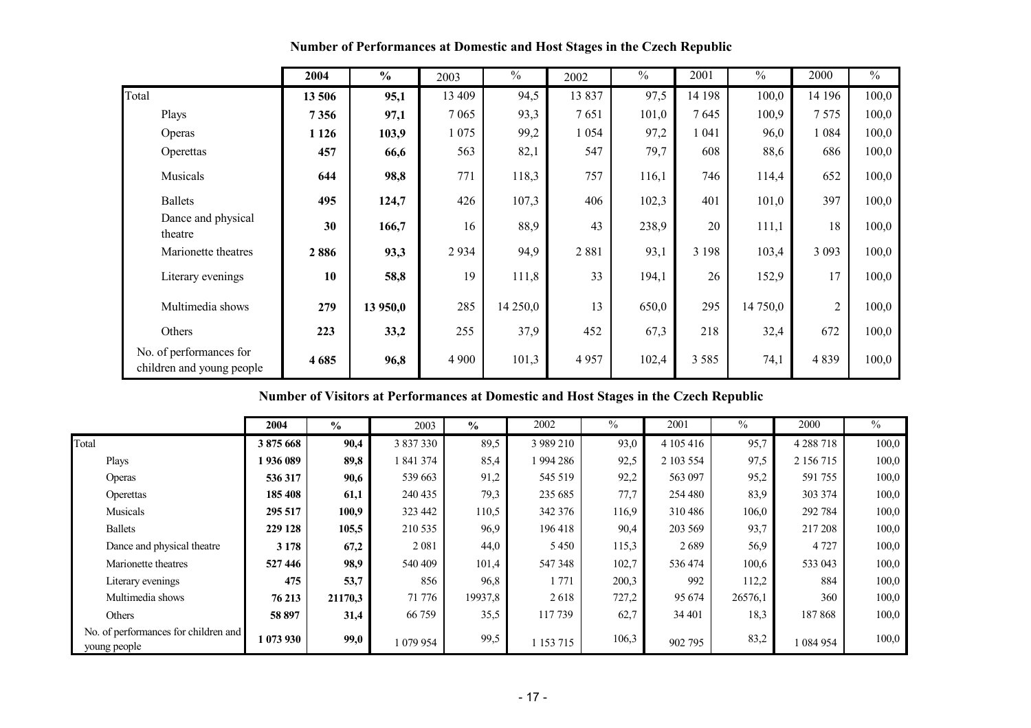## Number of Performances at Domestic and Host Stages in the Czech Republic

| | 2004 | % | 2003 | % | 2002 | % | 2001 | % | 2000 | % |
|---|---|---|---|---|---|---|---|---|---|---|
| Total | **13 506** | **95,1** | 13 409 | 94,5 | 13 837 | 97,5 | 14 198 | 100,0 | 14 196 | 100,0 |
| Plays | **7 356** | **97,1** | 7 065 | 93,3 | 7 651 | 101,0 | 7 645 | 100,9 | 7 575 | 100,0 |
| Operas | **1 126** | **103,9** | 1 075 | 99,2 | 1 054 | 97,2 | 1 041 | 96,0 | 1 084 | 100,0 |
| Operettas | **457** | **66,6** | 563 | 82,1 | 547 | 79,7 | 608 | 88,6 | 686 | 100,0 |
| Musicals | **644** | **98,8** | 771 | 118,3 | 757 | 116,1 | 746 | 114,4 | 652 | 100,0 |
| Ballets | **495** | **124,7** | 426 | 107,3 | 406 | 102,3 | 401 | 101,0 | 397 | 100,0 |
| Dance and physical theatre | **30** | **166,7** | 16 | 88,9 | 43 | 238,9 | 20 | 111,1 | 18 | 100,0 |
| Marionette theatres | **2 886** | **93,3** | 2 934 | 94,9 | 2 881 | 93,1 | 3 198 | 103,4 | 3 093 | 100,0 |
| Literary evenings | **10** | **58,8** | 19 | 111,8 | 33 | 194,1 | 26 | 152,9 | 17 | 100,0 |
| Multimedia shows | **279** | **13 950,0** | 285 | 14 250,0 | 13 | 650,0 | 295 | 14 750,0 | 2 | 100,0 |
| Others | **223** | **33,2** | 255 | 37,9 | 452 | 67,3 | 218 | 32,4 | 672 | 100,0 |
| No. of performances for children and young people | **4 685** | **96,8** | 4 900 | 101,3 | 4 957 | 102,4 | 3 585 | 74,1 | 4 839 | 100,0 |

## Number of Visitors at Performances at Domestic and Host Stages in the Czech Republic

| | 2004 | % | 2003 | % | 2002 | % | 2001 | % | 2000 | % |
|---|---|---|---|---|---|---|---|---|---|---|
| Total | **3 875 668** | **90,4** | 3 837 330 | 89,5 | 3 989 210 | 93,0 | 4 105 416 | 95,7 | 4 288 718 | 100,0 |
| Plays | **1 936 089** | **89,8** | 1 841 374 | 85,4 | 1 994 286 | 92,5 | 2 103 554 | 97,5 | 2 156 715 | 100,0 |
| Operas | **536 317** | **90,6** | 539 663 | 91,2 | 545 519 | 92,2 | 563 097 | 95,2 | 591 755 | 100,0 |
| Operettas | **185 408** | **61,1** | 240 435 | 79,3 | 235 685 | 77,7 | 254 480 | 83,9 | 303 374 | 100,0 |
| Musicals | **295 517** | **100,9** | 323 442 | 110,5 | 342 376 | 116,9 | 310 486 | 106,0 | 292 784 | 100,0 |
| Ballets | **229 128** | **105,5** | 210 535 | 96,9 | 196 418 | 90,4 | 203 569 | 93,7 | 217 208 | 100,0 |
| Dance and physical theatre | **3 178** | **67,2** | 2 081 | 44,0 | 5 450 | 115,3 | 2 689 | 56,9 | 4 727 | 100,0 |
| Marionette theatres | **527 446** | **98,9** | 540 409 | 101,4 | 547 348 | 102,7 | 536 474 | 100,6 | 533 043 | 100,0 |
| Literary evenings | **475** | **53,7** | 856 | 96,8 | 1 771 | 200,3 | 992 | 112,2 | 884 | 100,0 |
| Multimedia shows | **76 213** | **21170,3** | 71 776 | 19937,8 | 2 618 | 727,2 | 95 674 | 26576,1 | 360 | 100,0 |
| Others | **58 897** | **31,4** | 66 759 | 35,5 | 117 739 | 62,7 | 34 401 | 18,3 | 187 868 | 100,0 |
| No. of performances for children and young people | **1 073 930** | **99,0** | 1 079 954 | 99,5 | 1 153 715 | 106,3 | 902 795 | 83,2 | 1 084 954 | 100,0 |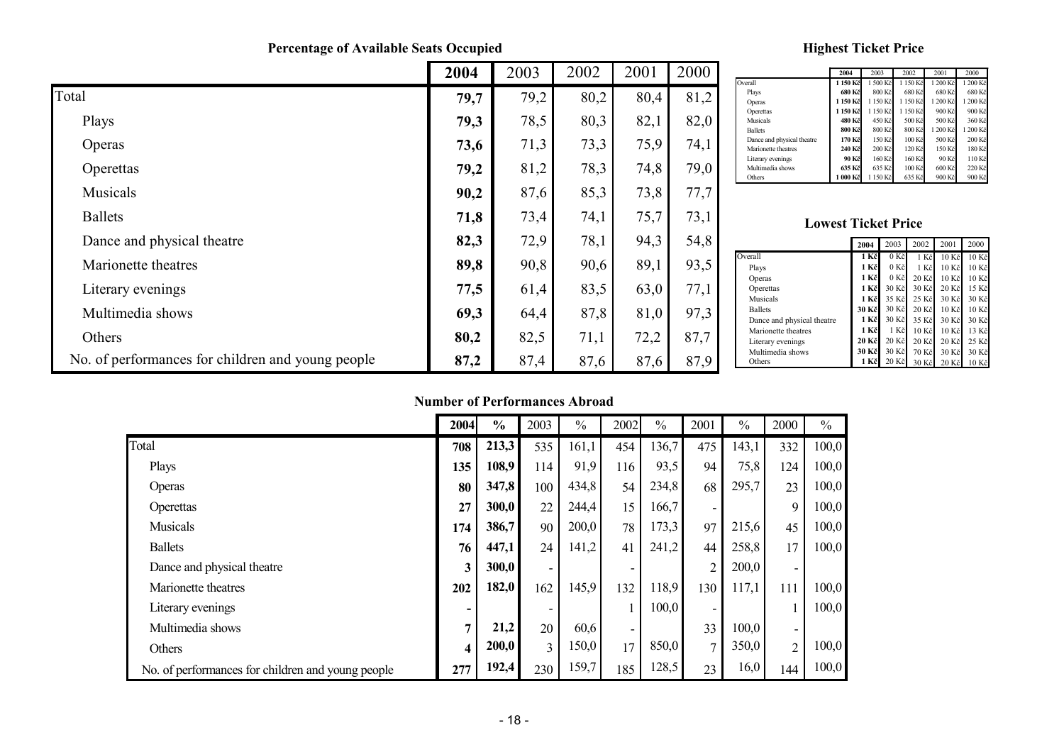### Percentage of Available Seats Occupied

| | 2004 | 2003 | 2002 | 2001 | 2000 |
|---|---|---|---|---|---|
| Total | **79,7** | 79,2 | 80,2 | 80,4 | 81,2 |
| Plays | **79,3** | 78,5 | 80,3 | 82,1 | 82,0 |
| Operas | **73,6** | 71,3 | 73,3 | 75,9 | 74,1 |
| Operettas | **79,2** | 81,2 | 78,3 | 74,8 | 79,0 |
| Musicals | **90,2** | 87,6 | 85,3 | 73,8 | 77,7 |
| Ballets | **71,8** | 73,4 | 74,1 | 75,7 | 73,1 |
| Dance and physical theatre | **82,3** | 72,9 | 78,1 | 94,3 | 54,8 |
| Marionette theatres | **89,8** | 90,8 | 90,6 | 89,1 | 93,5 |
| Literary evenings | **77,5** | 61,4 | 83,5 | 63,0 | 77,1 |
| Multimedia shows | **69,3** | 64,4 | 87,8 | 81,0 | 97,3 |
| Others | **80,2** | 82,5 | 71,1 | 72,2 | 87,7 |
| No. of performances for children and young people | **87,2** | 87,4 | 87,6 | 87,6 | 87,9 |

### Highest Ticket Price

| | 2004 | 2003 | 2002 | 2001 | 2000 |
|---|---|---|---|---|---|
| Overall | **1 150 Kč** | 1 500 Kč | 1 150 Kč | 1 200 Kč | 1 200 Kč |
| Plays | **680 Kč** | 800 Kč | 680 Kč | 680 Kč | 680 Kč |
| Operas | **1 150 Kč** | 1 150 Kč | 1 150 Kč | 1 200 Kč | 1 200 Kč |
| Operettas | **1 150 Kč** | 1 150 Kč | 1 150 Kč | 900 Kč | 900 Kč |
| Musicals | **480 Kč** | 450 Kč | 500 Kč | 500 Kč | 360 Kč |
| Ballets | **800 Kč** | 800 Kč | 800 Kč | 1 200 Kč | 1 200 Kč |
| Dance and physical theatre | **170 Kč** | 150 Kč | 100 Kč | 500 Kč | 200 Kč |
| Marionette theatres | **240 Kč** | 200 Kč | 120 Kč | 150 Kč | 180 Kč |
| Literary evenings | **90 Kč** | 160 Kč | 160 Kč | 90 Kč | 110 Kč |
| Multimedia shows | **635 Kč** | 635 Kč | 100 Kč | 600 Kč | 220 Kč |
| Others | **1 000 Kč** | 1 150 Kč | 635 Kč | 900 Kč | 900 Kč |

### Lowest Ticket Price

| | 2004 | 2003 | 2002 | 2001 | 2000 |
|---|---|---|---|---|---|
| Overall | **1 Kč** | 0 Kč | 1 Kč | 10 Kč | 10 Kč |
| Plays | **1 Kč** | 0 Kč | 1 Kč | 10 Kč | 10 Kč |
| Operas | **1 Kč** | 0 Kč | 20 Kč | 10 Kč | 10 Kč |
| Operettas | **1 Kč** | 30 Kč | 30 Kč | 20 Kč | 15 Kč |
| Musicals | **1 Kč** | 35 Kč | 25 Kč | 30 Kč | 30 Kč |
| Ballets | **30 Kč** | 30 Kč | 20 Kč | 10 Kč | 10 Kč |
| Dance and physical theatre | **1 Kč** | 30 Kč | 35 Kč | 30 Kč | 30 Kč |
| Marionette theatres | **1 Kč** | 1 Kč | 10 Kč | 10 Kč | 13 Kč |
| Literary evenings | **20 Kč** | 20 Kč | 20 Kč | 20 Kč | 25 Kč |
| Multimedia shows | **30 Kč** | 30 Kč | 70 Kč | 30 Kč | 30 Kč |
| Others | **1 Kč** | 20 Kč | 30 Kč | 20 Kč | 10 Kč |

### Number of Performances Abroad

| | 2004 | % | 2003 | % | 2002 | % | 2001 | % | 2000 | % |
|---|---|---|---|---|---|---|---|---|---|---|
| Total | **708** | **213,3** | 535 | 161,1 | 454 | 136,7 | 475 | 143,1 | 332 | 100,0 |
| Plays | **135** | **108,9** | 114 | 91,9 | 116 | 93,5 | 94 | 75,8 | 124 | 100,0 |
| Operas | **80** | **347,8** | 100 | 434,8 | 54 | 234,8 | 68 | 295,7 | 23 | 100,0 |
| Operettas | **27** | **300,0** | 22 | 244,4 | 15 | 166,7 | - | | 9 | 100,0 |
| Musicals | **174** | **386,7** | 90 | 200,0 | 78 | 173,3 | 97 | 215,6 | 45 | 100,0 |
| Ballets | **76** | **447,1** | 24 | 141,2 | 41 | 241,2 | 44 | 258,8 | 17 | 100,0 |
| Dance and physical theatre | **3** | **300,0** | - | | - | | 2 | 200,0 | - | |
| Marionette theatres | **202** | **182,0** | 162 | 145,9 | 132 | 118,9 | 130 | 117,1 | 111 | 100,0 |
| Literary evenings | **-** | | - | | 1 | 100,0 | - | | 1 | 100,0 |
| Multimedia shows | **7** | **21,2** | 20 | 60,6 | - | | 33 | 100,0 | - | |
| Others | **4** | **200,0** | 3 | 150,0 | 17 | 850,0 | 7 | 350,0 | 2 | 100,0 |
| No. of performances for children and young people | **277** | **192,4** | 230 | 159,7 | 185 | 128,5 | 23 | 16,0 | 144 | 100,0 |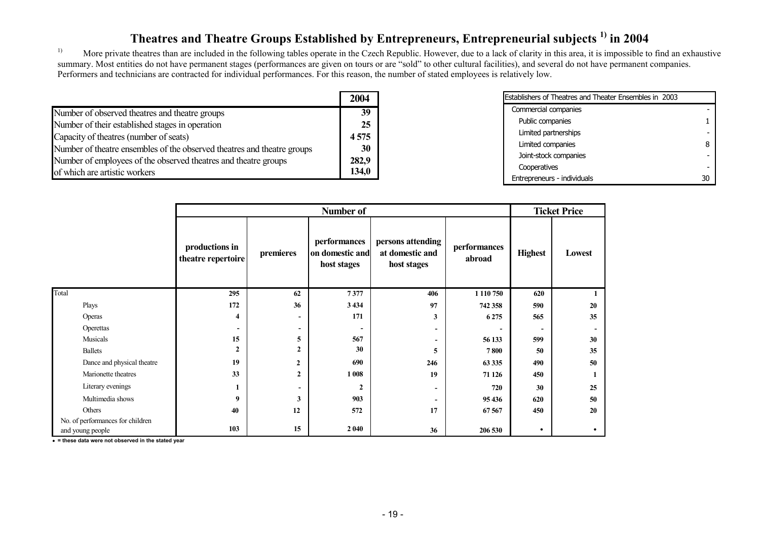# Theatres and Theatre Groups Established by Entrepreneurs, Entrepreneurial subjects [1] in 2004

[1] More private theatres than are included in the following tables operate in the Czech Republic. However, due to a lack of clarity in this area, it is impossible to find an exhaustive summary. Most entities do not have permanent stages (performances are given on tours or are "sold" to other cultural facilities), and several do not have permanent companies. Performers and technicians are contracted for individual performances. For this reason, the number of stated employees is relatively low.

| | 2004 |
|---|---|
| Number of observed theatres and theatre groups | 39 |
| Number of their established stages in operation | 25 |
| Capacity of theatres (number of seats) | 4 575 |
| Number of theatre ensembles of the observed theatres and theatre groups | 30 |
| Number of employees of the observed theatres and theatre groups | 282,9 |
| of which are artistic workers | 134,0 |

| Establishers of Theatres and Theater Ensembles in 2003 | |
|---|---|
| Commercial companies | - |
| Public companies | 1 |
| Limited partnerships | - |
| Limited companies | 8 |
| Joint-stock companies | - |
| Cooperatives | - |
| Entrepreneurs - individuals | 30 |

| | Number of | | | | | Ticket Price | |
|---|---|---|---|---|---|---|---|
| | productions in theatre repertoire | premieres | performances on domestic and host stages | persons attending at domestic and host stages | performances abroad | Highest | Lowest |
| Total | 295 | 62 | 7 377 | 406 | 1 110 750 | 620 | 1 |
| Plays | 172 | 36 | 3 434 | 97 | 742 358 | 590 | 20 |
| Operas | 4 | - | 171 | 3 | 6 275 | 565 | 35 |
| Operettas | - | - | - | - | - | - | - |
| Musicals | 15 | 5 | 567 | - | 56 133 | 599 | 30 |
| Ballets | 2 | 2 | 30 | 5 | 7 800 | 50 | 35 |
| Dance and physical theatre | 19 | 2 | 690 | 246 | 63 335 | 490 | 50 |
| Marionette theatres | 33 | 2 | 1 008 | 19 | 71 126 | 450 | 1 |
| Literary evenings | 1 | - | 2 | - | 720 | 30 | 25 |
| Multimedia shows | 9 | 3 | 903 | - | 95 436 | 620 | 50 |
| Others | 40 | 12 | 572 | 17 | 67 567 | 450 | 20 |
| No. of performances for children and young people | 103 | 15 | 2 040 | 36 | 206 530 | • | • |

• = these data were not observed in the stated year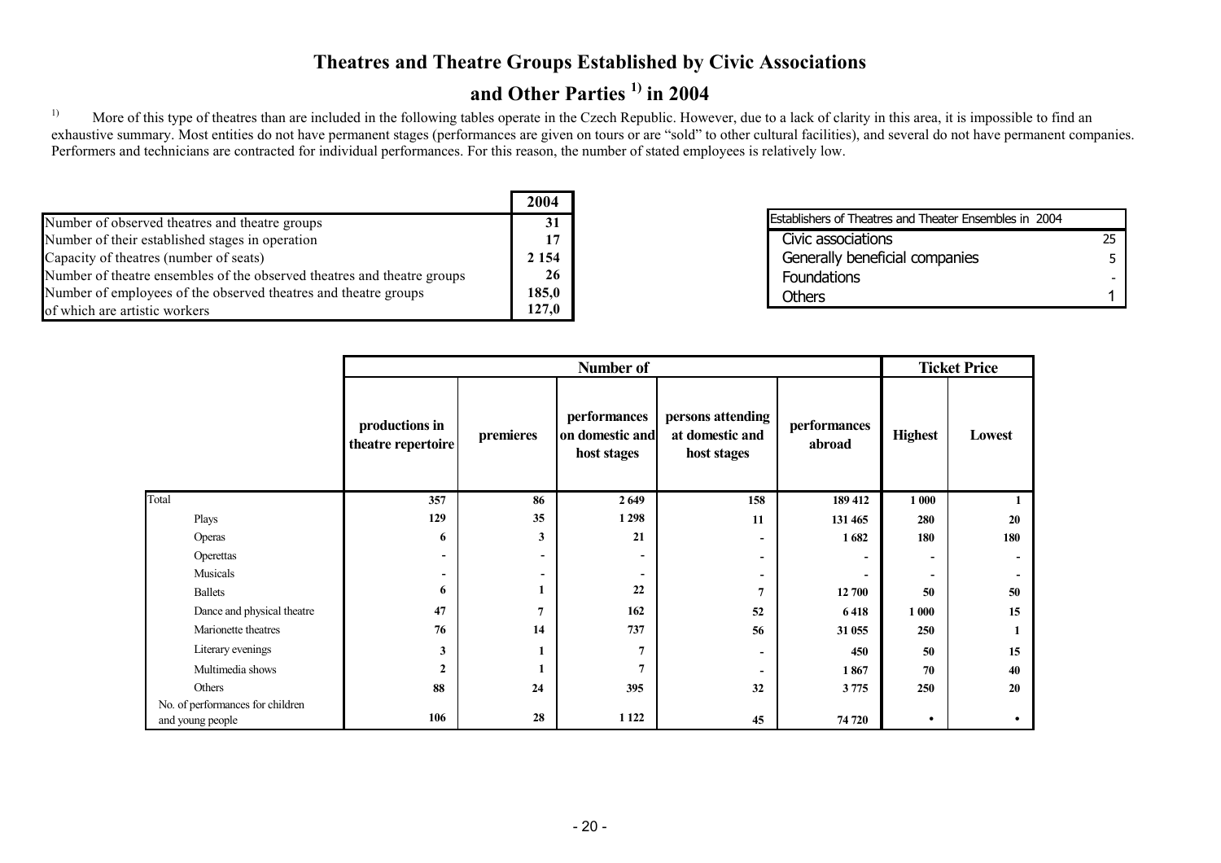# Theatres and Theatre Groups Established by Civic Associations and Other Parties [1] in 2004

[1] More of this type of theatres than are included in the following tables operate in the Czech Republic. However, due to a lack of clarity in this area, it is impossible to find an exhaustive summary. Most entities do not have permanent stages (performances are given on tours or are "sold" to other cultural facilities), and several do not have permanent companies. Performers and technicians are contracted for individual performances. For this reason, the number of stated employees is relatively low.

| | 2004 |
|---|---|
| Number of observed theatres and theatre groups | 31 |
| Number of their established stages in operation | 17 |
| Capacity of theatres (number of seats) | 2 154 |
| Number of theatre ensembles of the observed theatres and theatre groups | 26 |
| Number of employees of the observed theatres and theatre groups | 185,0 |
| of which are artistic workers | 127,0 |

| Establishers of Theatres and Theater Ensembles in 2004 | |
|---|---|
| Civic associations | 25 |
| Generally beneficial companies | 5 |
| Foundations | - |
| Others | 1 |

| | Number of | | | | | Ticket Price | |
|---|---|---|---|---|---|---|---|
| | productions in theatre repertoire | premieres | performances on domestic and host stages | persons attending at domestic and host stages | performances abroad | Highest | Lowest |
| Total | 357 | 86 | 2 649 | 158 | 189 412 | 1 000 | 1 |
| Plays | 129 | 35 | 1 298 | 11 | 131 465 | 280 | 20 |
| Operas | 6 | 3 | 21 | - | 1 682 | 180 | 180 |
| Operettas | - | - | - | - | - | - | - |
| Musicals | - | - | - | - | - | - | - |
| Ballets | 6 | 1 | 22 | 7 | 12 700 | 50 | 50 |
| Dance and physical theatre | 47 | 7 | 162 | 52 | 6 418 | 1 000 | 15 |
| Marionette theatres | 76 | 14 | 737 | 56 | 31 055 | 250 | 1 |
| Literary evenings | 3 | 1 | 7 | - | 450 | 50 | 15 |
| Multimedia shows | 2 | 1 | 7 | - | 1 867 | 70 | 40 |
| Others | 88 | 24 | 395 | 32 | 3 775 | 250 | 20 |
| No. of performances for children and young people | 106 | 28 | 1 122 | 45 | 74 720 | • | • |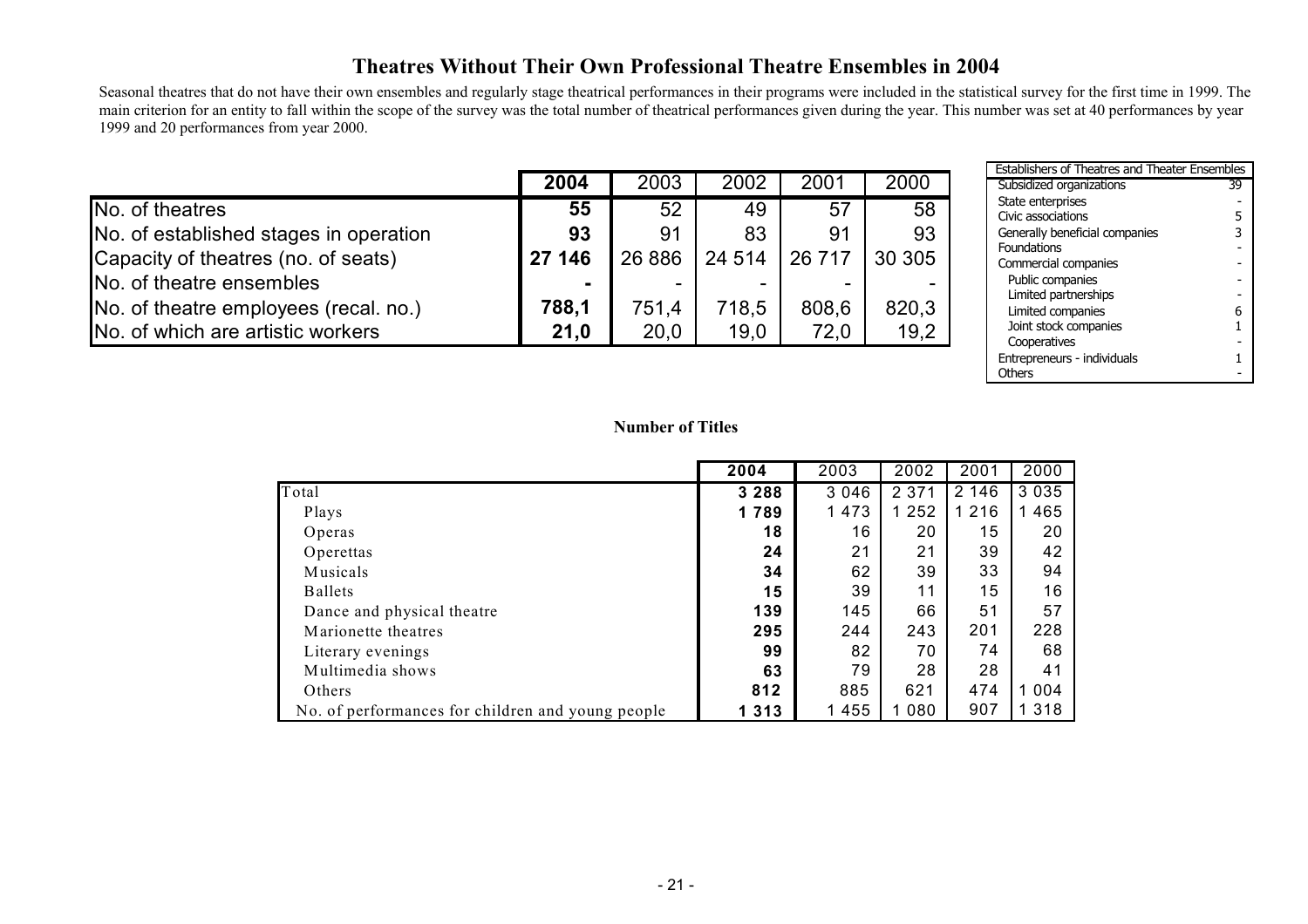# Theatres Without Their Own Professional Theatre Ensembles in 2004

Seasonal theatres that do not have their own ensembles and regularly stage theatrical performances in their programs were included in the statistical survey for the first time in 1999. The main criterion for an entity to fall within the scope of the survey was the total number of theatrical performances given during the year. This number was set at 40 performances by year 1999 and 20 performances from year 2000.

| | **2004** | 2003 | 2002 | 2001 | 2000 |
|---|---|---|---|---|---|
| No. of theatres | **55** | 52 | 49 | 57 | 58 |
| No. of established stages in operation | **93** | 91 | 83 | 91 | 93 |
| Capacity of theatres (no. of seats) | **27 146** | 26 886 | 24 514 | 26 717 | 30 305 |
| No. of theatre ensembles | **-** | - | - | - | - |
| No. of theatre employees (recal. no.) | **788,1** | 751,4 | 718,5 | 808,6 | 820,3 |
| No. of which are artistic workers | **21,0** | 20,0 | 19,0 | 72,0 | 19,2 |

| Establishers of Theatres and Theater Ensembles | |
|---|---|
| Subsidized organizations | 39 |
| State enterprises | - |
| Civic associations | 5 |
| Generally beneficial companies | 3 |
| Foundations | - |
| Commercial companies | - |
| Public companies | - |
| Limited partnerships | - |
| Limited companies | 6 |
| Joint stock companies | 1 |
| Cooperatives | - |
| Entrepreneurs - individuals | 1 |
| Others | - |

**Number of Titles**

| | **2004** | 2003 | 2002 | 2001 | 2000 |
|---|---|---|---|---|---|
| Total | **3 288** | 3 046 | 2 371 | 2 146 | 3 035 |
| Plays | **1 789** | 1 473 | 1 252 | 1 216 | 1 465 |
| Operas | **18** | 16 | 20 | 15 | 20 |
| Operettas | **24** | 21 | 21 | 39 | 42 |
| Musicals | **34** | 62 | 39 | 33 | 94 |
| Ballets | **15** | 39 | 11 | 15 | 16 |
| Dance and physical theatre | **139** | 145 | 66 | 51 | 57 |
| Marionette theatres | **295** | 244 | 243 | 201 | 228 |
| Literary evenings | **99** | 82 | 70 | 74 | 68 |
| Multimedia shows | **63** | 79 | 28 | 28 | 41 |
| Others | **812** | 885 | 621 | 474 | 1 004 |
| No. of performances for children and young people | **1 313** | 1 455 | 1 080 | 907 | 1 318 |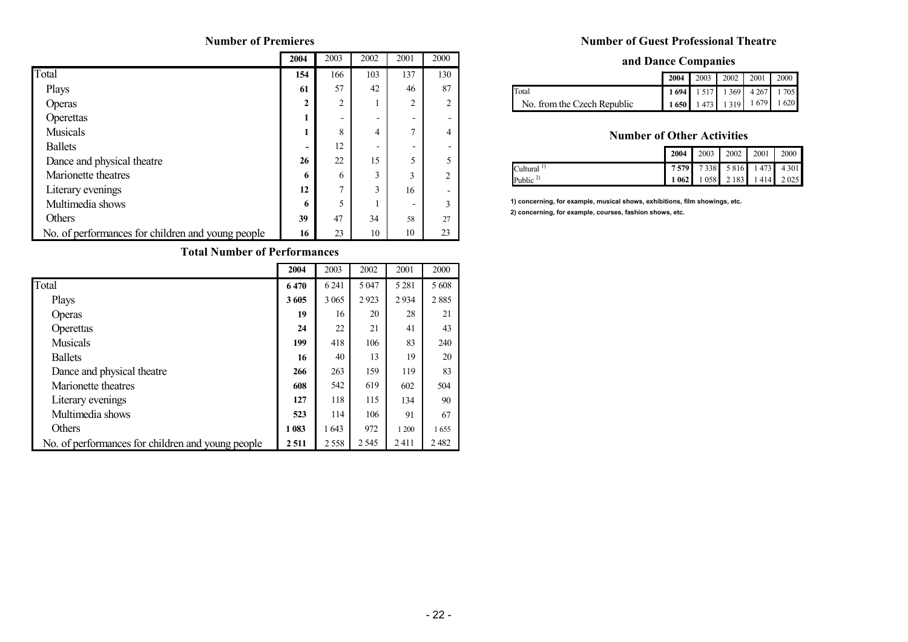## Number of Premieres

| | 2004 | 2003 | 2002 | 2001 | 2000 |
|---|---|---|---|---|---|
| Total | **154** | 166 | 103 | 137 | 130 |
| Plays | **61** | 57 | 42 | 46 | 87 |
| Operas | **2** | 2 | 1 | 2 | 2 |
| Operettas | **1** | - | - | - | - |
| Musicals | **1** | 8 | 4 | 7 | 4 |
| Ballets | **-** | 12 | - | - | - |
| Dance and physical theatre | **26** | 22 | 15 | 5 | 5 |
| Marionette theatres | **6** | 6 | 3 | 3 | 2 |
| Literary evenings | **12** | 7 | 3 | 16 | - |
| Multimedia shows | **6** | 5 | 1 | - | 3 |
| Others | **39** | 47 | 34 | 58 | 27 |
| No. of performances for children and young people | **16** | 23 | 10 | 10 | 23 |

## Total Number of Performances

| | 2004 | 2003 | 2002 | 2001 | 2000 |
|---|---|---|---|---|---|
| Total | **6 470** | 6 241 | 5 047 | 5 281 | 5 608 |
| Plays | **3 605** | 3 065 | 2 923 | 2 934 | 2 885 |
| Operas | **19** | 16 | 20 | 28 | 21 |
| Operettas | **24** | 22 | 21 | 41 | 43 |
| Musicals | **199** | 418 | 106 | 83 | 240 |
| Ballets | **16** | 40 | 13 | 19 | 20 |
| Dance and physical theatre | **266** | 263 | 159 | 119 | 83 |
| Marionette theatres | **608** | 542 | 619 | 602 | 504 |
| Literary evenings | **127** | 118 | 115 | 134 | 90 |
| Multimedia shows | **523** | 114 | 106 | 91 | 67 |
| Others | **1 083** | 1 643 | 972 | 1 200 | 1 655 |
| No. of performances for children and young people | **2 511** | 2 558 | 2 545 | 2 411 | 2 482 |

## Number of Guest Professional Theatre and Dance Companies

| | 2004 | 2003 | 2002 | 2001 | 2000 |
|---|---|---|---|---|---|
| Total | **1 694** | 1 517 | 1 369 | 4 267 | 1 705 |
| No. from the Czech Republic | **1 650** | 1 473 | 1 319 | 1 679 | 1 620 |

## Number of Other Activities

| | 2004 | 2003 | 2002 | 2001 | 2000 |
|---|---|---|---|---|---|
| Cultural [1)] | **7 579** | 7 338 | 5 816 | 1 473 | 4 301 |
| Public [2)] | **1 062** | 1 058 | 2 183 | 1 414 | 2 025 |

**1) concerning, for example, musical shows, exhibitions, film showings, etc.**

**2) concerning, for example, courses, fashion shows, etc.**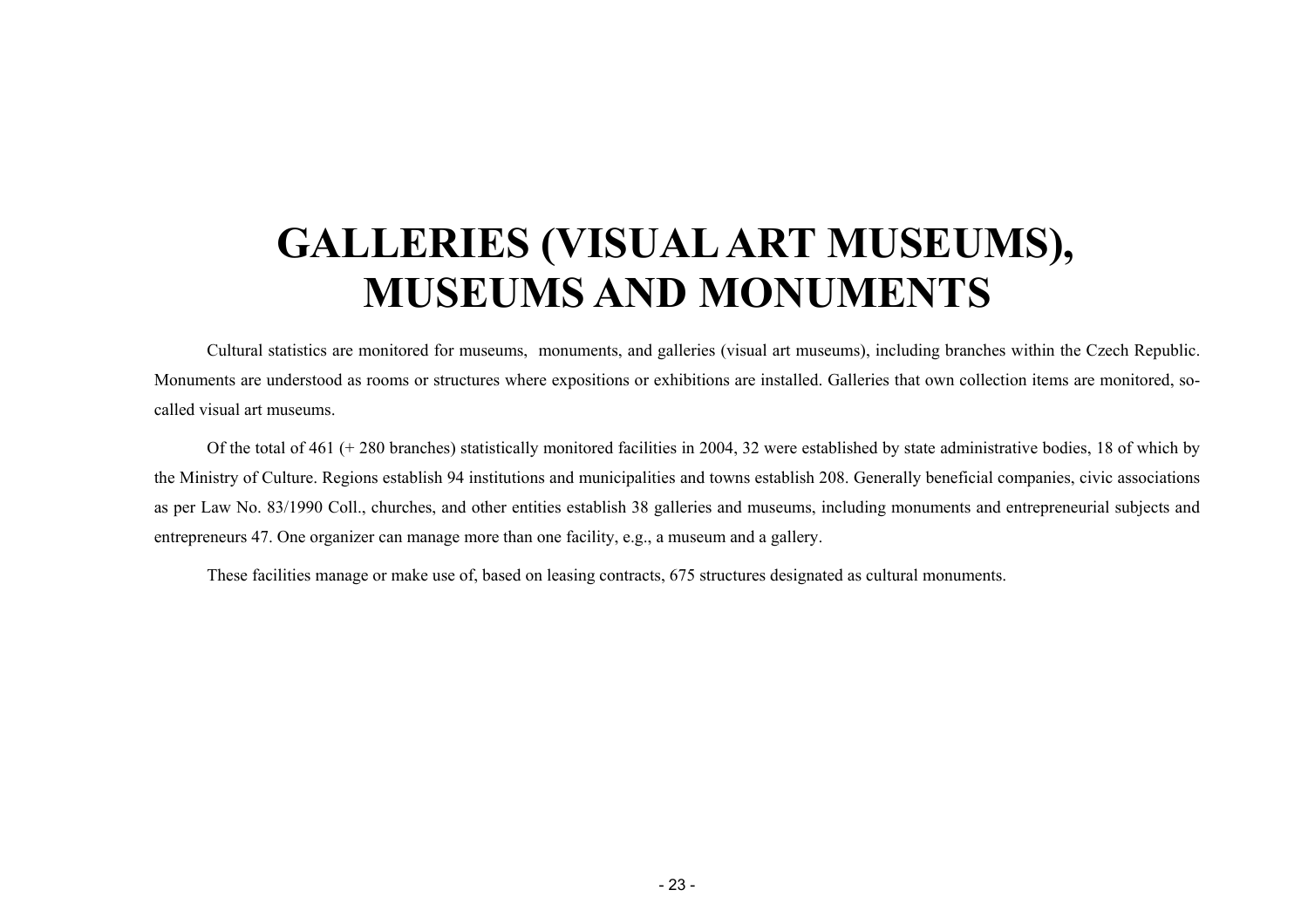# GALLERIES (VISUAL ART MUSEUMS), MUSEUMS AND MONUMENTS

Cultural statistics are monitored for museums, monuments, and galleries (visual art museums), including branches within the Czech Republic. Monuments are understood as rooms or structures where expositions or exhibitions are installed. Galleries that own collection items are monitored, so-called visual art museums.

Of the total of 461 (+ 280 branches) statistically monitored facilities in 2004, 32 were established by state administrative bodies, 18 of which by the Ministry of Culture. Regions establish 94 institutions and municipalities and towns establish 208. Generally beneficial companies, civic associations as per Law No. 83/1990 Coll., churches, and other entities establish 38 galleries and museums, including monuments and entrepreneurial subjects and entrepreneurs 47. One organizer can manage more than one facility, e.g., a museum and a gallery.

These facilities manage or make use of, based on leasing contracts, 675 structures designated as cultural monuments.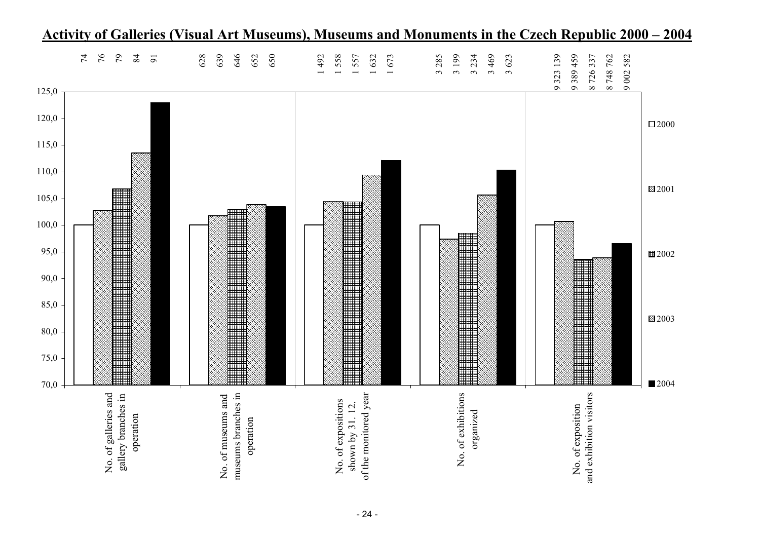# Activity of Galleries (Visual Art Museums), Museums and Monuments in the Czech Republic 2000 – 2004

| | 2000 | 2001 | 2002 | 2003 | 2004 |
|---|---|---|---|---|---|
| No. of galleries and gallery branches in operation | 74 | 76 | 79 | 84 | 91 |
| No. of museums and museums branches in operation | 628 | 639 | 646 | 652 | 650 |
| No. of expositions shown by 31. 12. of the monitored year | 1 492 | 1 558 | 1 557 | 1 632 | 1 673 |
| No. of exhibitions organized | 3 285 | 3 199 | 3 234 | 3 469 | 3 623 |
| No. of exposition and exhibition visitors | 9 323 139 | 9 389 459 | 8 726 337 | 8 748 762 | 9 002 582 |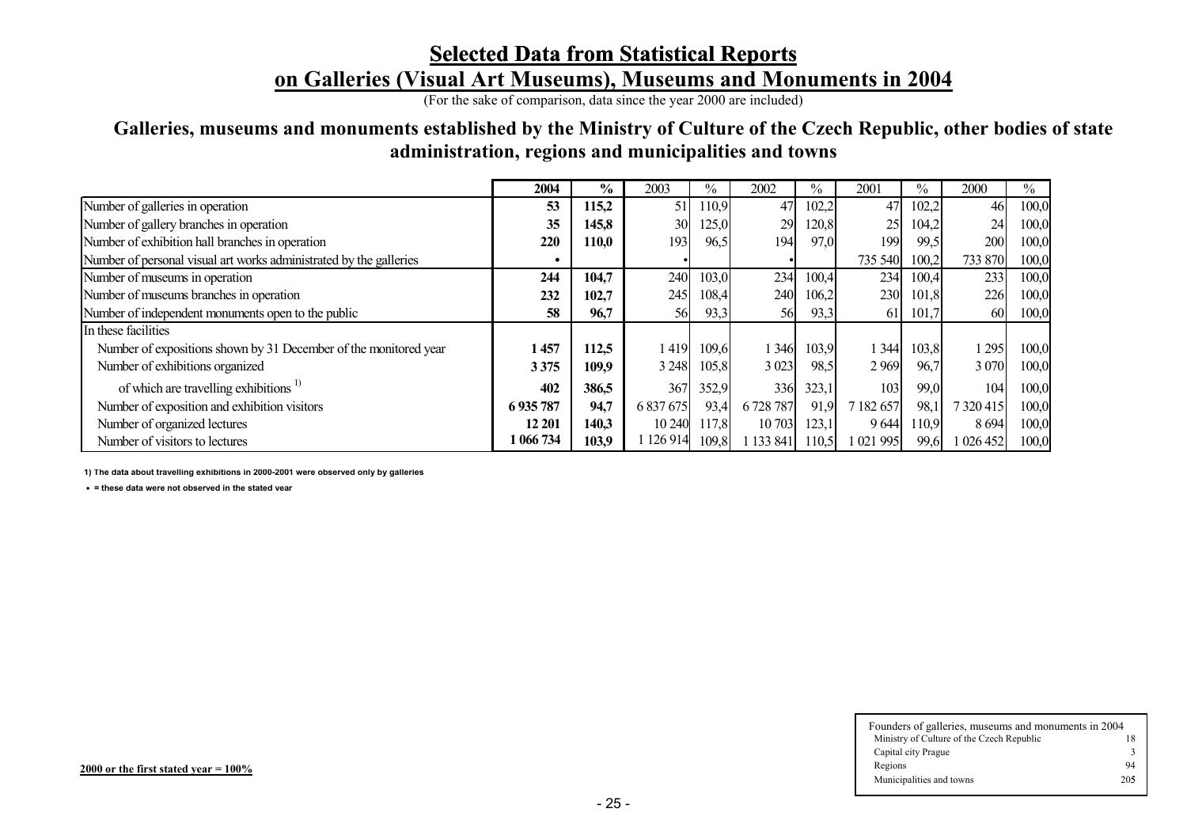# Selected Data from Statistical Reports on Galleries (Visual Art Museums), Museums and Monuments in 2004

(For the sake of comparison, data since the year 2000 are included)

## Galleries, museums and monuments established by the Ministry of Culture of the Czech Republic, other bodies of state administration, regions and municipalities and towns

| | **2004** | **%** | 2003 | % | 2002 | % | 2001 | % | 2000 | % |
|---|---|---|---|---|---|---|---|---|---|---|
| Number of galleries in operation | **53** | **115,2** | 51 | 110,9 | 47 | 102,2 | 47 | 102,2 | 46 | 100,0 |
| Number of gallery branches in operation | **35** | **145,8** | 30 | 125,0 | 29 | 120,8 | 25 | 104,2 | 24 | 100,0 |
| Number of exhibition hall branches in operation | **220** | **110,0** | 193 | 96,5 | 194 | 97,0 | 199 | 99,5 | 200 | 100,0 |
| Number of personal visual art works administrated by the galleries | **•** | | • | | • | | 735 540 | 100,2 | 733 870 | 100,0 |
| Number of museums in operation | **244** | **104,7** | 240 | 103,0 | 234 | 100,4 | 234 | 100,4 | 233 | 100,0 |
| Number of museums branches in operation | **232** | **102,7** | 245 | 108,4 | 240 | 106,2 | 230 | 101,8 | 226 | 100,0 |
| Number of independent monuments open to the public | **58** | **96,7** | 56 | 93,3 | 56 | 93,3 | 61 | 101,7 | 60 | 100,0 |
| In these facilities | | | | | | | | | | |
| Number of expositions shown by 31 December of the monitored year | **1 457** | **112,5** | 1 419 | 109,6 | 1 346 | 103,9 | 1 344 | 103,8 | 1 295 | 100,0 |
| Number of exhibitions organized | **3 375** | **109,9** | 3 248 | 105,8 | 3 023 | 98,5 | 2 969 | 96,7 | 3 070 | 100,0 |
| of which are travelling exhibitions [1)] | **402** | **386,5** | 367 | 352,9 | 336 | 323,1 | 103 | 99,0 | 104 | 100,0 |
| Number of exposition and exhibition visitors | **6 935 787** | **94,7** | 6 837 675 | 93,4 | 6 728 787 | 91,9 | 7 182 657 | 98,1 | 7 320 415 | 100,0 |
| Number of organized lectures | **12 201** | **140,3** | 10 240 | 117,8 | 10 703 | 123,1 | 9 644 | 110,9 | 8 694 | 100,0 |
| Number of visitors to lectures | **1 066 734** | **103,9** | 1 126 914 | 109,8 | 1 133 841 | 110,5 | 1 021 995 | 99,6 | 1 026 452 | 100,0 |

**1) The data about travelling exhibitions in 2000-2001 were observed only by galleries**

**• = these data were not observed in the stated year**

**2000 or the first stated year = 100%**

| Founders of galleries, museums and monuments in 2004 | |
|---|---|
| Ministry of Culture of the Czech Republic | 18 |
| Capital city Prague | 3 |
| Regions | 94 |
| Municipalities and towns | 205 |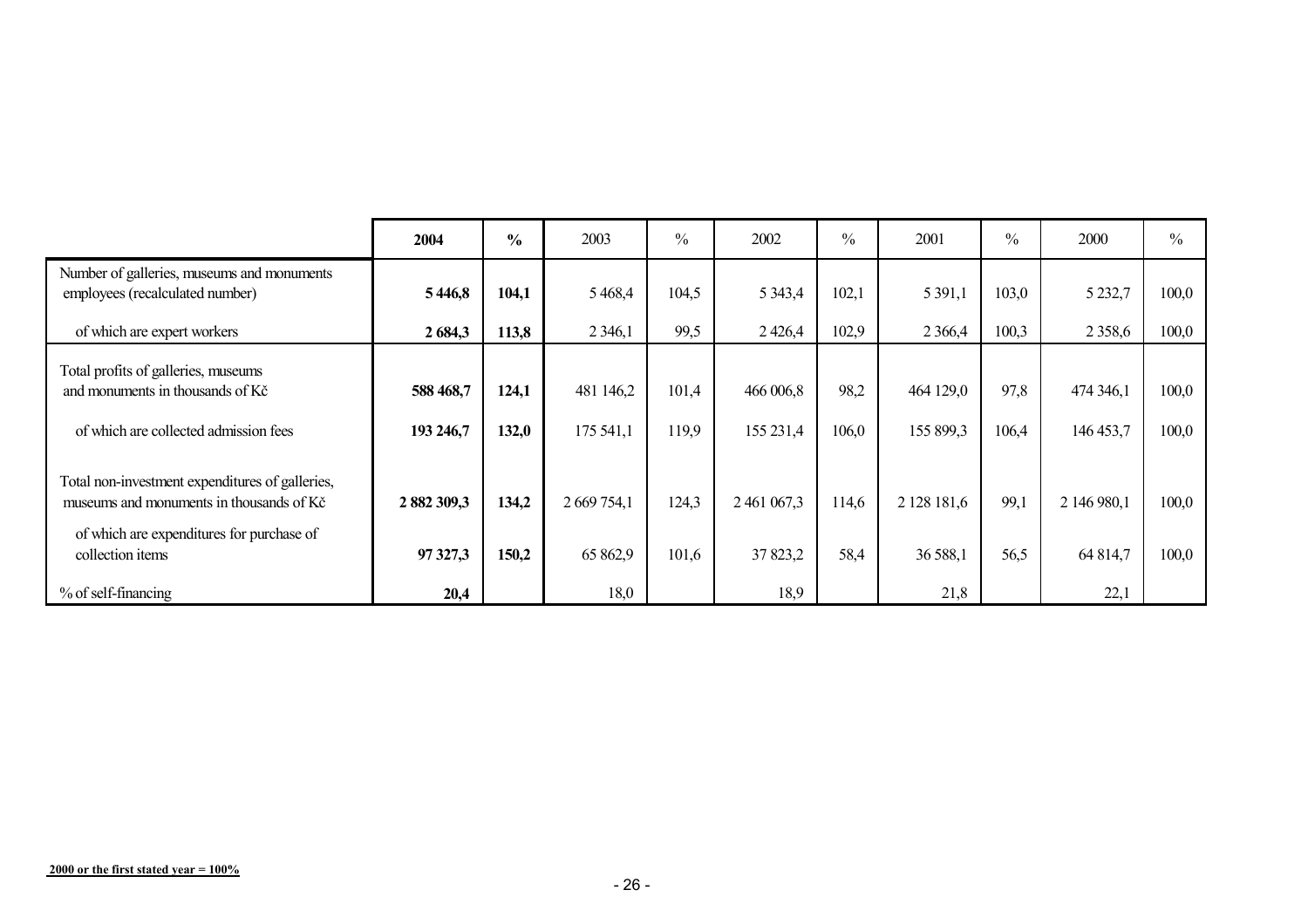| | **2004** | **%** | 2003 | % | 2002 | % | 2001 | % | 2000 | % |
|---|---|---|---|---|---|---|---|---|---|---|
| Number of galleries, museums and monuments employees (recalculated number) | **5 446,8** | **104,1** | 5 468,4 | 104,5 | 5 343,4 | 102,1 | 5 391,1 | 103,0 | 5 232,7 | 100,0 |
| of which are expert workers | **2 684,3** | **113,8** | 2 346,1 | 99,5 | 2 426,4 | 102,9 | 2 366,4 | 100,3 | 2 358,6 | 100,0 |
| Total profits of galleries, museums and monuments in thousands of Kč | **588 468,7** | **124,1** | 481 146,2 | 101,4 | 466 006,8 | 98,2 | 464 129,0 | 97,8 | 474 346,1 | 100,0 |
| of which are collected admission fees | **193 246,7** | **132,0** | 175 541,1 | 119,9 | 155 231,4 | 106,0 | 155 899,3 | 106,4 | 146 453,7 | 100,0 |
| Total non-investment expenditures of galleries, museums and monuments in thousands of Kč | **2 882 309,3** | **134,2** | 2 669 754,1 | 124,3 | 2 461 067,3 | 114,6 | 2 128 181,6 | 99,1 | 2 146 980,1 | 100,0 |
| of which are expenditures for purchase of collection items | **97 327,3** | **150,2** | 65 862,9 | 101,6 | 37 823,2 | 58,4 | 36 588,1 | 56,5 | 64 814,7 | 100,0 |
| % of self-financing | **20,4** | | 18,0 | | 18,9 | | 21,8 | | 22,1 | |

**2000 or the first stated year = 100%**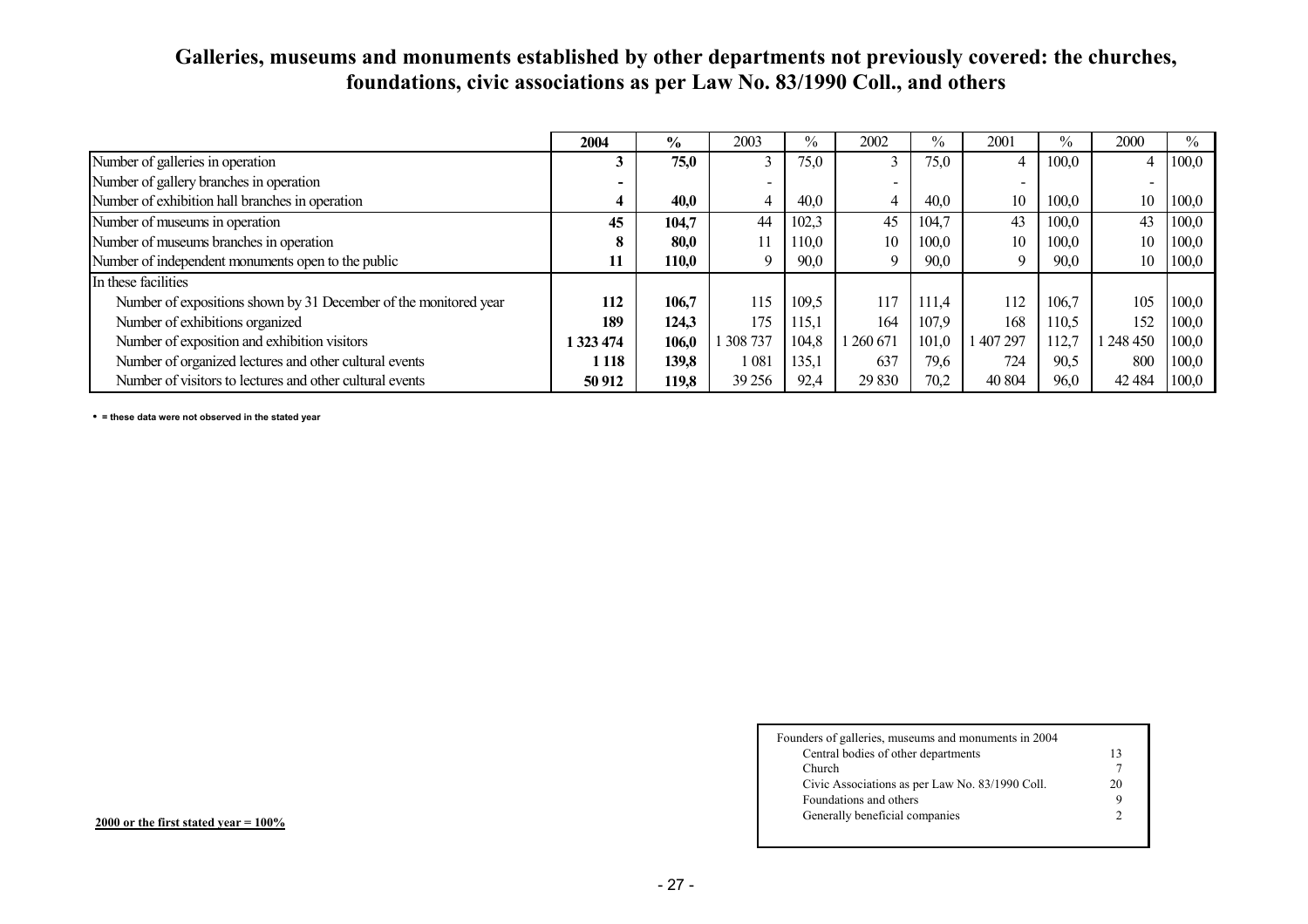# Galleries, museums and monuments established by other departments not previously covered: the churches, foundations, civic associations as per Law No. 83/1990 Coll., and others

| | 2004 | % | 2003 | % | 2002 | % | 2001 | % | 2000 | % |
|---|---|---|---|---|---|---|---|---|---|---|
| Number of galleries in operation | **3** | **75,0** | 3 | 75,0 | 3 | 75,0 | 4 | 100,0 | 4 | 100,0 |
| Number of gallery branches in operation | **-** | | - | | - | | - | | - | |
| Number of exhibition hall branches in operation | **4** | **40,0** | 4 | 40,0 | 4 | 40,0 | 10 | 100,0 | 10 | 100,0 |
| Number of museums in operation | **45** | **104,7** | 44 | 102,3 | 45 | 104,7 | 43 | 100,0 | 43 | 100,0 |
| Number of museums branches in operation | **8** | **80,0** | 11 | 110,0 | 10 | 100,0 | 10 | 100,0 | 10 | 100,0 |
| Number of independent monuments open to the public | **11** | **110,0** | 9 | 90,0 | 9 | 90,0 | 9 | 90,0 | 10 | 100,0 |
| In these facilities | | | | | | | | | | |
| Number of expositions shown by 31 December of the monitored year | **112** | **106,7** | 115 | 109,5 | 117 | 111,4 | 112 | 106,7 | 105 | 100,0 |
| Number of exhibitions organized | **189** | **124,3** | 175 | 115,1 | 164 | 107,9 | 168 | 110,5 | 152 | 100,0 |
| Number of exposition and exhibition visitors | **1 323 474** | **106,0** | 1 308 737 | 104,8 | 1 260 671 | 101,0 | 1 407 297 | 112,7 | 1 248 450 | 100,0 |
| Number of organized lectures and other cultural events | **1 118** | **139,8** | 1 081 | 135,1 | 637 | 79,6 | 724 | 90,5 | 800 | 100,0 |
| Number of visitors to lectures and other cultural events | **50 912** | **119,8** | 39 256 | 92,4 | 29 830 | 70,2 | 40 804 | 96,0 | 42 484 | 100,0 |

**• = these data were not observed in the stated year**

**2000 or the first stated year = 100%**

| Founders of galleries, museums and monuments in 2004 | |
|---|---|
| Central bodies of other departments | 13 |
| Church | 7 |
| Civic Associations as per Law No. 83/1990 Coll. | 20 |
| Foundations and others | 9 |
| Generally beneficial companies | 2 |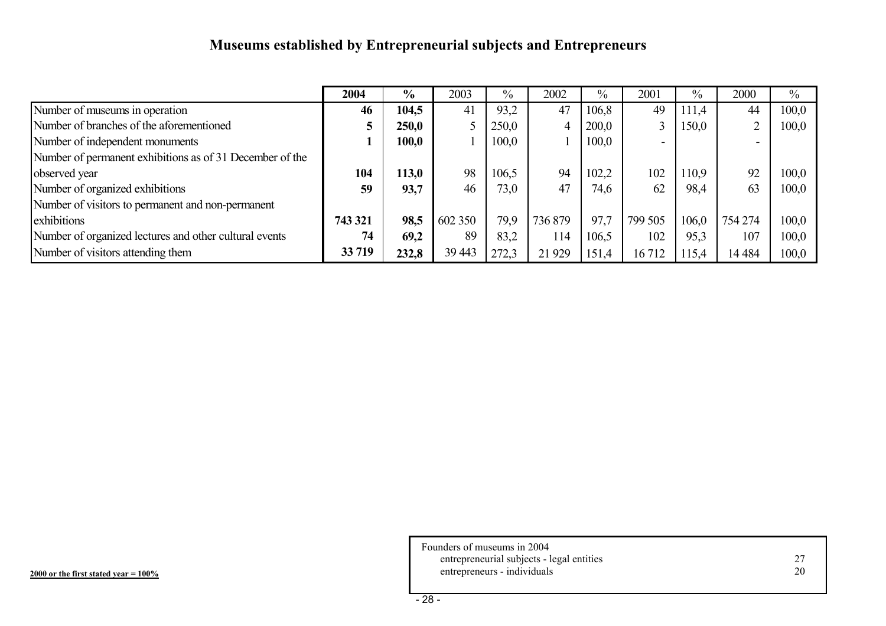# Museums established by Entrepreneurial subjects and Entrepreneurs

| | **2004** | **%** | 2003 | % | 2002 | % | 2001 | % | 2000 | % |
|---|---|---|---|---|---|---|---|---|---|---|
| Number of museums in operation | **46** | **104,5** | 41 | 93,2 | 47 | 106,8 | 49 | 111,4 | 44 | 100,0 |
| Number of branches of the aforementioned | **5** | **250,0** | 5 | 250,0 | 4 | 200,0 | 3 | 150,0 | 2 | 100,0 |
| Number of independent monuments | **1** | **100,0** | 1 | 100,0 | 1 | 100,0 | - | | - | |
| Number of permanent exhibitions as of 31 December of the observed year | **104** | **113,0** | 98 | 106,5 | 94 | 102,2 | 102 | 110,9 | 92 | 100,0 |
| Number of organized exhibitions | **59** | **93,7** | 46 | 73,0 | 47 | 74,6 | 62 | 98,4 | 63 | 100,0 |
| Number of visitors to permanent and non-permanent exhibitions | **743 321** | **98,5** | 602 350 | 79,9 | 736 879 | 97,7 | 799 505 | 106,0 | 754 274 | 100,0 |
| Number of organized lectures and other cultural events | **74** | **69,2** | 89 | 83,2 | 114 | 106,5 | 102 | 95,3 | 107 | 100,0 |
| Number of visitors attending them | **33 719** | **232,8** | 39 443 | 272,3 | 21 929 | 151,4 | 16 712 | 115,4 | 14 484 | 100,0 |

**2000 or the first stated year = 100%**

| Founders of museums in 2004 | |
|---|---|
| entrepreneurial subjects - legal entities | 27 |
| entrepreneurs - individuals | 20 |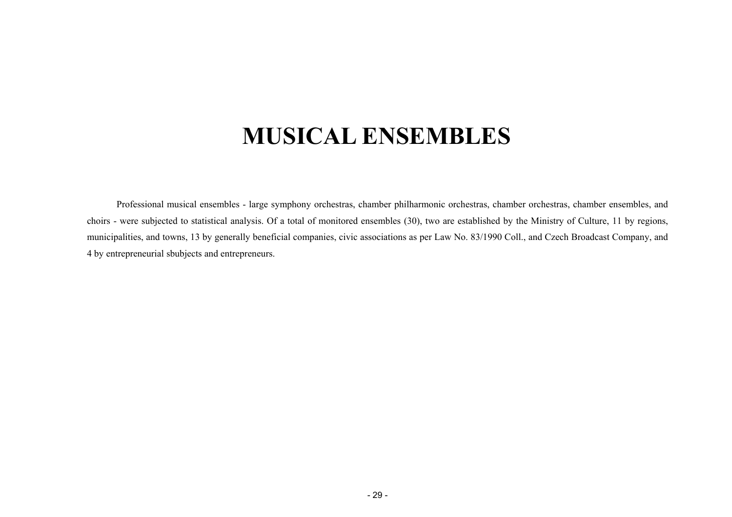# MUSICAL ENSEMBLES

Professional musical ensembles - large symphony orchestras, chamber philharmonic orchestras, chamber orchestras, chamber ensembles, and choirs - were subjected to statistical analysis. Of a total of monitored ensembles (30), two are established by the Ministry of Culture, 11 by regions, municipalities, and towns, 13 by generally beneficial companies, civic associations as per Law No. 83/1990 Coll., and Czech Broadcast Company, and 4 by entrepreneurial sbubjects and entrepreneurs.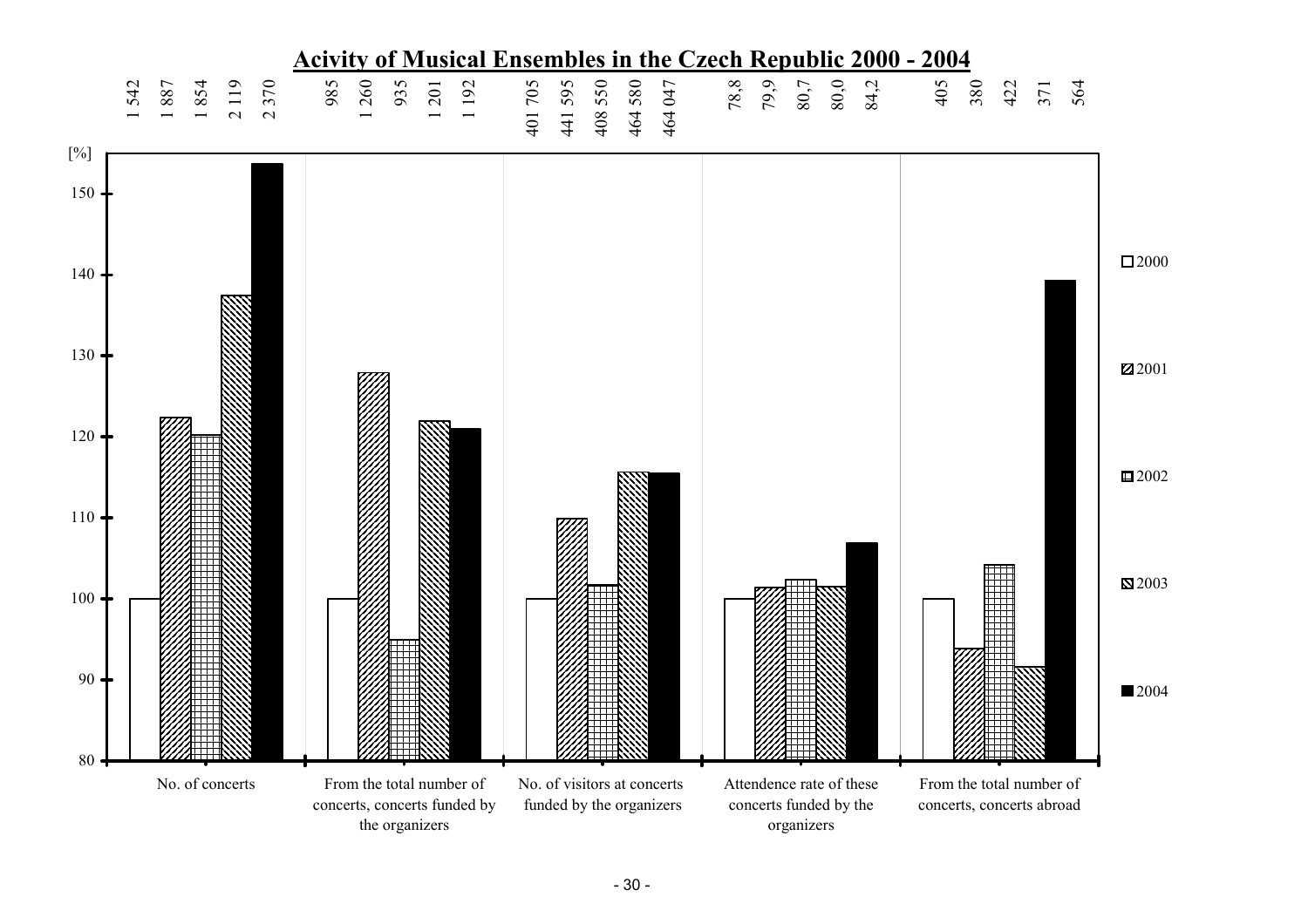## Acivity of Musical Ensembles in the Czech Republic 2000 - 2004

| | 2000 | 2001 | 2002 | 2003 | 2004 |
|---|---|---|---|---|---|
| No. of concerts | 1 542 | 1 887 | 1 854 | 2 119 | 2 370 |
| From the total number of concerts, concerts funded by the organizers | 985 | 1 260 | 935 | 1 201 | 1 192 |
| No. of visitors at concerts funded by the organizers | 401 705 | 441 595 | 408 550 | 464 580 | 464 047 |
| Attendence rate of these concerts funded by the organizers | 78,8 | 79,9 | 80,7 | 80,0 | 84,2 |
| From the total number of concerts, concerts abroad | 405 | 380 | 422 | 371 | 564 |

[%] (2000 = 100)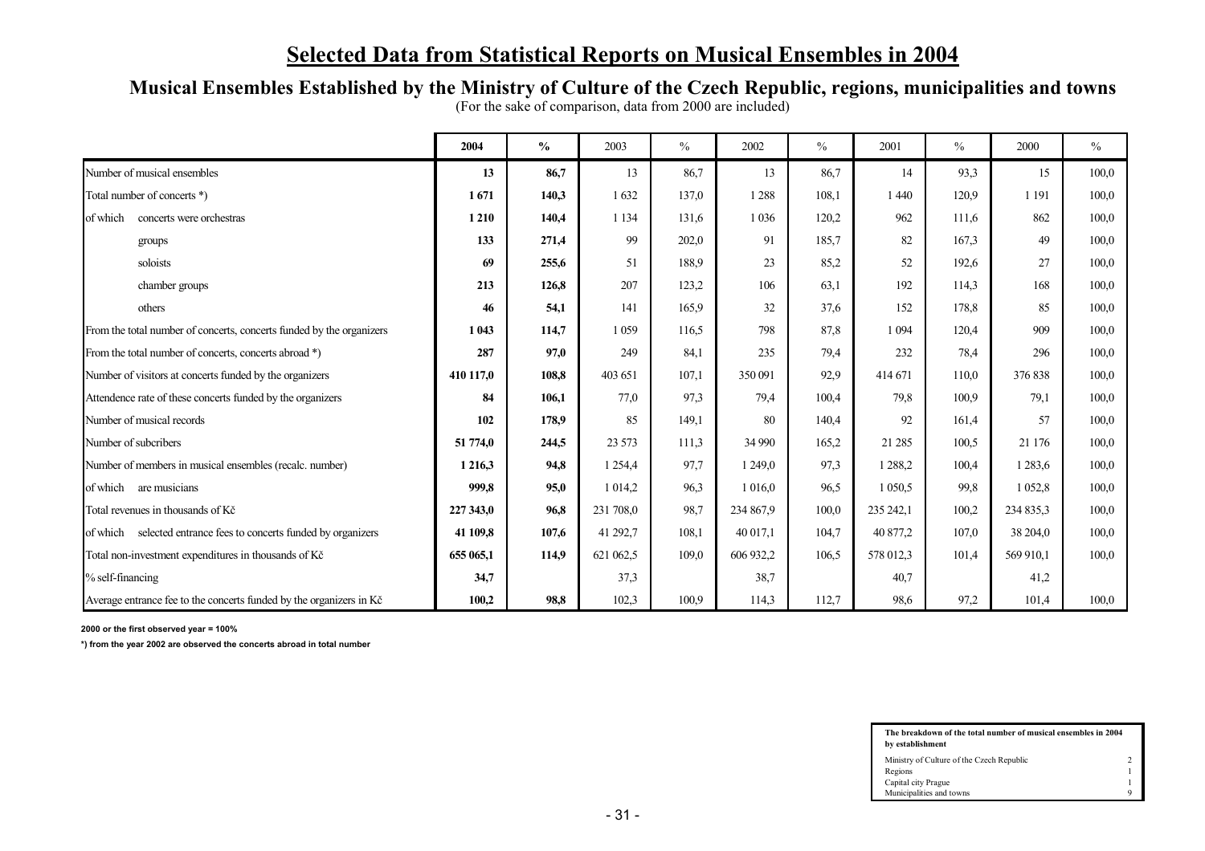# Selected Data from Statistical Reports on Musical Ensembles in 2004

## Musical Ensembles Established by the Ministry of Culture of the Czech Republic, regions, municipalities and towns

(For the sake of comparison, data from 2000 are included)

| | 2004 | % | 2003 | % | 2002 | % | 2001 | % | 2000 | % |
|---|---|---|---|---|---|---|---|---|---|---|
| Number of musical ensembles | **13** | **86,7** | 13 | 86,7 | 13 | 86,7 | 14 | 93,3 | 15 | 100,0 |
| Total number of concerts *) | **1 671** | **140,3** | 1 632 | 137,0 | 1 288 | 108,1 | 1 440 | 120,9 | 1 191 | 100,0 |
| of which concerts were orchestras | **1 210** | **140,4** | 1 134 | 131,6 | 1 036 | 120,2 | 962 | 111,6 | 862 | 100,0 |
| groups | **133** | **271,4** | 99 | 202,0 | 91 | 185,7 | 82 | 167,3 | 49 | 100,0 |
| soloists | **69** | **255,6** | 51 | 188,9 | 23 | 85,2 | 52 | 192,6 | 27 | 100,0 |
| chamber groups | **213** | **126,8** | 207 | 123,2 | 106 | 63,1 | 192 | 114,3 | 168 | 100,0 |
| others | **46** | **54,1** | 141 | 165,9 | 32 | 37,6 | 152 | 178,8 | 85 | 100,0 |
| From the total number of concerts, concerts funded by the organizers | **1 043** | **114,7** | 1 059 | 116,5 | 798 | 87,8 | 1 094 | 120,4 | 909 | 100,0 |
| From the total number of concerts, concerts abroad *) | **287** | **97,0** | 249 | 84,1 | 235 | 79,4 | 232 | 78,4 | 296 | 100,0 |
| Number of visitors at concerts funded by the organizers | **410 117,0** | **108,8** | 403 651 | 107,1 | 350 091 | 92,9 | 414 671 | 110,0 | 376 838 | 100,0 |
| Attendence rate of these concerts funded by the organizers | **84** | **106,1** | 77,0 | 97,3 | 79,4 | 100,4 | 79,8 | 100,9 | 79,1 | 100,0 |
| Number of musical records | **102** | **178,9** | 85 | 149,1 | 80 | 140,4 | 92 | 161,4 | 57 | 100,0 |
| Number of subcribers | **51 774,0** | **244,5** | 23 573 | 111,3 | 34 990 | 165,2 | 21 285 | 100,5 | 21 176 | 100,0 |
| Number of members in musical ensembles (recalc. number) | **1 216,3** | **94,8** | 1 254,4 | 97,7 | 1 249,0 | 97,3 | 1 288,2 | 100,4 | 1 283,6 | 100,0 |
| of which are musicians | **999,8** | **95,0** | 1 014,2 | 96,3 | 1 016,0 | 96,5 | 1 050,5 | 99,8 | 1 052,8 | 100,0 |
| Total revenues in thousands of Kč | **227 343,0** | **96,8** | 231 708,0 | 98,7 | 234 867,9 | 100,0 | 235 242,1 | 100,2 | 234 835,3 | 100,0 |
| of which selected entrance fees to concerts funded by organizers | **41 109,8** | **107,6** | 41 292,7 | 108,1 | 40 017,1 | 104,7 | 40 877,2 | 107,0 | 38 204,0 | 100,0 |
| Total non-investment expenditures in thousands of Kč | **655 065,1** | **114,9** | 621 062,5 | 109,0 | 606 932,2 | 106,5 | 578 012,3 | 101,4 | 569 910,1 | 100,0 |
| % self-financing | **34,7** | | 37,3 | | 38,7 | | 40,7 | | 41,2 | |
| Average entrance fee to the concerts funded by the organizers in Kč | **100,2** | **98,8** | 102,3 | 100,9 | 114,3 | 112,7 | 98,6 | 97,2 | 101,4 | 100,0 |

**2000 or the first observed year = 100%**

***) from the year 2002 are observed the concerts abroad in total number**

| The breakdown of the total number of musical ensembles in 2004 by establishment | |
|---|---|
| Ministry of Culture of the Czech Republic | 2 |
| Regions | 1 |
| Capital city Prague | 1 |
| Municipalities and towns | 9 |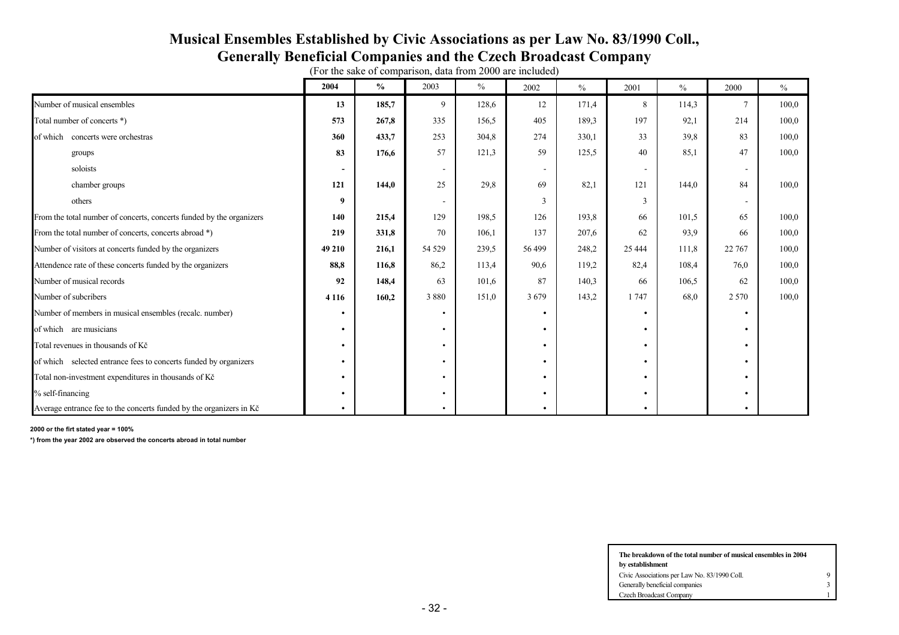# Musical Ensembles Established by Civic Associations as per Law No. 83/1990 Coll., Generally Beneficial Companies and the Czech Broadcast Company

(For the sake of comparison, data from 2000 are included)

| | **2004** | **%** | 2003 | % | 2002 | % | 2001 | % | 2000 | % |
|---|---|---|---|---|---|---|---|---|---|---|
| Number of musical ensembles | **13** | **185,7** | 9 | 128,6 | 12 | 171,4 | 8 | 114,3 | 7 | 100,0 |
| Total number of concerts *) | **573** | **267,8** | 335 | 156,5 | 405 | 189,3 | 197 | 92,1 | 214 | 100,0 |
| of which concerts were orchestras | **360** | **433,7** | 253 | 304,8 | 274 | 330,1 | 33 | 39,8 | 83 | 100,0 |
| groups | **83** | **176,6** | 57 | 121,3 | 59 | 125,5 | 40 | 85,1 | 47 | 100,0 |
| soloists | **-** | | - | | - | | - | | - | |
| chamber groups | **121** | **144,0** | 25 | 29,8 | 69 | 82,1 | 121 | 144,0 | 84 | 100,0 |
| others | **9** | | - | | 3 | | 3 | | - | |
| From the total number of concerts, concerts funded by the organizers | **140** | **215,4** | 129 | 198,5 | 126 | 193,8 | 66 | 101,5 | 65 | 100,0 |
| From the total number of concerts, concerts abroad *) | **219** | **331,8** | 70 | 106,1 | 137 | 207,6 | 62 | 93,9 | 66 | 100,0 |
| Number of visitors at concerts funded by the organizers | **49 210** | **216,1** | 54 529 | 239,5 | 56 499 | 248,2 | 25 444 | 111,8 | 22 767 | 100,0 |
| Attendence rate of these concerts funded by the organizers | **88,8** | **116,8** | 86,2 | 113,4 | 90,6 | 119,2 | 82,4 | 108,4 | 76,0 | 100,0 |
| Number of musical records | **92** | **148,4** | 63 | 101,6 | 87 | 140,3 | 66 | 106,5 | 62 | 100,0 |
| Number of subcribers | **4 116** | **160,2** | 3 880 | 151,0 | 3 679 | 143,2 | 1 747 | 68,0 | 2 570 | 100,0 |
| Number of members in musical ensembles (recalc. number) | • | | • | | • | | • | | • | |
| of which are musicians | • | | • | | • | | • | | • | |
| Total revenues in thousands of Kč | • | | • | | • | | • | | • | |
| of which selected entrance fees to concerts funded by organizers | • | | • | | • | | • | | • | |
| Total non-investment expenditures in thousands of Kč | • | | • | | • | | • | | • | |
| % self-financing | • | | • | | • | | • | | • | |
| Average entrance fee to the concerts funded by the organizers in Kč | • | | • | | • | | • | | • | |

**2000 or the firt stated year = 100%**

***) from the year 2002 are observed the concerts abroad in total number**

| **The breakdown of the total number of musical ensembles in 2004 by establishment** | |
|---|---|
| Civic Associations per Law No. 83/1990 Coll. | 9 |
| Generally beneficial companies | 3 |
| Czech Broadcast Company | 1 |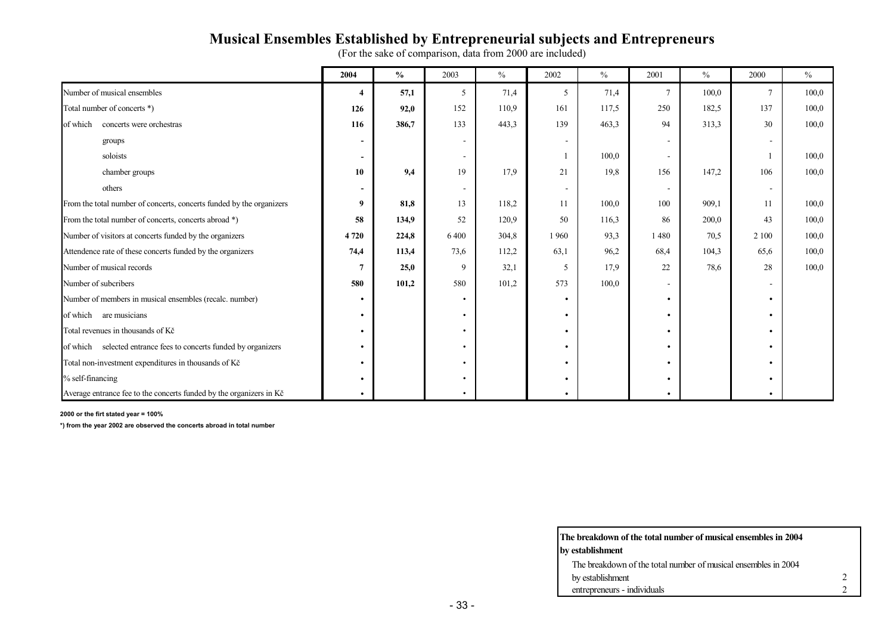# Musical Ensembles Established by Entrepreneurial subjects and Entrepreneurs

(For the sake of comparison, data from 2000 are included)

| | **2004** | **%** | 2003 | % | 2002 | % | 2001 | % | 2000 | % |
|---|---|---|---|---|---|---|---|---|---|---|
| Number of musical ensembles | **4** | **57,1** | 5 | 71,4 | 5 | 71,4 | 7 | 100,0 | 7 | 100,0 |
| Total number of concerts *) | **126** | **92,0** | 152 | 110,9 | 161 | 117,5 | 250 | 182,5 | 137 | 100,0 |
| of which concerts were orchestras | **116** | **386,7** | 133 | 443,3 | 139 | 463,3 | 94 | 313,3 | 30 | 100,0 |
| groups | **-** | | - | | - | | - | | - | |
| soloists | **-** | | - | | 1 | 100,0 | - | | 1 | 100,0 |
| chamber groups | **10** | **9,4** | 19 | 17,9 | 21 | 19,8 | 156 | 147,2 | 106 | 100,0 |
| others | **-** | | - | | - | | - | | - | |
| From the total number of concerts, concerts funded by the organizers | **9** | **81,8** | 13 | 118,2 | 11 | 100,0 | 100 | 909,1 | 11 | 100,0 |
| From the total number of concerts, concerts abroad *) | **58** | **134,9** | 52 | 120,9 | 50 | 116,3 | 86 | 200,0 | 43 | 100,0 |
| Number of visitors at concerts funded by the organizers | **4 720** | **224,8** | 6 400 | 304,8 | 1 960 | 93,3 | 1 480 | 70,5 | 2 100 | 100,0 |
| Attendence rate of these concerts funded by the organizers | **74,4** | **113,4** | 73,6 | 112,2 | 63,1 | 96,2 | 68,4 | 104,3 | 65,6 | 100,0 |
| Number of musical records | **7** | **25,0** | 9 | 32,1 | 5 | 17,9 | 22 | 78,6 | 28 | 100,0 |
| Number of subcribers | **580** | **101,2** | 580 | 101,2 | 573 | 100,0 | - | | - | |
| Number of members in musical ensembles (recalc. number) | **•** | | • | | • | | • | | • | |
| of which are musicians | **•** | | • | | • | | • | | • | |
| Total revenues in thousands of Kč | **•** | | • | | • | | • | | • | |
| of which selected entrance fees to concerts funded by organizers | **•** | | • | | • | | • | | • | |
| Total non-investment expenditures in thousands of Kč | **•** | | • | | • | | • | | • | |
| % self-financing | **•** | | • | | • | | • | | • | |
| Average entrance fee to the concerts funded by the organizers in Kč | **•** | | • | | • | | • | | • | |

**2000 or the firt stated year = 100%**

***) from the year 2002 are observed the concerts abroad in total number**

| **The breakdown of the total number of musical ensembles in 2004 by establishment** | |
|---|---|
| The breakdown of the total number of musical ensembles in 2004 by establishment | 2 |
| entrepreneurs - individuals | 2 |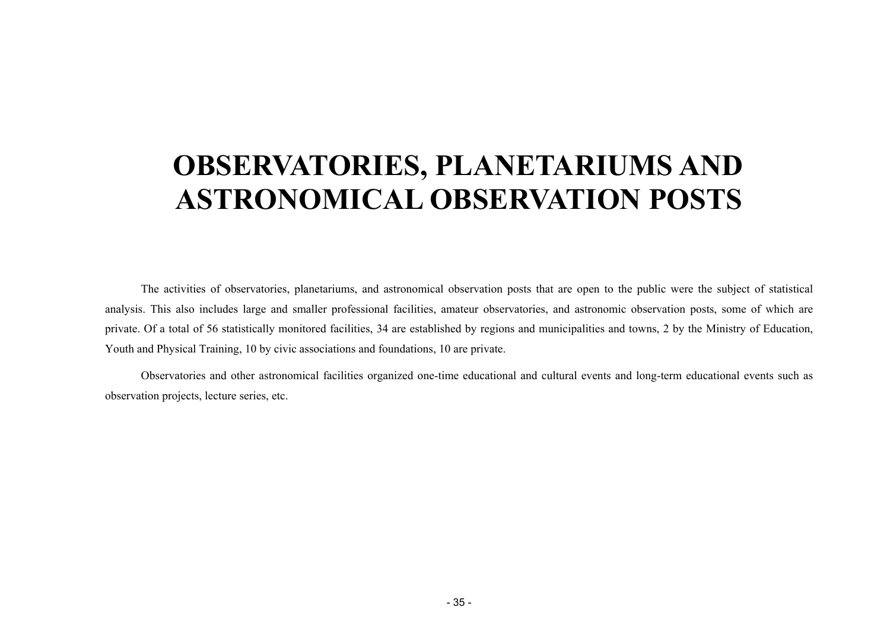# OBSERVATORIES, PLANETARIUMS AND ASTRONOMICAL OBSERVATION POSTS

The activities of observatories, planetariums, and astronomical observation posts that are open to the public were the subject of statistical analysis. This also includes large and smaller professional facilities, amateur observatories, and astronomic observation posts, some of which are private. Of a total of 56 statistically monitored facilities, 34 are established by regions and municipalities and towns, 2 by the Ministry of Education, Youth and Physical Training, 10 by civic associations and foundations, 10 are private.

Observatories and other astronomical facilities organized one-time educational and cultural events and long-term educational events such as observation projects, lecture series, etc.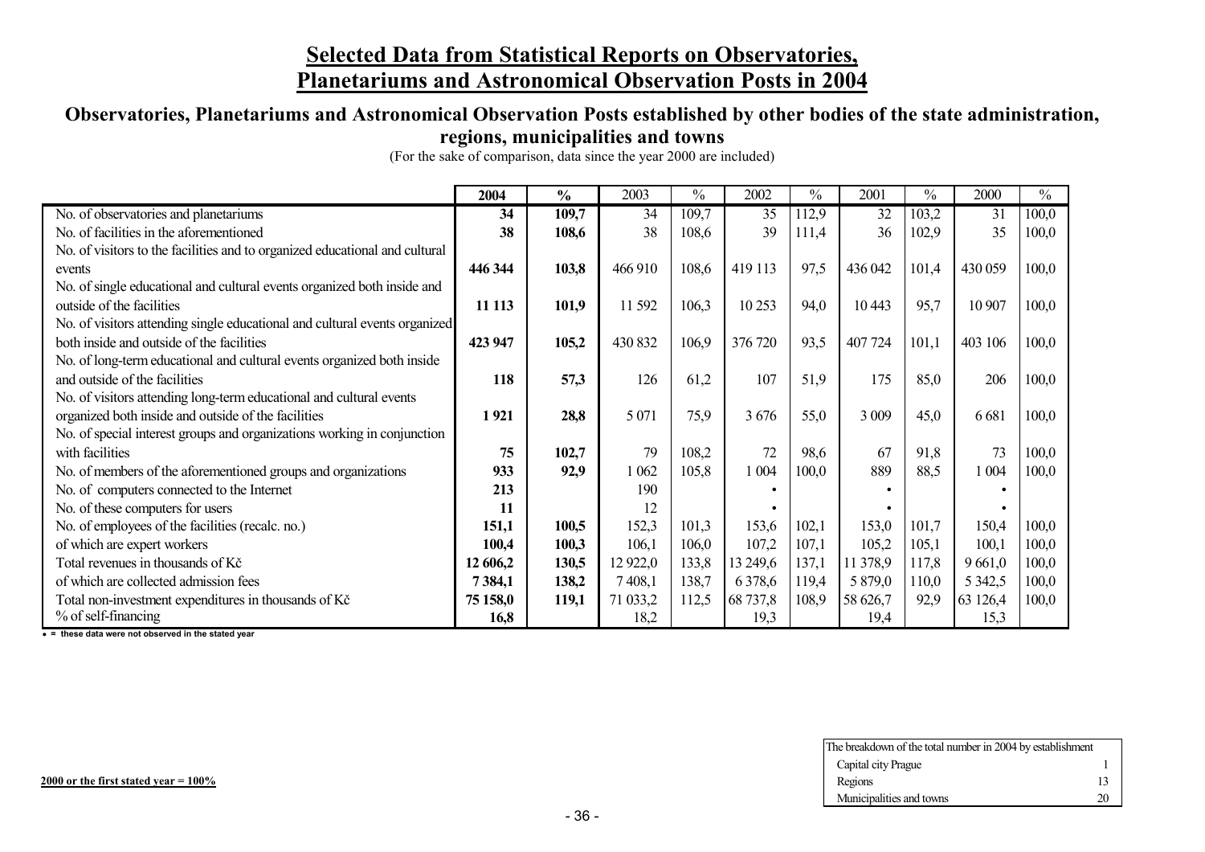# Selected Data from Statistical Reports on Observatories, Planetariums and Astronomical Observation Posts in 2004

## Observatories, Planetariums and Astronomical Observation Posts established by other bodies of the state administration, regions, municipalities and towns

(For the sake of comparison, data since the year 2000 are included)

| | **2004** | **%** | 2003 | % | 2002 | % | 2001 | % | 2000 | % |
|---|---|---|---|---|---|---|---|---|---|---|
| No. of observatories and planetariums | **34** | **109,7** | 34 | 109,7 | 35 | 112,9 | 32 | 103,2 | 31 | 100,0 |
| No. of facilities in the aforementioned | **38** | **108,6** | 38 | 108,6 | 39 | 111,4 | 36 | 102,9 | 35 | 100,0 |
| No. of visitors to the facilities and to organized educational and cultural events | **446 344** | **103,8** | 466 910 | 108,6 | 419 113 | 97,5 | 436 042 | 101,4 | 430 059 | 100,0 |
| No. of single educational and cultural events organized both inside and outside of the facilities | **11 113** | **101,9** | 11 592 | 106,3 | 10 253 | 94,0 | 10 443 | 95,7 | 10 907 | 100,0 |
| No. of visitors attending single educational and cultural events organized both inside and outside of the facilities | **423 947** | **105,2** | 430 832 | 106,9 | 376 720 | 93,5 | 407 724 | 101,1 | 403 106 | 100,0 |
| No. of long-term educational and cultural events organized both inside and outside of the facilities | **118** | **57,3** | 126 | 61,2 | 107 | 51,9 | 175 | 85,0 | 206 | 100,0 |
| No. of visitors attending long-term educational and cultural events organized both inside and outside of the facilities | **1 921** | **28,8** | 5 071 | 75,9 | 3 676 | 55,0 | 3 009 | 45,0 | 6 681 | 100,0 |
| No. of special interest groups and organizations working in conjunction with facilities | **75** | **102,7** | 79 | 108,2 | 72 | 98,6 | 67 | 91,8 | 73 | 100,0 |
| No. of members of the aforementioned groups and organizations | **933** | **92,9** | 1 062 | 105,8 | 1 004 | 100,0 | 889 | 88,5 | 1 004 | 100,0 |
| No. of computers connected to the Internet | **213** | | 190 | | • | | • | | • | |
| No. of these computers for users | **11** | | 12 | | • | | • | | • | |
| No. of employees of the facilities (recalc. no.) | **151,1** | **100,5** | 152,3 | 101,3 | 153,6 | 102,1 | 153,0 | 101,7 | 150,4 | 100,0 |
| of which are expert workers | **100,4** | **100,3** | 106,1 | 106,0 | 107,2 | 107,1 | 105,2 | 105,1 | 100,1 | 100,0 |
| Total revenues in thousands of Kč | **12 606,2** | **130,5** | 12 922,0 | 133,8 | 13 249,6 | 137,1 | 11 378,9 | 117,8 | 9 661,0 | 100,0 |
| of which are collected admission fees | **7 384,1** | **138,2** | 7 408,1 | 138,7 | 6 378,6 | 119,4 | 5 879,0 | 110,0 | 5 342,5 | 100,0 |
| Total non-investment expenditures in thousands of Kč | **75 158,0** | **119,1** | 71 033,2 | 112,5 | 68 737,8 | 108,9 | 58 626,7 | 92,9 | 63 126,4 | 100,0 |
| % of self-financing | **16,8** | | 18,2 | | 19,3 | | 19,4 | | 15,3 | |

• = these data were not observed in the stated year

**2000 or the first stated year = 100%**

| The breakdown of the total number in 2004 by establishment | |
|---|---|
| Capital city Prague | 1 |
| Regions | 13 |
| Municipalities and towns | 20 |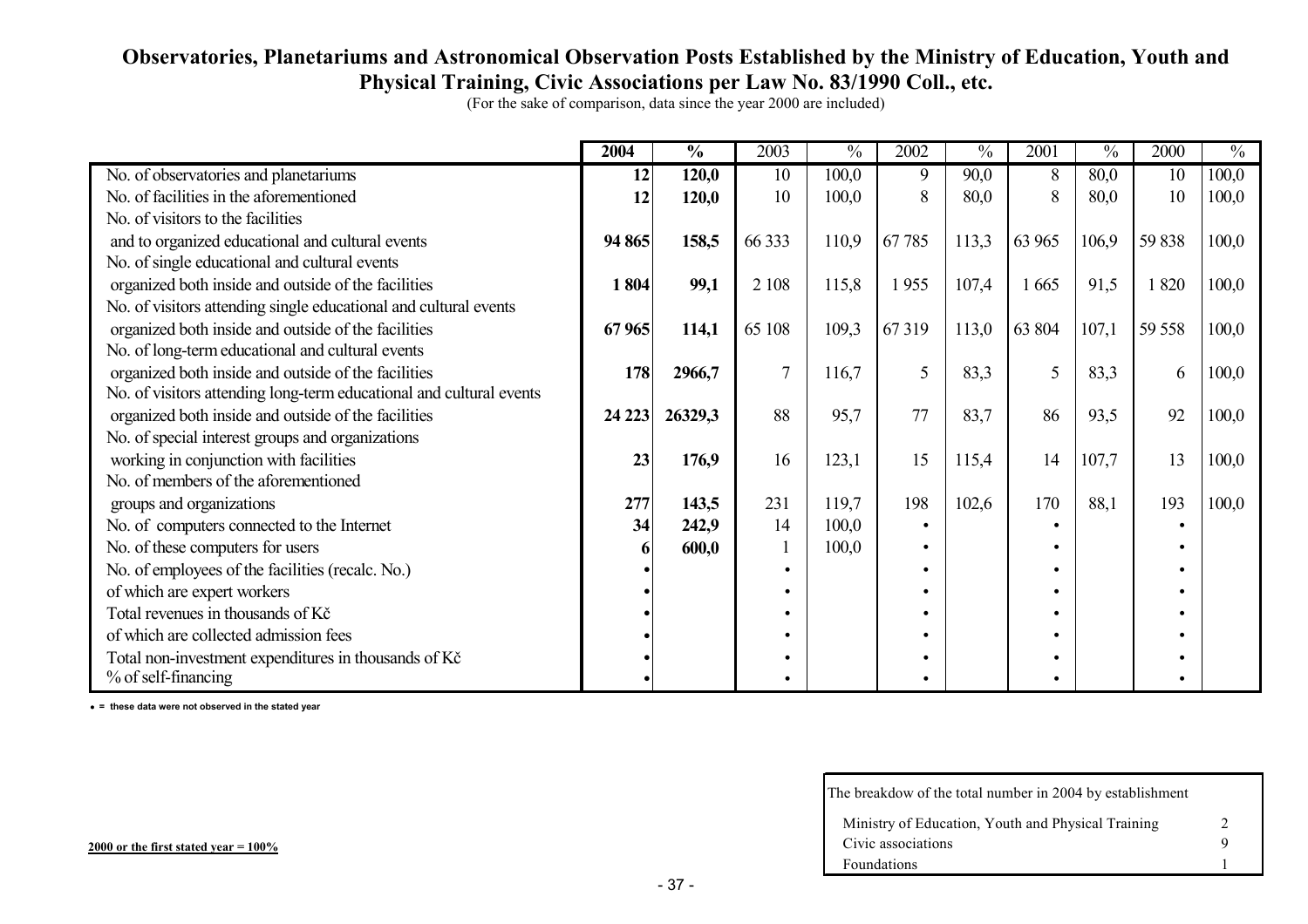# Observatories, Planetariums and Astronomical Observation Posts Established by the Ministry of Education, Youth and Physical Training, Civic Associations per Law No. 83/1990 Coll., etc.

(For the sake of comparison, data since the year 2000 are included)

| | **2004** | **%** | 2003 | % | 2002 | % | 2001 | % | 2000 | % |
|---|---|---|---|---|---|---|---|---|---|---|
| No. of observatories and planetariums | **12** | **120,0** | 10 | 100,0 | 9 | 90,0 | 8 | 80,0 | 10 | 100,0 |
| No. of facilities in the aforementioned | **12** | **120,0** | 10 | 100,0 | 8 | 80,0 | 8 | 80,0 | 10 | 100,0 |
| No. of visitors to the facilities and to organized educational and cultural events | **94 865** | **158,5** | 66 333 | 110,9 | 67 785 | 113,3 | 63 965 | 106,9 | 59 838 | 100,0 |
| No. of single educational and cultural events organized both inside and outside of the facilities | **1 804** | **99,1** | 2 108 | 115,8 | 1 955 | 107,4 | 1 665 | 91,5 | 1 820 | 100,0 |
| No. of visitors attending single educational and cultural events organized both inside and outside of the facilities | **67 965** | **114,1** | 65 108 | 109,3 | 67 319 | 113,0 | 63 804 | 107,1 | 59 558 | 100,0 |
| No. of long-term educational and cultural events organized both inside and outside of the facilities | **178** | **2966,7** | 7 | 116,7 | 5 | 83,3 | 5 | 83,3 | 6 | 100,0 |
| No. of visitors attending long-term educational and cultural events organized both inside and outside of the facilities | **24 223** | **26329,3** | 88 | 95,7 | 77 | 83,7 | 86 | 93,5 | 92 | 100,0 |
| No. of special interest groups and organizations working in conjunction with facilities | **23** | **176,9** | 16 | 123,1 | 15 | 115,4 | 14 | 107,7 | 13 | 100,0 |
| No. of members of the aforementioned groups and organizations | **277** | **143,5** | 231 | 119,7 | 198 | 102,6 | 170 | 88,1 | 193 | 100,0 |
| No. of computers connected to the Internet | **34** | **242,9** | 14 | 100,0 | • | | • | | • | |
| No. of these computers for users | **6** | **600,0** | 1 | 100,0 | • | | • | | • | |
| No. of employees of the facilities (recalc. No.) | • | | • | | • | | • | | • | |
| of which are expert workers | • | | • | | • | | • | | • | |
| Total revenues in thousands of Kč | • | | • | | • | | • | | • | |
| of which are collected admission fees | • | | • | | • | | • | | • | |
| Total non-investment expenditures in thousands of Kč | • | | • | | • | | • | | • | |
| % of self-financing | • | | • | | • | | • | | • | |

**• = these data were not observed in the stated year**

**2000 or the first stated year = 100%**

| The breakdow of the total number in 2004 by establishment | |
|---|---|
| Ministry of Education, Youth and Physical Training | 2 |
| Civic associations | 9 |
| Foundations | 1 |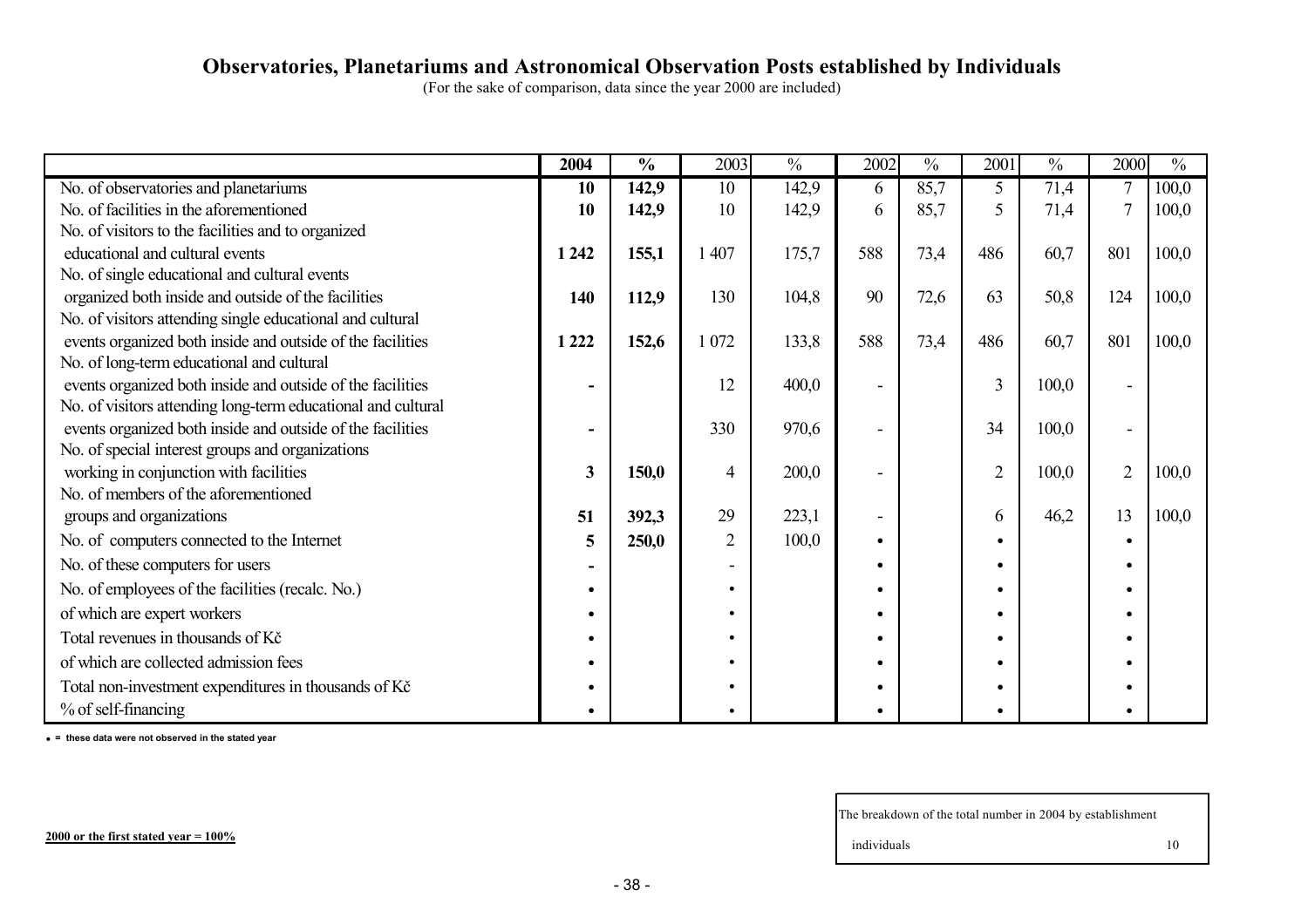# Observatories, Planetariums and Astronomical Observation Posts established by Individuals

(For the sake of comparison, data since the year 2000 are included)

| | **2004** | **%** | 2003 | % | 2002 | % | 2001 | % | 2000 | % |
|---|---|---|---|---|---|---|---|---|---|---|
| No. of observatories and planetariums | **10** | **142,9** | 10 | 142,9 | 6 | 85,7 | 5 | 71,4 | 7 | 100,0 |
| No. of facilities in the aforementioned | **10** | **142,9** | 10 | 142,9 | 6 | 85,7 | 5 | 71,4 | 7 | 100,0 |
| No. of visitors to the facilities and to organized educational and cultural events | **1 242** | **155,1** | 1 407 | 175,7 | 588 | 73,4 | 486 | 60,7 | 801 | 100,0 |
| No. of single educational and cultural events organized both inside and outside of the facilities | **140** | **112,9** | 130 | 104,8 | 90 | 72,6 | 63 | 50,8 | 124 | 100,0 |
| No. of visitors attending single educational and cultural events organized both inside and outside of the facilities | **1 222** | **152,6** | 1 072 | 133,8 | 588 | 73,4 | 486 | 60,7 | 801 | 100,0 |
| No. of long-term educational and cultural events organized both inside and outside of the facilities | **-** | | 12 | 400,0 | - | | 3 | 100,0 | - | |
| No. of visitors attending long-term educational and cultural events organized both inside and outside of the facilities | **-** | | 330 | 970,6 | - | | 34 | 100,0 | - | |
| No. of special interest groups and organizations working in conjunction with facilities | **3** | **150,0** | 4 | 200,0 | - | | 2 | 100,0 | 2 | 100,0 |
| No. of members of the aforementioned groups and organizations | **51** | **392,3** | 29 | 223,1 | - | | 6 | 46,2 | 13 | 100,0 |
| No. of computers connected to the Internet | **5** | **250,0** | 2 | 100,0 | • | | • | | • | |
| No. of these computers for users | **-** | | - | | • | | • | | • | |
| No. of employees of the facilities (recalc. No.) | • | | • | | • | | • | | • | |
| of which are expert workers | • | | • | | • | | • | | • | |
| Total revenues in thousands of Kč | • | | • | | • | | • | | • | |
| of which are collected admission fees | • | | • | | • | | • | | • | |
| Total non-investment expenditures in thousands of Kč | • | | • | | • | | • | | • | |
| % of self-financing | • | | • | | • | | • | | • | |

**• = these data were not observed in the stated year**

**2000 or the first stated year = 100%**

| The breakdown of the total number in 2004 by establishment | |
|---|---|
| individuals | 10 |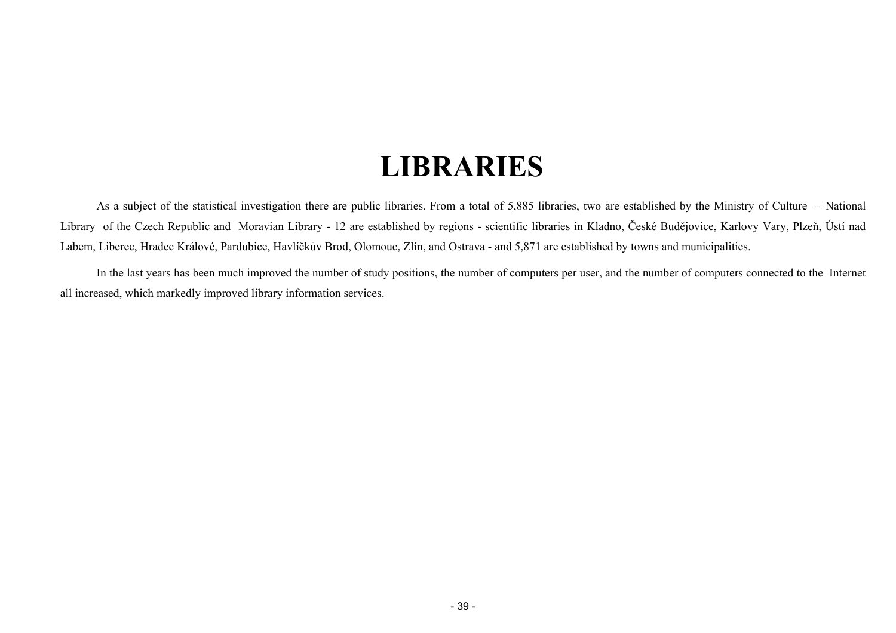# LIBRARIES

As a subject of the statistical investigation there are public libraries. From a total of 5,885 libraries, two are established by the Ministry of Culture – National Library of the Czech Republic and Moravian Library - 12 are established by regions - scientific libraries in Kladno, České Budějovice, Karlovy Vary, Plzeň, Ústí nad Labem, Liberec, Hradec Králové, Pardubice, Havlíčkův Brod, Olomouc, Zlín, and Ostrava - and 5,871 are established by towns and municipalities.

In the last years has been much improved the number of study positions, the number of computers per user, and the number of computers connected to the Internet all increased, which markedly improved library information services.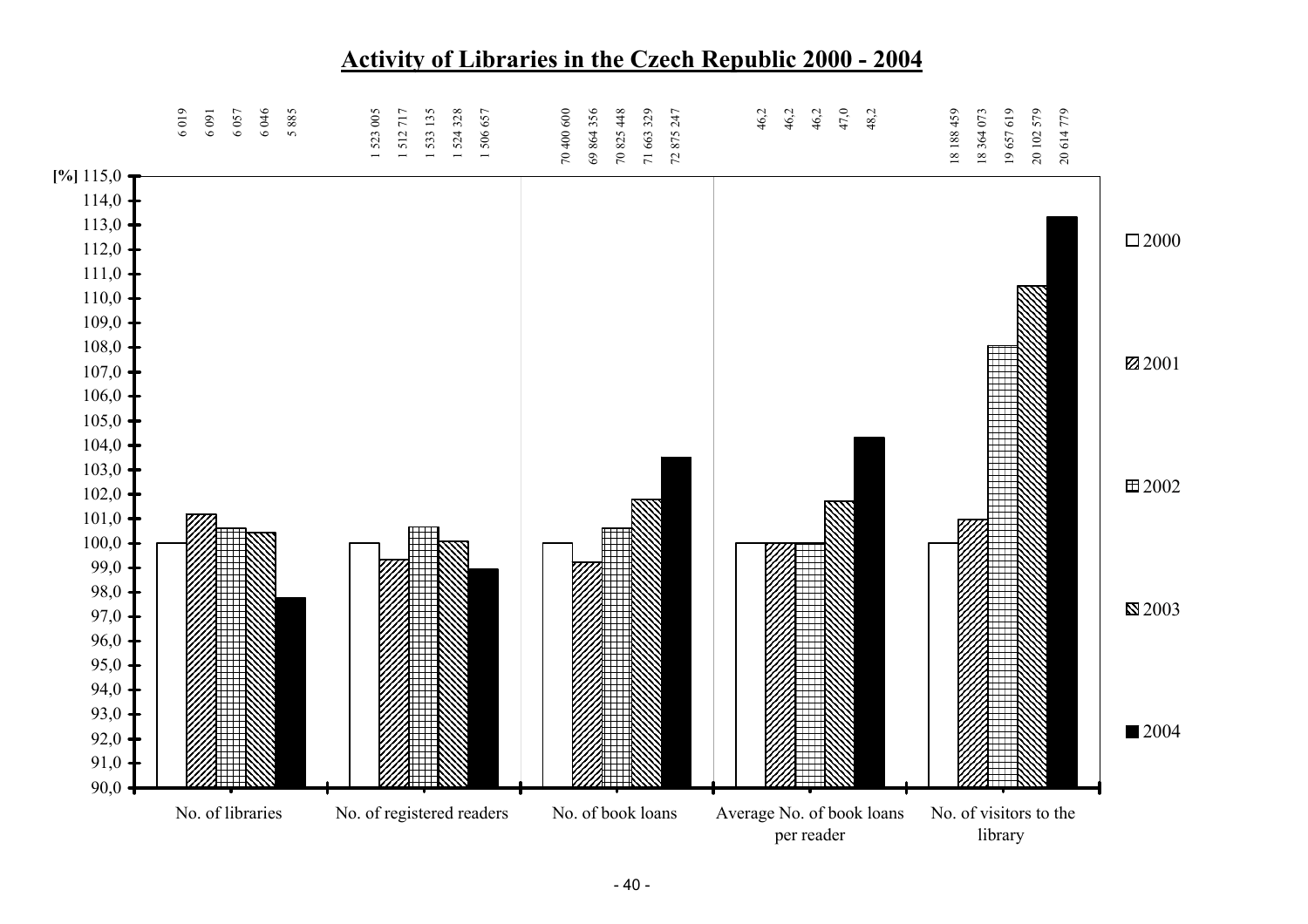## Activity of Libraries in the Czech Republic 2000 - 2004

| | 2000 | 2001 | 2002 | 2003 | 2004 |
|---|---|---|---|---|---|
| No. of libraries | 6 019 | 6 091 | 6 057 | 6 046 | 5 885 |
| No. of registered readers | 1 523 005 | 1 512 717 | 1 533 135 | 1 524 328 | 1 506 657 |
| No. of book loans | 70 400 600 | 69 864 356 | 70 825 448 | 71 663 329 | 72 875 247 |
| Average No. of book loans per reader | 46,2 | 46,2 | 46,2 | 47,0 | 48,2 |
| No. of visitors to the library | 18 188 459 | 18 364 073 | 19 657 619 | 20 102 579 | 20 614 779 |

[%]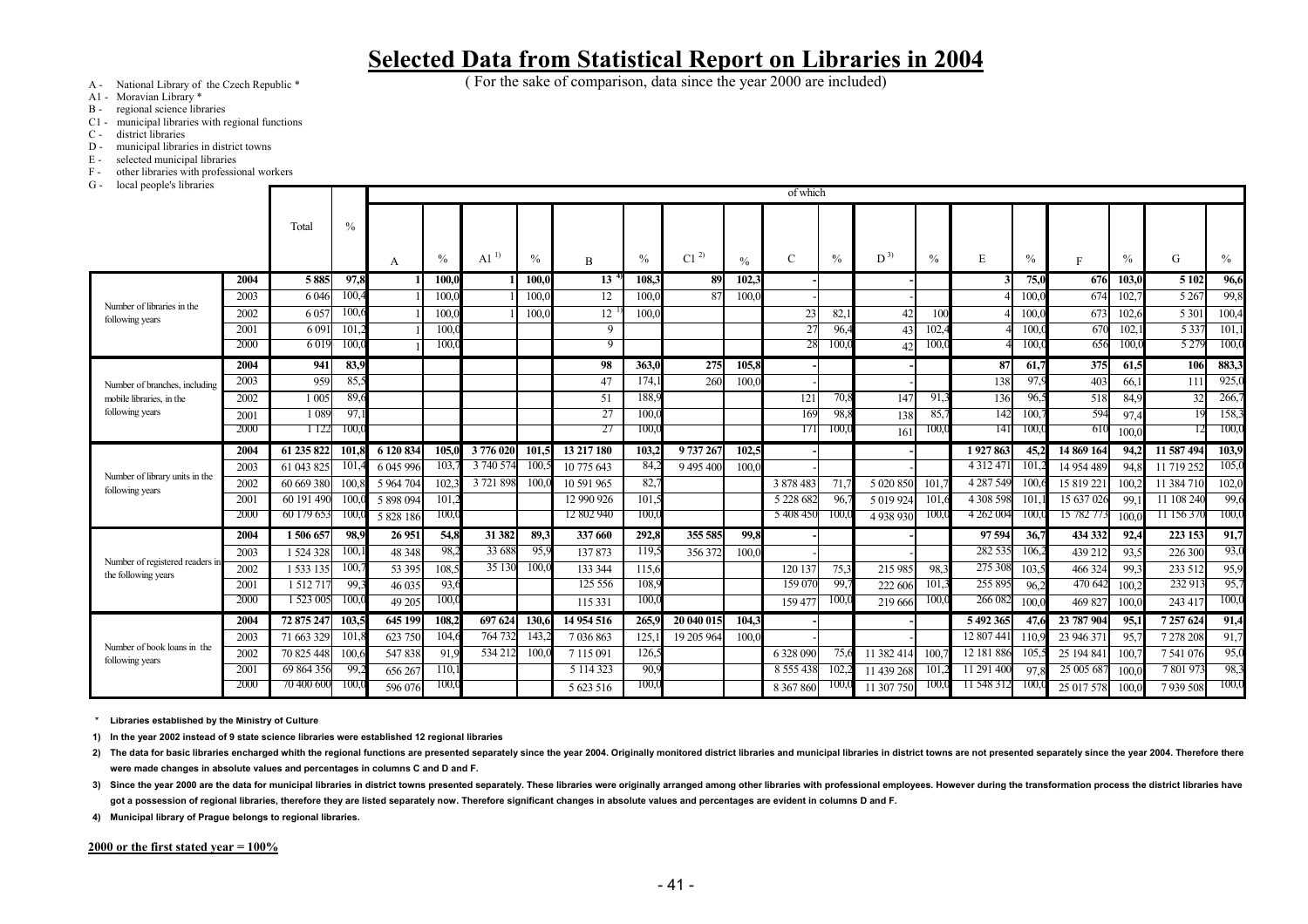# Selected Data from Statistical Report on Libraries in 2004

( For the sake of comparison, data since the year 2000 are included)

- A - National Library of the Czech Republic *
- A1 - Moravian Library *
- B - regional science libraries
- C1 - municipal libraries with regional functions
- C - district libraries
- D - municipal libraries in district towns
- E - selected municipal libraries
- F - other libraries with professional workers
- G - local people's libraries

| | | Total | % | of which | | | | | | | | | | | | | | | | | |
|---|---|---|---|---|---|---|---|---|---|---|---|---|---|---|---|---|---|---|---|---|---|
| | | | | A | % | A1 [1)] | % | B | % | C1 [2)] | % | C | % | D [3)] | % | E | % | F | % | G | % |
| Number of libraries in the following years | **2004** | **5 885** | **97,8** | **1** | **100,0** | **1** | **100,0** | **13** [4)] | **108,3** | **89** | **102,3** | **-** | | **-** | | **3** | **75,0** | **676** | **103,0** | **5 102** | **96,6** |
| | 2003 | 6 046 | 100,4 | 1 | 100,0 | 1 | 100,0 | 12 | 100,0 | 87 | 100,0 | - | | - | | 4 | 100,0 | 674 | 102,7 | 5 267 | 99,8 |
| | 2002 | 6 057 | 100,6 | 1 | 100,0 | 1 | 100,0 | 12 [1)] | 100,0 | | | 23 | 82,1 | 42 | 100 | 4 | 100,0 | 673 | 102,6 | 5 301 | 100,4 |
| | 2001 | 6 091 | 101,2 | 1 | 100,0 | | | 9 | | | | 27 | 96,4 | 43 | 102,4 | 4 | 100,0 | 670 | 102,1 | 5 337 | 101,1 |
| | 2000 | 6 019 | 100,0 | 1 | 100,0 | | | 9 | | | | 28 | 100,0 | 42 | 100,0 | 4 | 100,0 | 656 | 100,0 | 5 279 | 100,0 |
| Number of branches, including mobile libraries, in the following years | **2004** | **941** | **83,9** | | | | | **98** | **363,0** | **275** | **105,8** | **-** | | **-** | | **87** | **61,7** | **375** | **61,5** | **106** | **883,3** |
| | 2003 | 959 | 85,5 | | | | | 47 | 174,1 | 260 | 100,0 | - | | - | | 138 | 97,9 | 403 | 66,1 | 111 | 925,0 |
| | 2002 | 1 005 | 89,6 | | | | | 51 | 188,9 | | | 121 | 70,8 | 147 | 91,3 | 136 | 96,5 | 518 | 84,9 | 32 | 266,7 |
| | 2001 | 1 089 | 97,1 | | | | | 27 | 100,0 | | | 169 | 98,8 | 138 | 85,7 | 142 | 100,7 | 594 | 97,4 | 19 | 158,3 |
| | 2000 | 1 122 | 100,0 | | | | | 27 | 100,0 | | | 171 | 100,0 | 161 | 100,0 | 141 | 100,0 | 610 | 100,0 | 12 | 100,0 |
| Number of library units in the following years | **2004** | **61 235 822** | **101,8** | **6 120 834** | **105,0** | **3 776 020** | **101,5** | **13 217 180** | **103,2** | **9 737 267** | **102,5** | **-** | | **-** | | **1 927 863** | **45,2** | **14 869 164** | **94,2** | **11 587 494** | **103,9** |
| | 2003 | 61 043 825 | 101,4 | 6 045 996 | 103,7 | 3 740 574 | 100,5 | 10 775 643 | 84,2 | 9 495 400 | 100,0 | - | | - | | 4 312 471 | 101,2 | 14 954 489 | 94,8 | 11 719 252 | 105,0 |
| | 2002 | 60 669 380 | 100,8 | 5 964 704 | 102,3 | 3 721 898 | 100,0 | 10 591 965 | 82,7 | | | 3 878 483 | 71,7 | 5 020 850 | 101,7 | 4 287 549 | 100,6 | 15 819 221 | 100,2 | 11 384 710 | 102,0 |
| | 2001 | 60 191 490 | 100,0 | 5 898 094 | 101,2 | | | 12 990 926 | 101,5 | | | 5 228 682 | 96,7 | 5 019 924 | 101,6 | 4 308 598 | 101,1 | 15 637 026 | 99,1 | 11 108 240 | 99,6 |
| | 2000 | 60 179 653 | 100,0 | 5 828 186 | 100,0 | | | 12 802 940 | 100,0 | | | 5 408 450 | 100,0 | 4 938 930 | 100,0 | 4 262 004 | 100,0 | 15 782 773 | 100,0 | 11 156 370 | 100,0 |
| Number of registered readers in the following years | **2004** | **1 506 657** | **98,9** | **26 951** | **54,8** | **31 382** | **89,3** | **337 660** | **292,8** | **355 585** | **99,8** | **-** | | **-** | | **97 594** | **36,7** | **434 332** | **92,4** | **223 153** | **91,7** |
| | 2003 | 1 524 328 | 100,1 | 48 348 | 98,2 | 33 688 | 95,9 | 137 873 | 119,5 | 356 372 | 100,0 | - | | - | | 282 535 | 106,2 | 439 212 | 93,5 | 226 300 | 93,0 |
| | 2002 | 1 533 135 | 100,7 | 53 395 | 108,5 | 35 130 | 100,0 | 133 344 | 115,6 | | | 120 137 | 75,3 | 215 985 | 98,3 | 275 308 | 103,5 | 466 324 | 99,3 | 233 512 | 95,9 |
| | 2001 | 1 512 717 | 99,3 | 46 035 | 93,6 | | | 125 556 | 108,9 | | | 159 070 | 99,7 | 222 606 | 101,3 | 255 895 | 96,2 | 470 642 | 100,2 | 232 913 | 95,7 |
| | 2000 | 1 523 005 | 100,0 | 49 205 | 100,0 | | | 115 331 | 100,0 | | | 159 477 | 100,0 | 219 666 | 100,0 | 266 082 | 100,0 | 469 827 | 100,0 | 243 417 | 100,0 |
| Number of book loans in the following years | **2004** | **72 875 247** | **103,5** | **645 199** | **108,2** | **697 624** | **130,6** | **14 954 516** | **265,9** | **20 040 015** | **104,3** | **-** | | **-** | | **5 492 365** | **47,6** | **23 787 904** | **95,1** | **7 257 624** | **91,4** |
| | 2003 | 71 663 329 | 101,8 | 623 750 | 104,6 | 764 732 | 143,2 | 7 036 863 | 125,1 | 19 205 964 | 100,0 | - | | - | | 12 807 441 | 110,9 | 23 946 371 | 95,7 | 7 278 208 | 91,7 |
| | 2002 | 70 825 448 | 100,6 | 547 838 | 91,9 | 534 212 | 100,0 | 7 115 091 | 126,5 | | | 6 328 090 | 75,6 | 11 382 414 | 100,7 | 12 181 886 | 105,5 | 25 194 841 | 100,7 | 7 541 076 | 95,0 |
| | 2001 | 69 864 356 | 99,2 | 656 267 | 110,1 | | | 5 114 323 | 90,9 | | | 8 555 438 | 102,2 | 11 439 268 | 101,2 | 11 291 400 | 97,8 | 25 005 687 | 100,0 | 7 801 973 | 98,3 |
| | 2000 | 70 400 600 | 100,0 | 596 076 | 100,0 | | | 5 623 516 | 100,0 | | | 8 367 860 | 100,0 | 11 307 750 | 100,0 | 11 548 312 | 100,0 | 25 017 578 | 100,0 | 7 939 508 | 100,0 |

**\* Libraries established by the Ministry of Culture**

**1) In the year 2002 instead of 9 state science libraries were established 12 regional libraries**

**2) The data for basic libraries encharged whith the regional functions are presented separately since the year 2004. Originally monitored district libraries and municipal libraries in district towns are not presented separately since the year 2004. Therefore there were made changes in absolute values and percentages in columns C and D and F.**

**3) Since the year 2000 are the data for municipal libraries in district towns presented separately. These libraries were originally arranged among other libraries with professional employees. However during the transformation process the district libraries have got a possession of regional libraries, therefore they are listed separately now. Therefore significant changes in absolute values and percentages are evident in columns D and F.**

**4) Municipal library of Prague belongs to regional libraries.**

**2000 or the first stated year = 100%**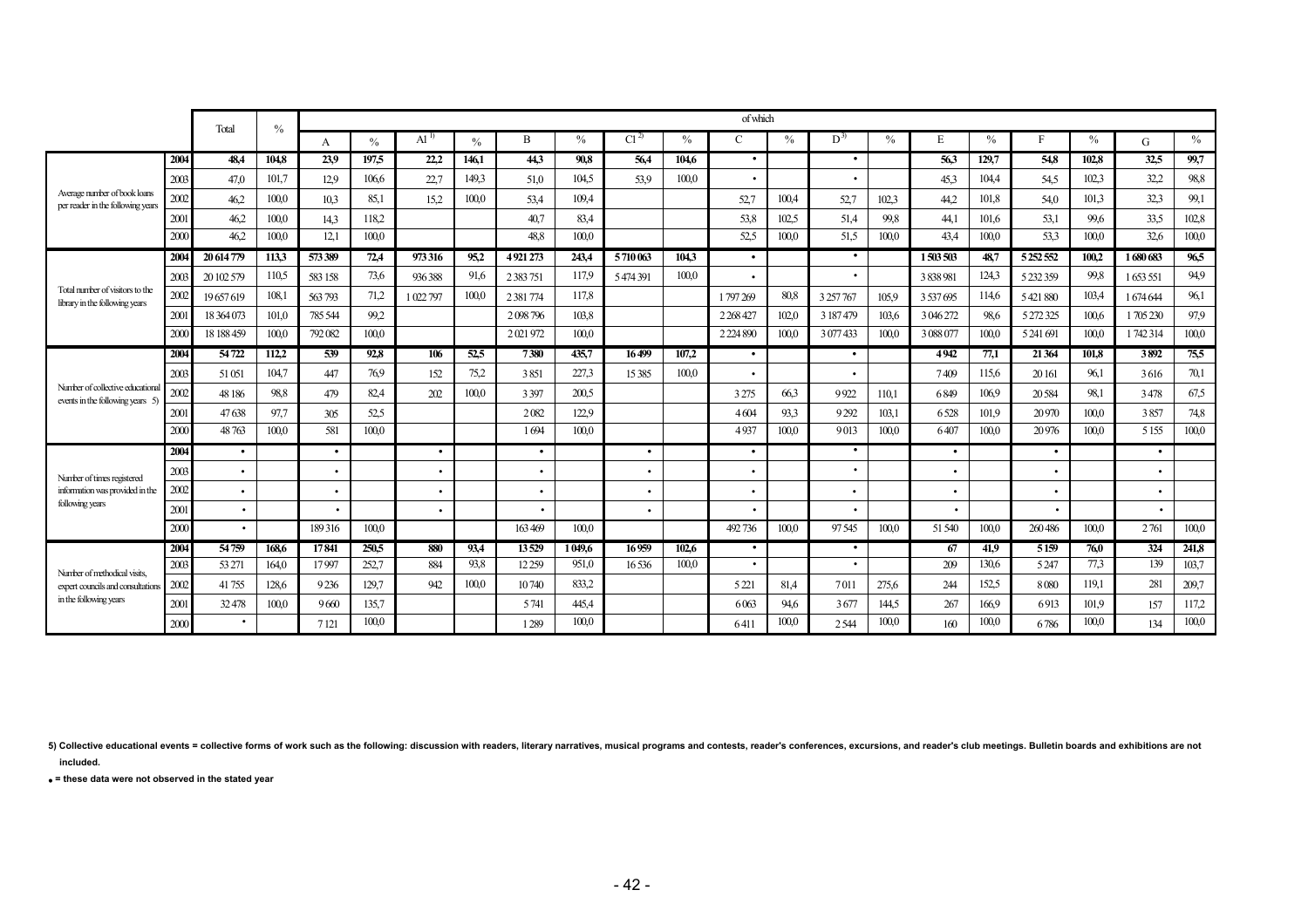| | | Total | % | of which | | | | | | | | | | | | | | | | | |
|---|---|---|---|---|---|---|---|---|---|---|---|---|---|---|---|---|---|---|---|---|---|
| | | | | A | % | AI [1] | % | B | % | CI [2] | % | C | % | D [3] | % | E | % | F | % | G | % |
| Average number of book loans per reader in the following years | **2004** | **48,4** | **104,8** | **23,9** | **197,5** | **22,2** | **146,1** | **44,3** | **90,8** | **56,4** | **104,6** | • | | • | | **56,3** | **129,7** | **54,8** | **102,8** | **32,5** | **99,7** |
| | 2003 | 47,0 | 101,7 | 12,9 | 106,6 | 22,7 | 149,3 | 51,0 | 104,5 | 53,9 | 100,0 | • | | • | | 45,3 | 104,4 | 54,5 | 102,3 | 32,2 | 98,8 |
| | 2002 | 46,2 | 100,0 | 10,3 | 85,1 | 15,2 | 100,0 | 53,4 | 109,4 | | | 52,7 | 100,4 | 52,7 | 102,3 | 44,2 | 101,8 | 54,0 | 101,3 | 32,3 | 99,1 |
| | 2001 | 46,2 | 100,0 | 14,3 | 118,2 | | | 40,7 | 83,4 | | | 53,8 | 102,5 | 51,4 | 99,8 | 44,1 | 101,6 | 53,1 | 99,6 | 33,5 | 102,8 |
| | 2000 | 46,2 | 100,0 | 12,1 | 100,0 | | | 48,8 | 100,0 | | | 52,5 | 100,0 | 51,5 | 100,0 | 43,4 | 100,0 | 53,3 | 100,0 | 32,6 | 100,0 |
| Total number of visitors to the library in the following years | **2004** | **20 614 779** | **113,3** | **573 389** | **72,4** | **973 316** | **95,2** | **4 921 273** | **243,4** | **5 710 063** | **104,3** | • | | • | | **1 503 503** | **48,7** | **5 252 552** | **100,2** | **1 680 683** | **96,5** |
| | 2003 | 20 102 579 | 110,5 | 583 158 | 73,6 | 936 388 | 91,6 | 2 383 751 | 117,9 | 5 474 391 | 100,0 | • | | • | | 3 838 981 | 124,3 | 5 232 359 | 99,8 | 1 653 551 | 94,9 |
| | 2002 | 19 657 619 | 108,1 | 563 793 | 71,2 | 1 022 797 | 100,0 | 2 381 774 | 117,8 | | | 1 797 269 | 80,8 | 3 257 767 | 105,9 | 3 537 695 | 114,6 | 5 421 880 | 103,4 | 1 674 644 | 96,1 |
| | 2001 | 18 364 073 | 101,0 | 785 544 | 99,2 | | | 2 098 796 | 103,8 | | | 2 268 427 | 102,0 | 3 187 479 | 103,6 | 3 046 272 | 98,6 | 5 272 325 | 100,6 | 1 705 230 | 97,9 |
| | 2000 | 18 188 459 | 100,0 | 792 082 | 100,0 | | | 2 021 972 | 100,0 | | | 2 224 890 | 100,0 | 3 077 433 | 100,0 | 3 088 077 | 100,0 | 5 241 691 | 100,0 | 1 742 314 | 100,0 |
| Number of collective educational events in the following years 5) | **2004** | **54 722** | **112,2** | **539** | **92,8** | **106** | **52,5** | **7 380** | **435,7** | **16 499** | **107,2** | • | | • | | **4 942** | **77,1** | **21 364** | **101,8** | **3 892** | **75,5** |
| | 2003 | 51 051 | 104,7 | 447 | 76,9 | 152 | 75,2 | 3 851 | 227,3 | 15 385 | 100,0 | • | | • | | 7 409 | 115,6 | 20 161 | 96,1 | 3 616 | 70,1 |
| | 2002 | 48 186 | 98,8 | 479 | 82,4 | 202 | 100,0 | 3 397 | 200,5 | | | 3 275 | 66,3 | 9 922 | 110,1 | 6 849 | 106,9 | 20 584 | 98,1 | 3 478 | 67,5 |
| | 2001 | 47 638 | 97,7 | 305 | 52,5 | | | 2 082 | 122,9 | | | 4 604 | 93,3 | 9 292 | 103,1 | 6 528 | 101,9 | 20 970 | 100,0 | 3 857 | 74,8 |
| | 2000 | 48 763 | 100,0 | 581 | 100,0 | | | 1 694 | 100,0 | | | 4 937 | 100,0 | 9 013 | 100,0 | 6 407 | 100,0 | 20 976 | 100,0 | 5 155 | 100,0 |
| Number of times registered information was provided in the following years | **2004** | • | | • | | • | | • | | • | | • | | • | | • | | • | | • | |
| | 2003 | • | | • | | • | | • | | • | | • | | • | | • | | • | | • | |
| | 2002 | • | | • | | • | | • | | • | | • | | • | | • | | • | | • | |
| | 2001 | • | | • | | • | | • | | • | | • | | • | | • | | • | | • | |
| | 2000 | • | | 189 316 | 100,0 | | | 163 469 | 100,0 | | | 492 736 | 100,0 | 97 545 | 100,0 | 51 540 | 100,0 | 260 486 | 100,0 | 2 761 | 100,0 |
| Number of methodical visits, expert councils and consultations in the following years | **2004** | **54 759** | **168,6** | **17 841** | **250,5** | **880** | **93,4** | **13 529** | **1 049,6** | **16 959** | **102,6** | • | | • | | **67** | **41,9** | **5 159** | **76,0** | **324** | **241,8** |
| | 2003 | 53 271 | 164,0 | 17 997 | 252,7 | 884 | 93,8 | 12 259 | 951,0 | 16 536 | 100,0 | • | | • | | 209 | 130,6 | 5 247 | 77,3 | 139 | 103,7 |
| | 2002 | 41 755 | 128,6 | 9 236 | 129,7 | 942 | 100,0 | 10 740 | 833,2 | | | 5 221 | 81,4 | 7 011 | 275,6 | 244 | 152,5 | 8 080 | 119,1 | 281 | 209,7 |
| | 2001 | 32 478 | 100,0 | 9 660 | 135,7 | | | 5 741 | 445,4 | | | 6 063 | 94,6 | 3 677 | 144,5 | 267 | 166,9 | 6 913 | 101,9 | 157 | 117,2 |
| | 2000 | • | | 7 121 | 100,0 | | | 1 289 | 100,0 | | | 6 411 | 100,0 | 2 544 | 100,0 | 160 | 100,0 | 6 786 | 100,0 | 134 | 100,0 |

**5) Collective educational events = collective forms of work such as the following: discussion with readers, literary narratives, musical programs and contests, reader's conferences, excursions, and reader's club meetings. Bulletin boards and exhibitions are not included.**

**• = these data were not observed in the stated year**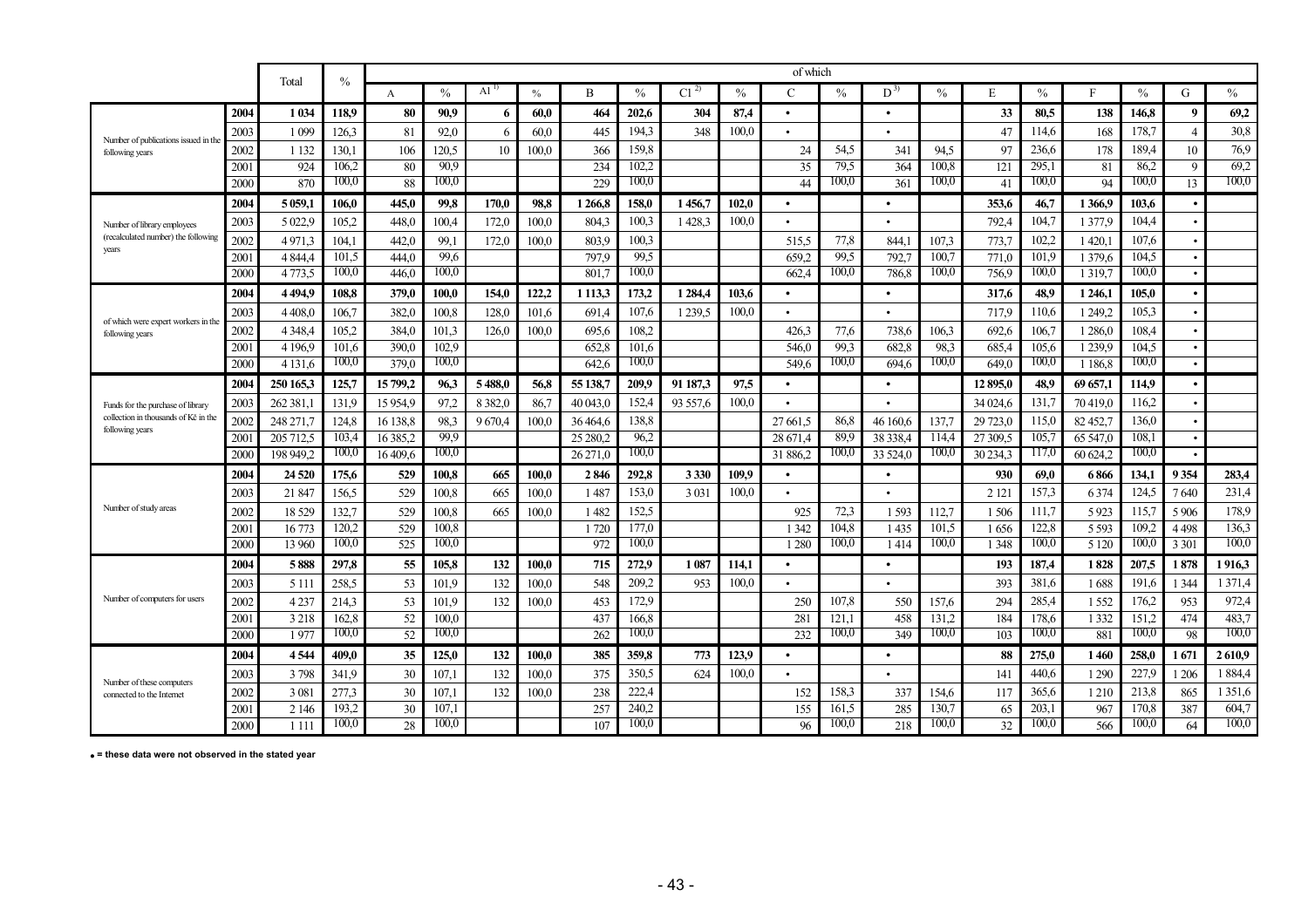|  |  | Total | % | of which |  |  |  |  |  |  |  |  |  |  |  |  |  |  |  |  |  |
|---|---|---|---|---|---|---|---|---|---|---|---|---|---|---|---|---|---|---|---|---|---|
|  |  |  |  | A | % | A1 [1)] | % | B | % | C1 [2)] | % | C | % | D [3)] | % | E | % | F | % | G | % |
| Number of publications issued in the following years | **2004** | **1 034** | **118,9** | **80** | **90,9** | **6** | **60,0** | **464** | **202,6** | **304** | **87,4** | **•** |  | **•** |  | **33** | **80,5** | **138** | **146,8** | **9** | **69,2** |
|  | 2003 | 1 099 | 126,3 | 81 | 92,0 | 6 | 60,0 | 445 | 194,3 | 348 | 100,0 | • |  | • |  | 47 | 114,6 | 168 | 178,7 | 4 | 30,8 |
|  | 2002 | 1 132 | 130,1 | 106 | 120,5 | 10 | 100,0 | 366 | 159,8 |  |  | 24 | 54,5 | 341 | 94,5 | 97 | 236,6 | 178 | 189,4 | 10 | 76,9 |
|  | 2001 | 924 | 106,2 | 80 | 90,9 |  |  | 234 | 102,2 |  |  | 35 | 79,5 | 364 | 100,8 | 121 | 295,1 | 81 | 86,2 | 9 | 69,2 |
|  | 2000 | 870 | 100,0 | 88 | 100,0 |  |  | 229 | 100,0 |  |  | 44 | 100,0 | 361 | 100,0 | 41 | 100,0 | 94 | 100,0 | 13 | 100,0 |
| Number of library employees (recalculated number) the following years | **2004** | **5 059,1** | **106,0** | **445,0** | **99,8** | **170,0** | **98,8** | **1 266,8** | **158,0** | **1 456,7** | **102,0** | **•** |  | **•** |  | **353,6** | **46,7** | **1 366,9** | **103,6** | **•** |  |
|  | 2003 | 5 022,9 | 105,2 | 448,0 | 100,4 | 172,0 | 100,0 | 804,3 | 100,3 | 1 428,3 | 100,0 | • |  | • |  | 792,4 | 104,7 | 1 377,9 | 104,4 | • |  |
|  | 2002 | 4 971,3 | 104,1 | 442,0 | 99,1 | 172,0 | 100,0 | 803,9 | 100,3 |  |  | 515,5 | 77,8 | 844,1 | 107,3 | 773,7 | 102,2 | 1 420,1 | 107,6 | • |  |
|  | 2001 | 4 844,4 | 101,5 | 444,0 | 99,6 |  |  | 797,9 | 99,5 |  |  | 659,2 | 99,5 | 792,7 | 100,7 | 771,0 | 101,9 | 1 379,6 | 104,5 | • |  |
|  | 2000 | 4 773,5 | 100,0 | 446,0 | 100,0 |  |  | 801,7 | 100,0 |  |  | 662,4 | 100,0 | 786,8 | 100,0 | 756,9 | 100,0 | 1 319,7 | 100,0 | • |  |
| of which were expert workers in the following years | **2004** | **4 494,9** | **108,8** | **379,0** | **100,0** | **154,0** | **122,2** | **1 113,3** | **173,2** | **1 284,4** | **103,6** | **•** |  | **•** |  | **317,6** | **48,9** | **1 246,1** | **105,0** | **•** |  |
|  | 2003 | 4 408,0 | 106,7 | 382,0 | 100,8 | 128,0 | 101,6 | 691,4 | 107,6 | 1 239,5 | 100,0 | • |  | • |  | 717,9 | 110,6 | 1 249,2 | 105,3 | • |  |
|  | 2002 | 4 348,4 | 105,2 | 384,0 | 101,3 | 126,0 | 100,0 | 695,6 | 108,2 |  |  | 426,3 | 77,6 | 738,6 | 106,3 | 692,6 | 106,7 | 1 286,0 | 108,4 | • |  |
|  | 2001 | 4 196,9 | 101,6 | 390,0 | 102,9 |  |  | 652,8 | 101,6 |  |  | 546,0 | 99,3 | 682,8 | 98,3 | 685,4 | 105,6 | 1 239,9 | 104,5 | • |  |
|  | 2000 | 4 131,6 | 100,0 | 379,0 | 100,0 |  |  | 642,6 | 100,0 |  |  | 549,6 | 100,0 | 694,6 | 100,0 | 649,0 | 100,0 | 1 186,8 | 100,0 | • |  |
| Funds for the purchase of library collection in thousands of Kč in the following years | **2004** | **250 165,3** | **125,7** | **15 799,2** | **96,3** | **5 488,0** | **56,8** | **55 138,7** | **209,9** | **91 187,3** | **97,5** | **•** |  | **•** |  | **12 895,0** | **48,9** | **69 657,1** | **114,9** | **•** |  |
|  | 2003 | 262 381,1 | 131,9 | 15 954,9 | 97,2 | 8 382,0 | 86,7 | 40 043,0 | 152,4 | 93 557,6 | 100,0 | • |  | • |  | 34 024,6 | 131,7 | 70 419,0 | 116,2 | • |  |
|  | 2002 | 248 271,7 | 124,8 | 16 138,8 | 98,3 | 9 670,4 | 100,0 | 36 464,6 | 138,8 |  |  | 27 661,5 | 86,8 | 46 160,6 | 137,7 | 29 723,0 | 115,0 | 82 452,7 | 136,0 | • |  |
|  | 2001 | 205 712,5 | 103,4 | 16 385,2 | 99,9 |  |  | 25 280,2 | 96,2 |  |  | 28 671,4 | 89,9 | 38 338,4 | 114,4 | 27 309,5 | 105,7 | 65 547,0 | 108,1 | • |  |
|  | 2000 | 198 949,2 | 100,0 | 16 409,6 | 100,0 |  |  | 26 271,0 | 100,0 |  |  | 31 886,2 | 100,0 | 33 524,0 | 100,0 | 30 234,3 | 117,0 | 60 624,2 | 100,0 | • |  |
| Number of study areas | **2004** | **24 520** | **175,6** | **529** | **100,8** | **665** | **100,0** | **2 846** | **292,8** | **3 330** | **109,9** | **•** |  | **•** |  | **930** | **69,0** | **6 866** | **134,1** | **9 354** | **283,4** |
|  | 2003 | 21 847 | 156,5 | 529 | 100,8 | 665 | 100,0 | 1 487 | 153,0 | 3 031 | 100,0 | • |  | • |  | 2 121 | 157,3 | 6 374 | 124,5 | 7 640 | 231,4 |
|  | 2002 | 18 529 | 132,7 | 529 | 100,8 | 665 | 100,0 | 1 482 | 152,5 |  |  | 925 | 72,3 | 1 593 | 112,7 | 1 506 | 111,7 | 5 923 | 115,7 | 5 906 | 178,9 |
|  | 2001 | 16 773 | 120,2 | 529 | 100,8 |  |  | 1 720 | 177,0 |  |  | 1 342 | 104,8 | 1 435 | 101,5 | 1 656 | 122,8 | 5 593 | 109,2 | 4 498 | 136,3 |
|  | 2000 | 13 960 | 100,0 | 525 | 100,0 |  |  | 972 | 100,0 |  |  | 1 280 | 100,0 | 1 414 | 100,0 | 1 348 | 100,0 | 5 120 | 100,0 | 3 301 | 100,0 |
| Number of computers for users | **2004** | **5 888** | **297,8** | **55** | **105,8** | **132** | **100,0** | **715** | **272,9** | **1 087** | **114,1** | **•** |  | **•** |  | **193** | **187,4** | **1 828** | **207,5** | **1 878** | **1 916,3** |
|  | 2003 | 5 111 | 258,5 | 53 | 101,9 | 132 | 100,0 | 548 | 209,2 | 953 | 100,0 | • |  | • |  | 393 | 381,6 | 1 688 | 191,6 | 1 344 | 1 371,4 |
|  | 2002 | 4 237 | 214,3 | 53 | 101,9 | 132 | 100,0 | 453 | 172,9 |  |  | 250 | 107,8 | 550 | 157,6 | 294 | 285,4 | 1 552 | 176,2 | 953 | 972,4 |
|  | 2001 | 3 218 | 162,8 | 52 | 100,0 |  |  | 437 | 166,8 |  |  | 281 | 121,1 | 458 | 131,2 | 184 | 178,6 | 1 332 | 151,2 | 474 | 483,7 |
|  | 2000 | 1 977 | 100,0 | 52 | 100,0 |  |  | 262 | 100,0 |  |  | 232 | 100,0 | 349 | 100,0 | 103 | 100,0 | 881 | 100,0 | 98 | 100,0 |
| Number of these computers connected to the Internet | **2004** | **4 544** | **409,0** | **35** | **125,0** | **132** | **100,0** | **385** | **359,8** | **773** | **123,9** | **•** |  | **•** |  | **88** | **275,0** | **1 460** | **258,0** | **1 671** | **2 610,9** |
|  | 2003 | 3 798 | 341,9 | 30 | 107,1 | 132 | 100,0 | 375 | 350,5 | 624 | 100,0 | • |  | • |  | 141 | 440,6 | 1 290 | 227,9 | 1 206 | 1 884,4 |
|  | 2002 | 3 081 | 277,3 | 30 | 107,1 | 132 | 100,0 | 238 | 222,4 |  |  | 152 | 158,3 | 337 | 154,6 | 117 | 365,6 | 1 210 | 213,8 | 865 | 1 351,6 |
|  | 2001 | 2 146 | 193,2 | 30 | 107,1 |  |  | 257 | 240,2 |  |  | 155 | 161,5 | 285 | 130,7 | 65 | 203,1 | 967 | 170,8 | 387 | 604,7 |
|  | 2000 | 1 111 | 100,0 | 28 | 100,0 |  |  | 107 | 100,0 |  |  | 96 | 100,0 | 218 | 100,0 | 32 | 100,0 | 566 | 100,0 | 64 | 100,0 |

**• = these data were not observed in the stated year**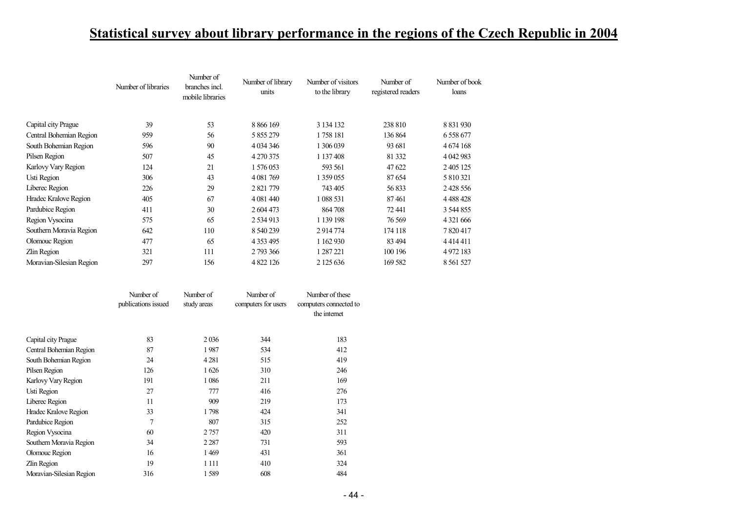# Statistical survey about library performance in the regions of the Czech Republic in 2004

| | Number of libraries | Number of branches incl. mobile libraries | Number of library units | Number of visitors to the library | Number of registered readers | Number of book loans |
|---|---|---|---|---|---|---|
| Capital city Prague | 39 | 53 | 8 866 169 | 3 134 132 | 238 810 | 8 831 930 |
| Central Bohemian Region | 959 | 56 | 5 855 279 | 1 758 181 | 136 864 | 6 558 677 |
| South Bohemian Region | 596 | 90 | 4 034 346 | 1 306 039 | 93 681 | 4 674 168 |
| Pilsen Region | 507 | 45 | 4 270 375 | 1 137 408 | 81 332 | 4 042 983 |
| Karlovy Vary Region | 124 | 21 | 1 576 053 | 593 561 | 47 622 | 2 405 125 |
| Usti Region | 306 | 43 | 4 081 769 | 1 359 055 | 87 654 | 5 810 321 |
| Liberec Region | 226 | 29 | 2 821 779 | 743 405 | 56 833 | 2 428 556 |
| Hradec Kralove Region | 405 | 67 | 4 081 440 | 1 088 531 | 87 461 | 4 488 428 |
| Pardubice Region | 411 | 30 | 2 604 473 | 864 708 | 72 441 | 3 544 855 |
| Region Vysocina | 575 | 65 | 2 534 913 | 1 139 198 | 76 569 | 4 321 666 |
| Southern Moravia Region | 642 | 110 | 8 540 239 | 2 914 774 | 174 118 | 7 820 417 |
| Olomouc Region | 477 | 65 | 4 353 495 | 1 162 930 | 83 494 | 4 414 411 |
| Zlin Region | 321 | 111 | 2 793 366 | 1 287 221 | 100 196 | 4 972 183 |
| Moravian-Silesian Region | 297 | 156 | 4 822 126 | 2 125 636 | 169 582 | 8 561 527 |

| | Number of publications issued | Number of study areas | Number of computers for users | Number of these computers connected to the internet |
|---|---|---|---|---|
| Capital city Prague | 83 | 2 036 | 344 | 183 |
| Central Bohemian Region | 87 | 1 987 | 534 | 412 |
| South Bohemian Region | 24 | 4 281 | 515 | 419 |
| Pilsen Region | 126 | 1 626 | 310 | 246 |
| Karlovy Vary Region | 191 | 1 086 | 211 | 169 |
| Usti Region | 27 | 777 | 416 | 276 |
| Liberec Region | 11 | 909 | 219 | 173 |
| Hradec Kralove Region | 33 | 1 798 | 424 | 341 |
| Pardubice Region | 7 | 807 | 315 | 252 |
| Region Vysocina | 60 | 2 757 | 420 | 311 |
| Southern Moravia Region | 34 | 2 287 | 731 | 593 |
| Olomouc Region | 16 | 1 469 | 431 | 361 |
| Zlin Region | 19 | 1 111 | 410 | 324 |
| Moravian-Silesian Region | 316 | 1 589 | 608 | 484 |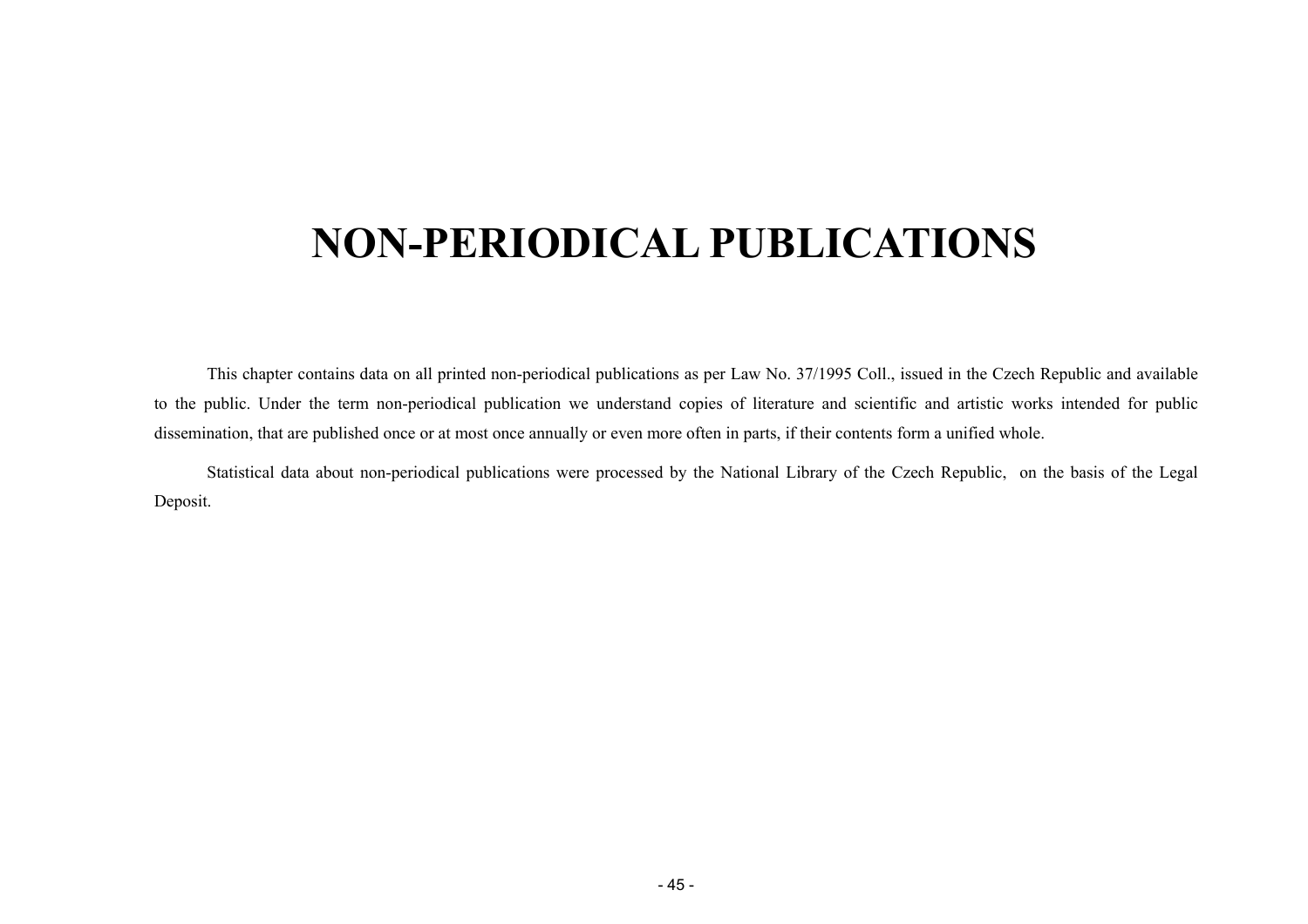# NON-PERIODICAL PUBLICATIONS

This chapter contains data on all printed non-periodical publications as per Law No. 37/1995 Coll., issued in the Czech Republic and available to the public. Under the term non-periodical publication we understand copies of literature and scientific and artistic works intended for public dissemination, that are published once or at most once annually or even more often in parts, if their contents form a unified whole.

Statistical data about non-periodical publications were processed by the National Library of the Czech Republic, on the basis of the Legal Deposit.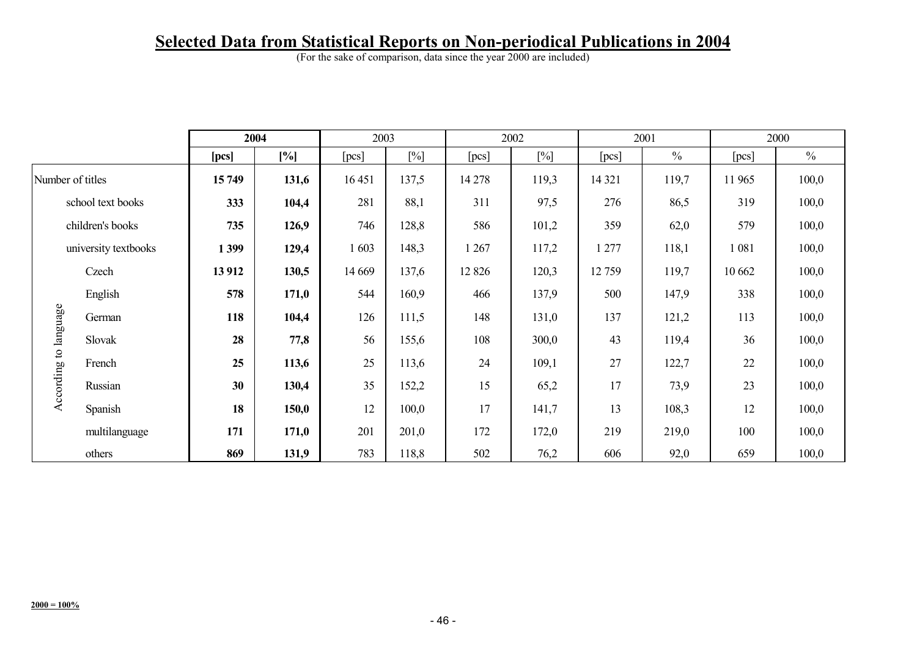# Selected Data from Statistical Reports on Non-periodical Publications in 2004

(For the sake of comparison, data since the year 2000 are included)

| | | 2004 | | 2003 | | 2002 | | 2001 | | 2000 | |
|---|---|---|---|---|---|---|---|---|---|---|---|
| | | **[pcs]** | **[%]** | [pcs] | [%] | [pcs] | [%] | [pcs] | % | [pcs] | % |
| Number of titles | | **15 749** | **131,6** | 16 451 | 137,5 | 14 278 | 119,3 | 14 321 | 119,7 | 11 965 | 100,0 |
| | school text books | **333** | **104,4** | 281 | 88,1 | 311 | 97,5 | 276 | 86,5 | 319 | 100,0 |
| | children's books | **735** | **126,9** | 746 | 128,8 | 586 | 101,2 | 359 | 62,0 | 579 | 100,0 |
| | university textbooks | **1 399** | **129,4** | 1 603 | 148,3 | 1 267 | 117,2 | 1 277 | 118,1 | 1 081 | 100,0 |
| According to language | Czech | **13 912** | **130,5** | 14 669 | 137,6 | 12 826 | 120,3 | 12 759 | 119,7 | 10 662 | 100,0 |
| | English | **578** | **171,0** | 544 | 160,9 | 466 | 137,9 | 500 | 147,9 | 338 | 100,0 |
| | German | **118** | **104,4** | 126 | 111,5 | 148 | 131,0 | 137 | 121,2 | 113 | 100,0 |
| | Slovak | **28** | **77,8** | 56 | 155,6 | 108 | 300,0 | 43 | 119,4 | 36 | 100,0 |
| | French | **25** | **113,6** | 25 | 113,6 | 24 | 109,1 | 27 | 122,7 | 22 | 100,0 |
| | Russian | **30** | **130,4** | 35 | 152,2 | 15 | 65,2 | 17 | 73,9 | 23 | 100,0 |
| | Spanish | **18** | **150,0** | 12 | 100,0 | 17 | 141,7 | 13 | 108,3 | 12 | 100,0 |
| | multilanguage | **171** | **171,0** | 201 | 201,0 | 172 | 172,0 | 219 | 219,0 | 100 | 100,0 |
| | others | **869** | **131,9** | 783 | 118,8 | 502 | 76,2 | 606 | 92,0 | 659 | 100,0 |

**2000 = 100%**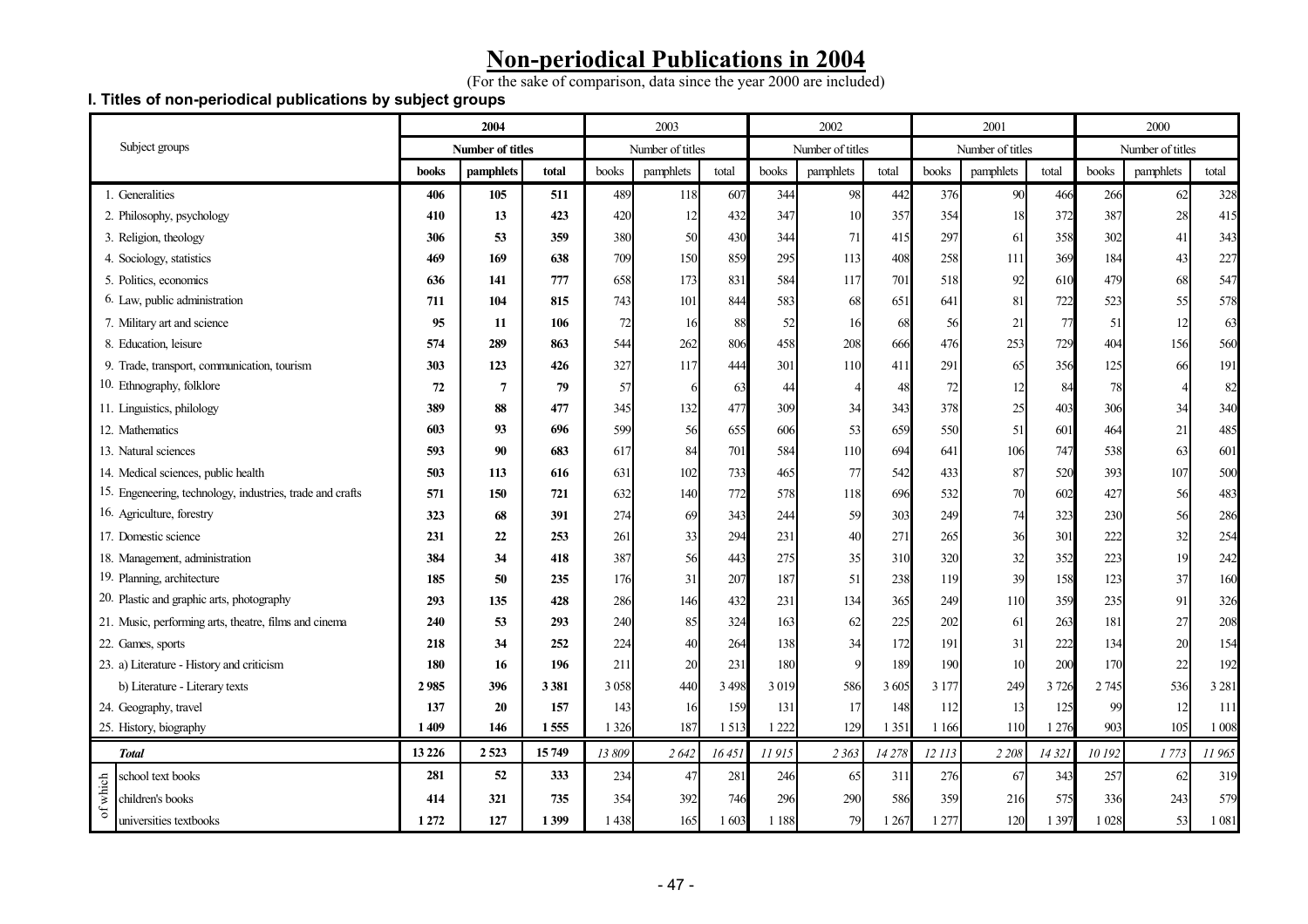# Non-periodical Publications in 2004

(For the sake of comparison, data since the year 2000 are included)

### I. Titles of non-periodical publications by subject groups

| Subject groups | **2004** | | | 2003 | | | 2002 | | | 2001 | | | 2000 | | |
|---|---|---|---|---|---|---|---|---|---|---|---|---|---|---|---|
| | **Number of titles** | | | Number of titles | | | Number of titles | | | Number of titles | | | Number of titles | | |
| | **books** | **pamphlets** | **total** | books | pamphlets | total | books | pamphlets | total | books | pamphlets | total | books | pamphlets | total |
| 1. Generalities | **406** | **105** | **511** | 489 | 118 | 607 | 344 | 98 | 442 | 376 | 90 | 466 | 266 | 62 | 328 |
| 2. Philosophy, psychology | **410** | **13** | **423** | 420 | 12 | 432 | 347 | 10 | 357 | 354 | 18 | 372 | 387 | 28 | 415 |
| 3. Religion, theology | **306** | **53** | **359** | 380 | 50 | 430 | 344 | 71 | 415 | 297 | 61 | 358 | 302 | 41 | 343 |
| 4. Sociology, statistics | **469** | **169** | **638** | 709 | 150 | 859 | 295 | 113 | 408 | 258 | 111 | 369 | 184 | 43 | 227 |
| 5. Politics, economics | **636** | **141** | **777** | 658 | 173 | 831 | 584 | 117 | 701 | 518 | 92 | 610 | 479 | 68 | 547 |
| 6. Law, public administration | **711** | **104** | **815** | 743 | 101 | 844 | 583 | 68 | 651 | 641 | 81 | 722 | 523 | 55 | 578 |
| 7. Military art and science | **95** | **11** | **106** | 72 | 16 | 88 | 52 | 16 | 68 | 56 | 21 | 77 | 51 | 12 | 63 |
| 8. Education, leisure | **574** | **289** | **863** | 544 | 262 | 806 | 458 | 208 | 666 | 476 | 253 | 729 | 404 | 156 | 560 |
| 9. Trade, transport, communication, tourism | **303** | **123** | **426** | 327 | 117 | 444 | 301 | 110 | 411 | 291 | 65 | 356 | 125 | 66 | 191 |
| 10. Ethnography, folklore | **72** | **7** | **79** | 57 | 6 | 63 | 44 | 4 | 48 | 72 | 12 | 84 | 78 | 4 | 82 |
| 11. Linguistics, philology | **389** | **88** | **477** | 345 | 132 | 477 | 309 | 34 | 343 | 378 | 25 | 403 | 306 | 34 | 340 |
| 12. Mathematics | **603** | **93** | **696** | 599 | 56 | 655 | 606 | 53 | 659 | 550 | 51 | 601 | 464 | 21 | 485 |
| 13. Natural sciences | **593** | **90** | **683** | 617 | 84 | 701 | 584 | 110 | 694 | 641 | 106 | 747 | 538 | 63 | 601 |
| 14. Medical sciences, public health | **503** | **113** | **616** | 631 | 102 | 733 | 465 | 77 | 542 | 433 | 87 | 520 | 393 | 107 | 500 |
| 15. Engeneering, technology, industries, trade and crafts | **571** | **150** | **721** | 632 | 140 | 772 | 578 | 118 | 696 | 532 | 70 | 602 | 427 | 56 | 483 |
| 16. Agriculture, forestry | **323** | **68** | **391** | 274 | 69 | 343 | 244 | 59 | 303 | 249 | 74 | 323 | 230 | 56 | 286 |
| 17. Domestic science | **231** | **22** | **253** | 261 | 33 | 294 | 231 | 40 | 271 | 265 | 36 | 301 | 222 | 32 | 254 |
| 18. Management, administration | **384** | **34** | **418** | 387 | 56 | 443 | 275 | 35 | 310 | 320 | 32 | 352 | 223 | 19 | 242 |
| 19. Planning, architecture | **185** | **50** | **235** | 176 | 31 | 207 | 187 | 51 | 238 | 119 | 39 | 158 | 123 | 37 | 160 |
| 20. Plastic and graphic arts, photography | **293** | **135** | **428** | 286 | 146 | 432 | 231 | 134 | 365 | 249 | 110 | 359 | 235 | 91 | 326 |
| 21. Music, performing arts, theatre, films and cinema | **240** | **53** | **293** | 240 | 85 | 324 | 163 | 62 | 225 | 202 | 61 | 263 | 181 | 27 | 208 |
| 22. Games, sports | **218** | **34** | **252** | 224 | 40 | 264 | 138 | 34 | 172 | 191 | 31 | 222 | 134 | 20 | 154 |
| 23. a) Literature - History and criticism | **180** | **16** | **196** | 211 | 20 | 231 | 180 | 9 | 189 | 190 | 10 | 200 | 170 | 22 | 192 |
| b) Literature - Literary texts | **2 985** | **396** | **3 381** | 3 058 | 440 | 3 498 | 3 019 | 586 | 3 605 | 3 177 | 249 | 3 726 | 2 745 | 536 | 3 281 |
| 24. Geography, travel | **137** | **20** | **157** | 143 | 16 | 159 | 131 | 17 | 148 | 112 | 13 | 125 | 99 | 12 | 111 |
| 25. History, biography | **1 409** | **146** | **1 555** | 1 326 | 187 | 1 513 | 1 222 | 129 | 1 351 | 1 166 | 110 | 1 276 | 903 | 105 | 1 008 |
| ***Total*** | **13 226** | **2 523** | **15 749** | *13 809* | *2 642* | *16 451* | *11 915* | *2 363* | *14 278* | *12 113* | *2 208* | *14 321* | *10 192* | *1 773* | *11 965* |
| of which: school text books | **281** | **52** | **333** | 234 | 47 | 281 | 246 | 65 | 311 | 276 | 67 | 343 | 257 | 62 | 319 |
| of which: children's books | **414** | **321** | **735** | 354 | 392 | 746 | 296 | 290 | 586 | 359 | 216 | 575 | 336 | 243 | 579 |
| of which: universities textbooks | **1 272** | **127** | **1 399** | 1 438 | 165 | 1 603 | 1 188 | 79 | 1 267 | 1 277 | 120 | 1 397 | 1 028 | 53 | 1 081 |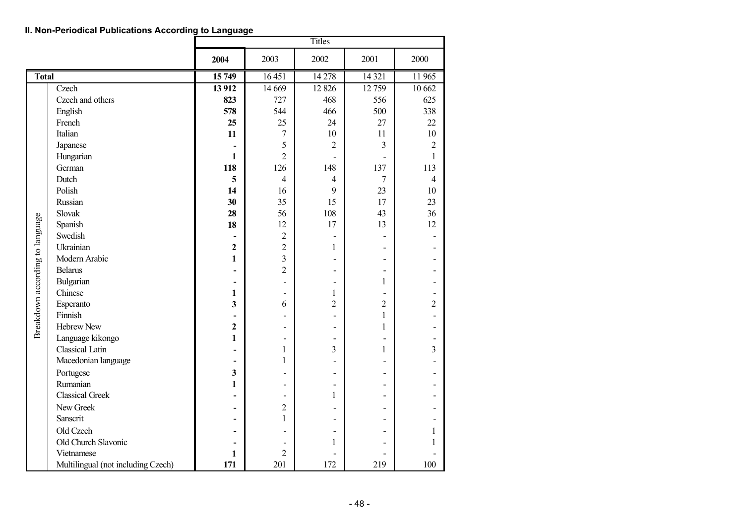## II. Non-Periodical Publications According to Language

| | | Titles | | | | |
|---|---|---|---|---|---|---|
| | | **2004** | 2003 | 2002 | 2001 | 2000 |
| **Total** | | **15 749** | 16 451 | 14 278 | 14 321 | 11 965 |
| Breakdown according to language | Czech | **13 912** | 14 669 | 12 826 | 12 759 | 10 662 |
| | Czech and others | **823** | 727 | 468 | 556 | 625 |
| | English | **578** | 544 | 466 | 500 | 338 |
| | French | **25** | 25 | 24 | 27 | 22 |
| | Italian | **11** | 7 | 10 | 11 | 10 |
| | Japanese | **-** | 5 | 2 | 3 | 2 |
| | Hungarian | **1** | 2 | - | - | 1 |
| | German | **118** | 126 | 148 | 137 | 113 |
| | Dutch | **5** | 4 | 4 | 7 | 4 |
| | Polish | **14** | 16 | 9 | 23 | 10 |
| | Russian | **30** | 35 | 15 | 17 | 23 |
| | Slovak | **28** | 56 | 108 | 43 | 36 |
| | Spanish | **18** | 12 | 17 | 13 | 12 |
| | Swedish | **-** | 2 | - | - | - |
| | Ukrainian | **2** | 2 | 1 | - | - |
| | Modern Arabic | **1** | 3 | - | - | - |
| | Belarus | **-** | 2 | - | - | - |
| | Bulgarian | **-** | - | - | 1 | - |
| | Chinese | **1** | - | 1 | - | - |
| | Esperanto | **3** | 6 | 2 | 2 | 2 |
| | Finnish | **-** | - | - | 1 | - |
| | Hebrew New | **2** | - | - | 1 | - |
| | Language kikongo | **1** | - | - | - | - |
| | Classical Latin | **-** | 1 | 3 | 1 | 3 |
| | Macedonian language | **-** | 1 | - | - | - |
| | Portugese | **3** | - | - | - | - |
| | Rumanian | **1** | - | - | - | - |
| | Classical Greek | **-** | - | 1 | - | - |
| | New Greek | **-** | 2 | - | - | - |
| | Sanscrit | **-** | 1 | - | - | - |
| | Old Czech | **-** | - | - | - | 1 |
| | Old Church Slavonic | **-** | - | 1 | - | 1 |
| | Vietnamese | **1** | 2 | - | - | - |
| | Multilingual (not including Czech) | **171** | 201 | 172 | 219 | 100 |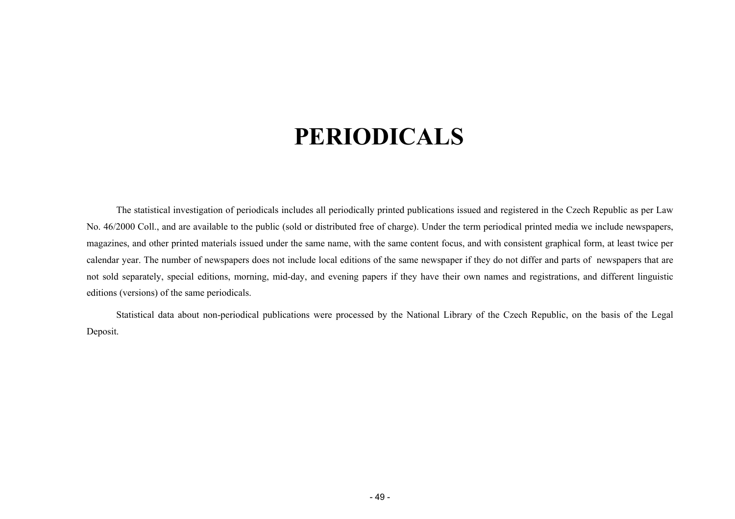# PERIODICALS

The statistical investigation of periodicals includes all periodically printed publications issued and registered in the Czech Republic as per Law No. 46/2000 Coll., and are available to the public (sold or distributed free of charge). Under the term periodical printed media we include newspapers, magazines, and other printed materials issued under the same name, with the same content focus, and with consistent graphical form, at least twice per calendar year. The number of newspapers does not include local editions of the same newspaper if they do not differ and parts of newspapers that are not sold separately, special editions, morning, mid-day, and evening papers if they have their own names and registrations, and different linguistic editions (versions) of the same periodicals.

Statistical data about non-periodical publications were processed by the National Library of the Czech Republic, on the basis of the Legal Deposit.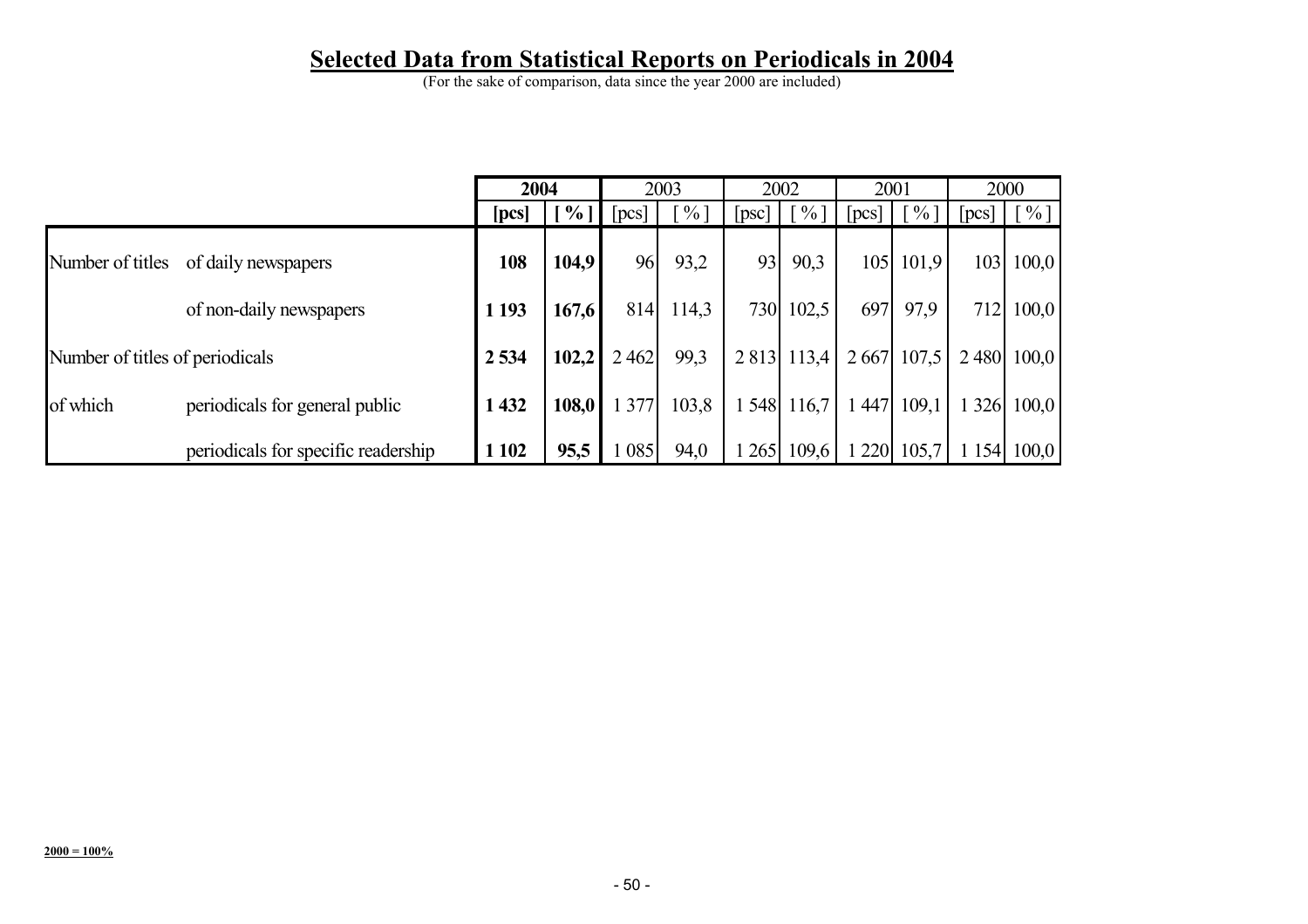# Selected Data from Statistical Reports on Periodicals in 2004

(For the sake of comparison, data since the year 2000 are included)

| | | **2004** | | 2003 | | 2002 | | 2001 | | 2000 | |
|---|---|---|---|---|---|---|---|---|---|---|---|
| | | **[pcs]** | **[ % ]** | [pcs] | [ % ] | [psc] | [ % ] | [pcs] | [ % ] | [pcs] | [ % ] |
| Number of titles | of daily newspapers | **108** | **104,9** | 96 | 93,2 | 93 | 90,3 | 105 | 101,9 | 103 | 100,0 |
| | of non-daily newspapers | **1 193** | **167,6** | 814 | 114,3 | 730 | 102,5 | 697 | 97,9 | 712 | 100,0 |
| Number of titles of periodicals | | **2 534** | **102,2** | 2 462 | 99,3 | 2 813 | 113,4 | 2 667 | 107,5 | 2 480 | 100,0 |
| of which | periodicals for general public | **1 432** | **108,0** | 1 377 | 103,8 | 1 548 | 116,7 | 1 447 | 109,1 | 1 326 | 100,0 |
| | periodicals for specific readership | **1 102** | **95,5** | 1 085 | 94,0 | 1 265 | 109,6 | 1 220 | 105,7 | 1 154 | 100,0 |

**2000 = 100%**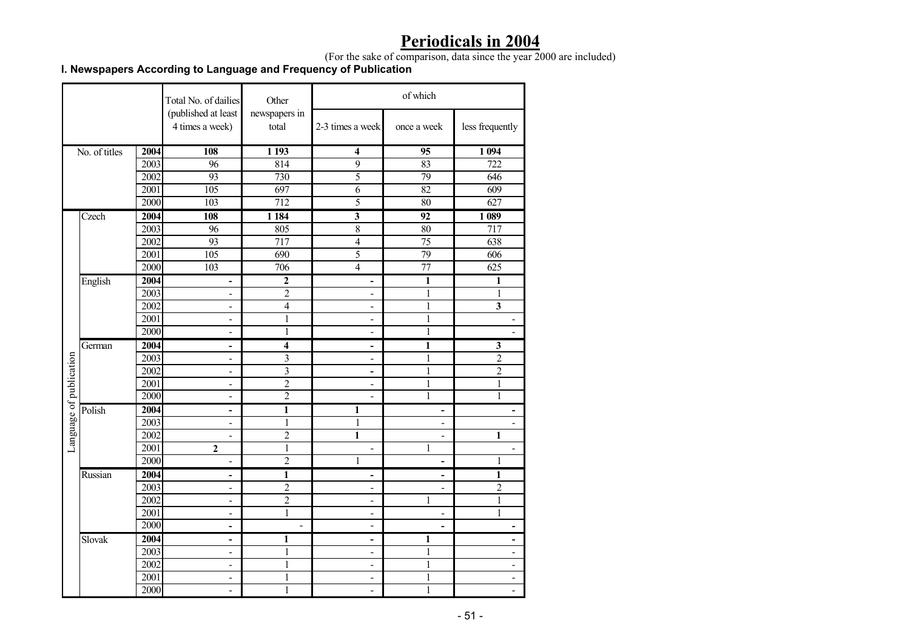# Periodicals in 2004

(For the sake of comparison, data since the year 2000 are included)

### I. Newspapers According to Language and Frequency of Publication

| | | | Total No. of dailies (published at least 4 times a week) | Other newspapers in total | of which | | |
|---|---|---|---|---|---|---|---|
| | | | | | 2-3 times a week | once a week | less frequently |
| No. of titles | | **2004** | **108** | **1 193** | **4** | **95** | **1 094** |
| | | 2003 | 96 | 814 | 9 | 83 | 722 |
| | | 2002 | 93 | 730 | 5 | 79 | 646 |
| | | 2001 | 105 | 697 | 6 | 82 | 609 |
| | | 2000 | 103 | 712 | 5 | 80 | 627 |
| Language of publication | Czech | **2004** | **108** | **1 184** | **3** | **92** | **1 089** |
| | | 2003 | 96 | 805 | 8 | 80 | 717 |
| | | 2002 | 93 | 717 | 4 | 75 | 638 |
| | | 2001 | 105 | 690 | 5 | 79 | 606 |
| | | 2000 | 103 | 706 | 4 | 77 | 625 |
| | English | **2004** | **-** | **2** | **-** | **1** | **1** |
| | | 2003 | - | 2 | - | 1 | 1 |
| | | 2002 | - | 4 | - | 1 | **3** |
| | | 2001 | - | 1 | - | 1 | - |
| | | 2000 | - | 1 | - | 1 | - |
| | German | **2004** | **-** | **4** | **-** | **1** | **3** |
| | | 2003 | - | 3 | - | 1 | 2 |
| | | 2002 | - | 3 | **-** | 1 | 2 |
| | | 2001 | - | 2 | - | 1 | 1 |
| | | 2000 | - | 2 | - | 1 | 1 |
| | Polish | **2004** | **-** | **1** | **1** | **-** | **-** |
| | | 2003 | - | 1 | 1 | - | - |
| | | 2002 | - | 2 | **1** | - | **1** |
| | | 2001 | **2** | 1 | - | 1 | - |
| | | 2000 | - | 2 | 1 | **-** | 1 |
| | Russian | **2004** | **-** | **1** | **-** | **-** | **1** |
| | | 2003 | - | 2 | - | - | 2 |
| | | 2002 | - | 2 | - | 1 | 1 |
| | | 2001 | - | 1 | - | - | 1 |
| | | 2000 | **-** | - | - | **-** | **-** |
| | Slovak | **2004** | **-** | **1** | **-** | **1** | **-** |
| | | 2003 | - | 1 | - | 1 | - |
| | | 2002 | - | 1 | - | 1 | - |
| | | 2001 | - | 1 | - | 1 | - |
| | | 2000 | - | 1 | - | 1 | - |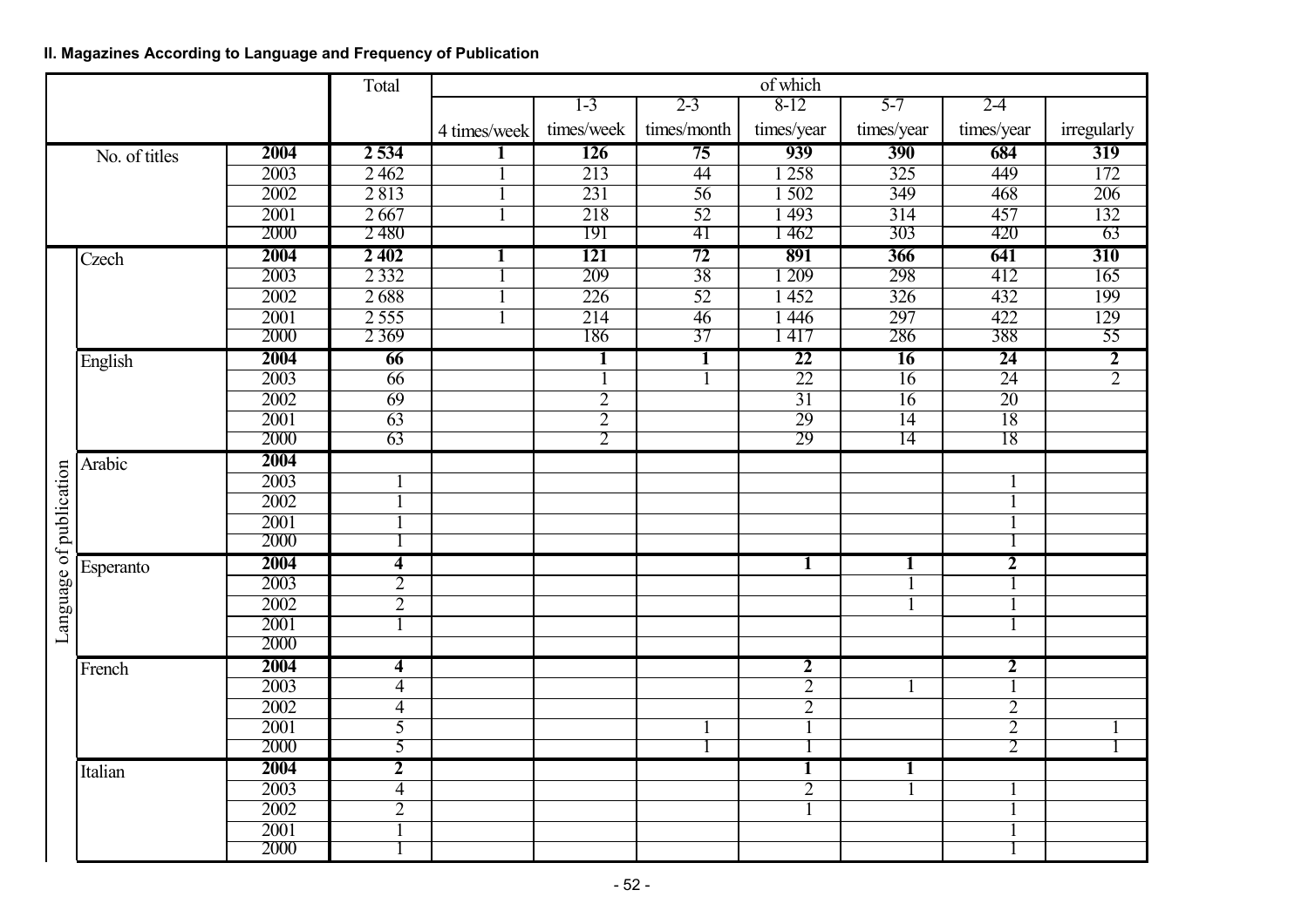**II. Magazines According to Language and Frequency of Publication**

| | | | Total | of which | | | | | | |
|---|---|---|---|---|---|---|---|---|---|---|
| | | | | 4 times/week | 1-3 times/week | 2-3 times/month | 8-12 times/year | 5-7 times/year | 2-4 times/year | irregularly |
| No. of titles | | **2004** | **2 534** | **1** | **126** | **75** | **939** | **390** | **684** | **319** |
| | | 2003 | 2 462 | 1 | 213 | 44 | 1 258 | 325 | 449 | 172 |
| | | 2002 | 2 813 | 1 | 231 | 56 | 1 502 | 349 | 468 | 206 |
| | | 2001 | 2 667 | 1 | 218 | 52 | 1 493 | 314 | 457 | 132 |
| | | 2000 | 2 480 | | 191 | 41 | 1 462 | 303 | 420 | 63 |
| Language of publication | Czech | **2004** | **2 402** | **1** | **121** | **72** | **891** | **366** | **641** | **310** |
| | | 2003 | 2 332 | 1 | 209 | 38 | 1 209 | 298 | 412 | 165 |
| | | 2002 | 2 688 | 1 | 226 | 52 | 1 452 | 326 | 432 | 199 |
| | | 2001 | 2 555 | 1 | 214 | 46 | 1 446 | 297 | 422 | 129 |
| | | 2000 | 2 369 | | 186 | 37 | 1 417 | 286 | 388 | 55 |
| | English | **2004** | **66** | | **1** | **1** | **22** | **16** | **24** | **2** |
| | | 2003 | 66 | | 1 | 1 | 22 | 16 | 24 | 2 |
| | | 2002 | 69 | | 2 | | 31 | 16 | 20 | |
| | | 2001 | 63 | | 2 | | 29 | 14 | 18 | |
| | | 2000 | 63 | | 2 | | 29 | 14 | 18 | |
| | Arabic | **2004** | | | | | | | | |
| | | 2003 | 1 | | | | | | 1 | |
| | | 2002 | 1 | | | | | | 1 | |
| | | 2001 | 1 | | | | | | 1 | |
| | | 2000 | 1 | | | | | | 1 | |
| | Esperanto | **2004** | **4** | | | | **1** | **1** | **2** | |
| | | 2003 | 2 | | | | | 1 | 1 | |
| | | 2002 | 2 | | | | | 1 | 1 | |
| | | 2001 | 1 | | | | | | 1 | |
| | | 2000 | | | | | | | | |
| | French | **2004** | **4** | | | | **2** | | **2** | |
| | | 2003 | 4 | | | | 2 | 1 | 1 | |
| | | 2002 | 4 | | | | 2 | | 2 | |
| | | 2001 | 5 | | | 1 | 1 | | 2 | 1 |
| | | 2000 | 5 | | | 1 | 1 | | 2 | 1 |
| | Italian | **2004** | **2** | | | | **1** | **1** | | |
| | | 2003 | 4 | | | | 2 | 1 | 1 | |
| | | 2002 | 2 | | | | 1 | | 1 | |
| | | 2001 | 1 | | | | | | 1 | |
| | | 2000 | 1 | | | | | | 1 | |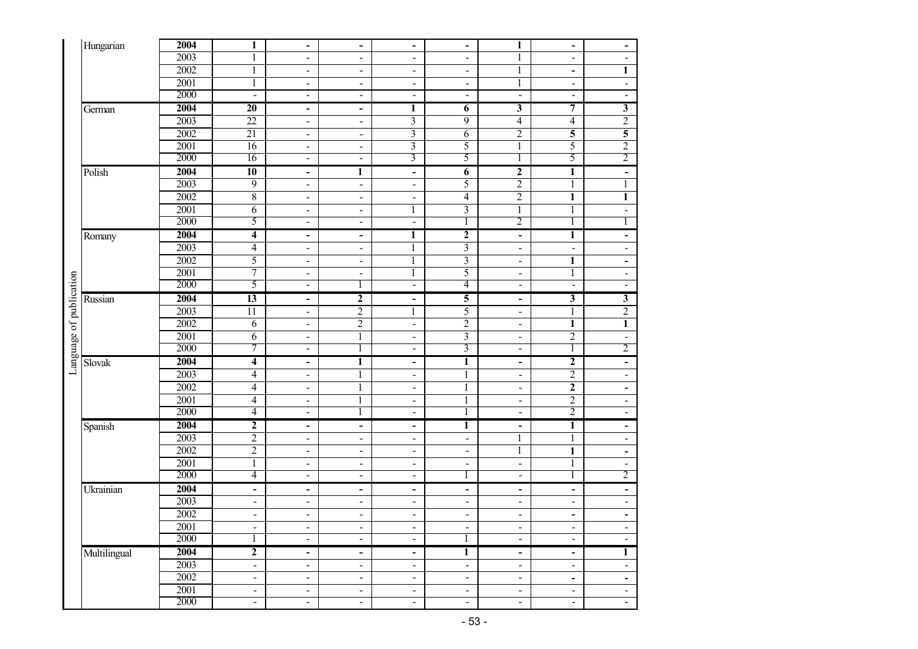| Language of publication | | | | | | | | | |
|---|---|---|---|---|---|---|---|---|---|
| Hungarian | **2004** | **1** | **-** | **-** | **-** | **-** | **1** | **-** | **-** |
| | 2003 | 1 | - | - | - | - | 1 | - | - |
| | 2002 | 1 | - | - | - | - | 1 | **-** | **1** |
| | 2001 | 1 | - | - | - | - | 1 | - | - |
| | 2000 | - | - | - | - | - | - | - | - |
| German | **2004** | **20** | **-** | **-** | **1** | **6** | **3** | **7** | **3** |
| | 2003 | 22 | - | - | 3 | 9 | 4 | 4 | 2 |
| | 2002 | 21 | - | - | 3 | 6 | 2 | **5** | **5** |
| | 2001 | 16 | - | - | 3 | 5 | 1 | 5 | 2 |
| | 2000 | 16 | - | - | 3 | 5 | 1 | 5 | 2 |
| Polish | **2004** | **10** | **-** | **1** | **-** | **6** | **2** | **1** | **-** |
| | 2003 | 9 | - | - | - | 5 | 2 | 1 | 1 |
| | 2002 | 8 | - | - | - | 4 | 2 | **1** | **1** |
| | 2001 | 6 | - | - | 1 | 3 | 1 | 1 | - |
| | 2000 | 5 | - | - | - | 1 | 2 | 1 | 1 |
| Romany | **2004** | **4** | **-** | **-** | **1** | **2** | **-** | **1** | **-** |
| | 2003 | 4 | - | - | 1 | 3 | - | - | - |
| | 2002 | 5 | - | - | 1 | 3 | - | **1** | **-** |
| | 2001 | 7 | - | - | 1 | 5 | - | 1 | - |
| | 2000 | 5 | - | 1 | - | 4 | - | - | - |
| Russian | **2004** | **13** | **-** | **2** | **-** | **5** | **-** | **3** | **3** |
| | 2003 | 11 | - | 2 | 1 | 5 | - | 1 | 2 |
| | 2002 | 6 | - | 2 | - | 2 | - | **1** | **1** |
| | 2001 | 6 | - | 1 | - | 3 | - | 2 | - |
| | 2000 | 7 | - | 1 | - | 3 | - | 1 | 2 |
| Slovak | **2004** | **4** | **-** | **1** | **-** | **1** | **-** | **2** | **-** |
| | 2003 | 4 | - | 1 | - | 1 | - | 2 | - |
| | 2002 | 4 | - | 1 | - | 1 | - | **2** | **-** |
| | 2001 | 4 | - | 1 | - | 1 | - | 2 | - |
| | 2000 | 4 | - | 1 | - | 1 | - | 2 | - |
| Spanish | **2004** | **2** | **-** | **-** | **-** | **1** | **-** | **1** | **-** |
| | 2003 | 2 | - | - | - | - | 1 | 1 | - |
| | 2002 | 2 | - | - | - | - | 1 | **1** | **-** |
| | 2001 | 1 | - | - | - | - | - | 1 | - |
| | 2000 | 4 | - | - | - | 1 | - | 1 | 2 |
| Ukrainian | **2004** | **-** | **-** | **-** | **-** | **-** | **-** | **-** | **-** |
| | 2003 | - | - | - | - | - | - | - | - |
| | 2002 | - | - | - | - | - | - | **-** | **-** |
| | 2001 | - | - | - | - | - | - | - | - |
| | 2000 | 1 | - | - | - | 1 | - | - | - |
| Multilingual | **2004** | **2** | **-** | **-** | **-** | **1** | **-** | **-** | **1** |
| | 2003 | - | - | - | - | - | - | - | - |
| | 2002 | - | - | - | - | - | - | **-** | **-** |
| | 2001 | - | - | - | - | - | - | - | - |
| | 2000 | - | - | - | - | - | - | - | - |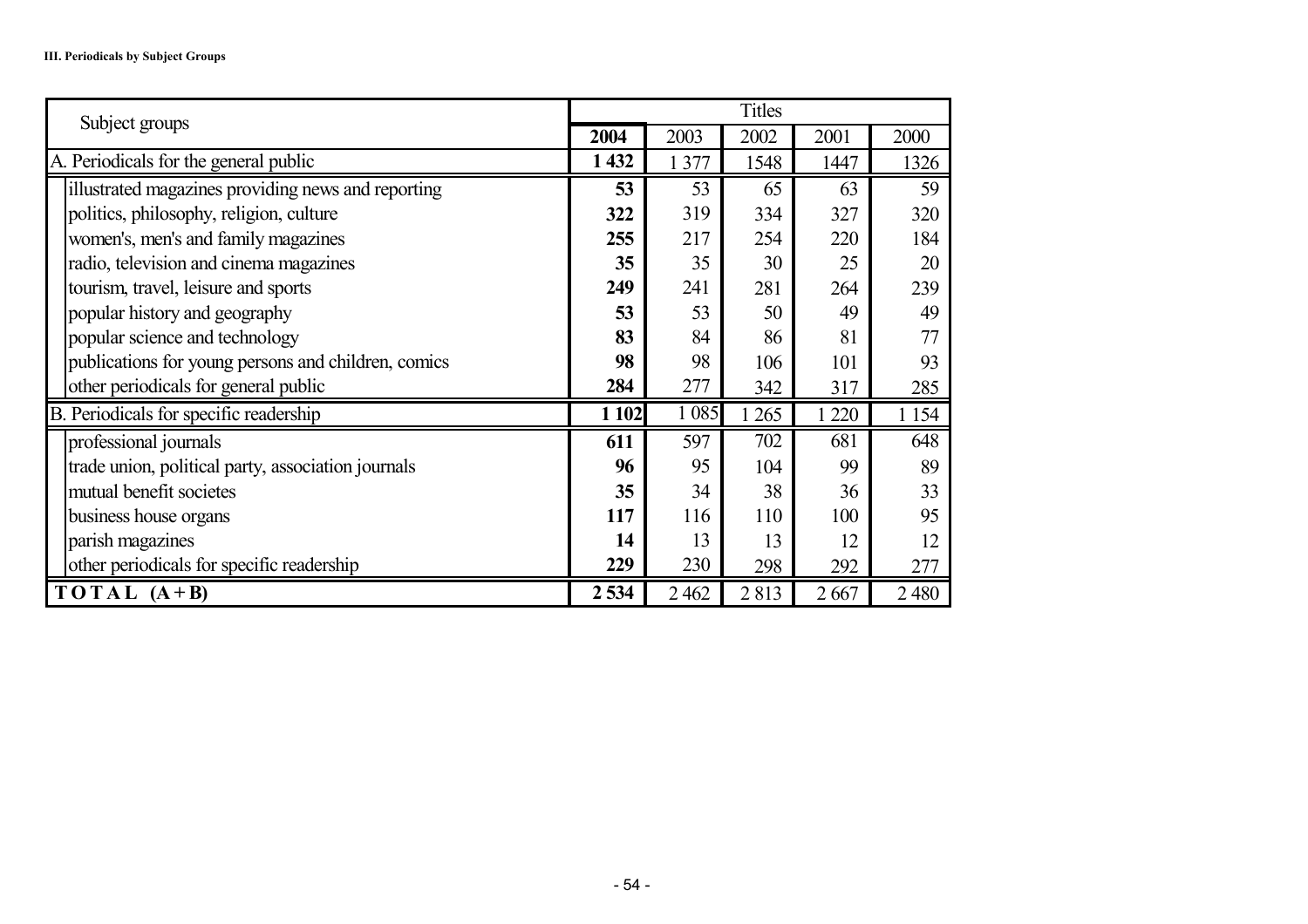**III. Periodicals by Subject Groups**

| Subject groups | Titles | | | | |
|---|---|---|---|---|---|
| | **2004** | 2003 | 2002 | 2001 | 2000 |
| A. Periodicals for the general public | **1 432** | 1 377 | 1548 | 1447 | 1326 |
| illustrated magazines providing news and reporting | **53** | 53 | 65 | 63 | 59 |
| politics, philosophy, religion, culture | **322** | 319 | 334 | 327 | 320 |
| women's, men's and family magazines | **255** | 217 | 254 | 220 | 184 |
| radio, television and cinema magazines | **35** | 35 | 30 | 25 | 20 |
| tourism, travel, leisure and sports | **249** | 241 | 281 | 264 | 239 |
| popular history and geography | **53** | 53 | 50 | 49 | 49 |
| popular science and technology | **83** | 84 | 86 | 81 | 77 |
| publications for young persons and children, comics | **98** | 98 | 106 | 101 | 93 |
| other periodicals for general public | **284** | 277 | 342 | 317 | 285 |
| B. Periodicals for specific readership | **1 102** | 1 085 | 1 265 | 1 220 | 1 154 |
| professional journals | **611** | 597 | 702 | 681 | 648 |
| trade union, political party, association journals | **96** | 95 | 104 | 99 | 89 |
| mutual benefit societes | **35** | 34 | 38 | 36 | 33 |
| business house organs | **117** | 116 | 110 | 100 | 95 |
| parish magazines | **14** | 13 | 13 | 12 | 12 |
| other periodicals for specific readership | **229** | 230 | 298 | 292 | 277 |
| **T O T A L (A + B)** | **2 534** | 2 462 | 2 813 | 2 667 | 2 480 |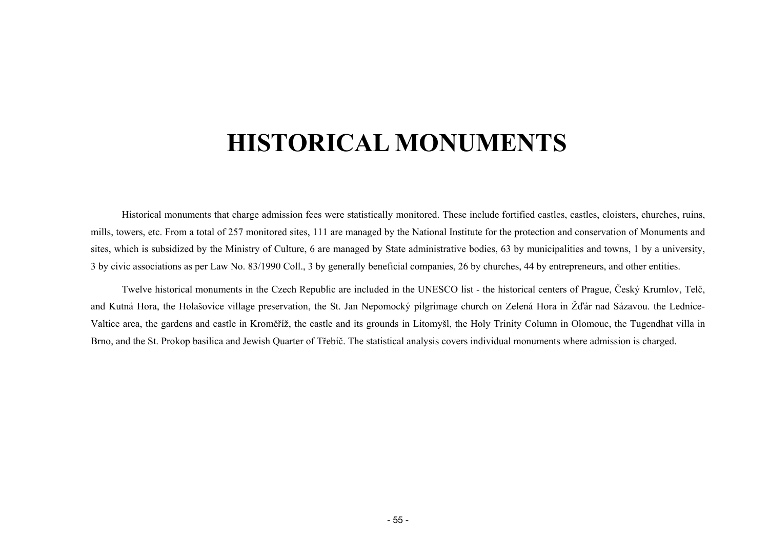# HISTORICAL MONUMENTS

Historical monuments that charge admission fees were statistically monitored. These include fortified castles, castles, cloisters, churches, ruins, mills, towers, etc. From a total of 257 monitored sites, 111 are managed by the National Institute for the protection and conservation of Monuments and sites, which is subsidized by the Ministry of Culture, 6 are managed by State administrative bodies, 63 by municipalities and towns, 1 by a university, 3 by civic associations as per Law No. 83/1990 Coll., 3 by generally beneficial companies, 26 by churches, 44 by entrepreneurs, and other entities.

Twelve historical monuments in the Czech Republic are included in the UNESCO list - the historical centers of Prague, Český Krumlov, Telč, and Kutná Hora, the Holašovice village preservation, the St. Jan Nepomocký pilgrimage church on Zelená Hora in Žďár nad Sázavou. the Lednice-Valtice area, the gardens and castle in Kroměříž, the castle and its grounds in Litomyšl, the Holy Trinity Column in Olomouc, the Tugendhat villa in Brno, and the St. Prokop basilica and Jewish Quarter of Třebíč. The statistical analysis covers individual monuments where admission is charged.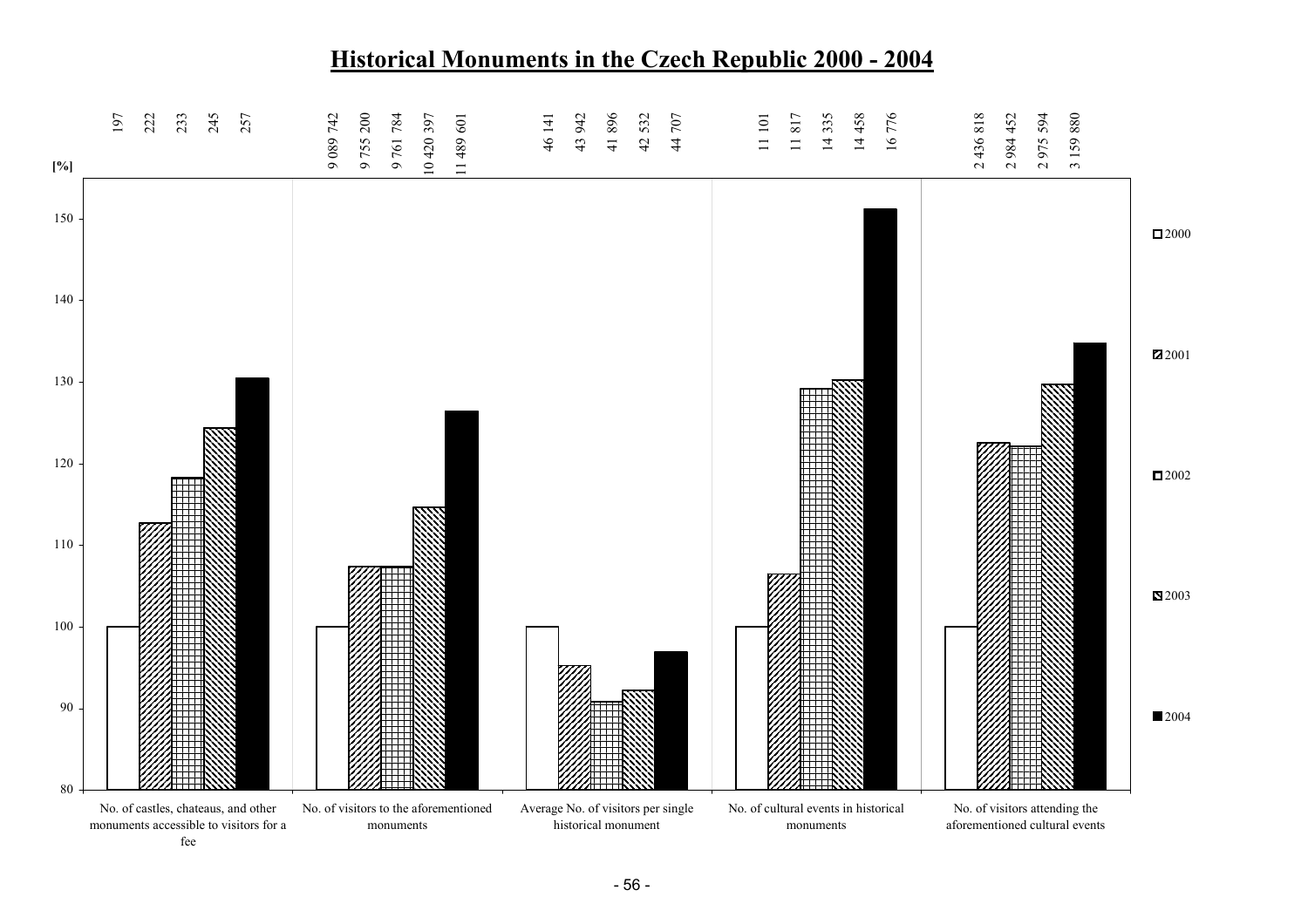# Historical Monuments in the Czech Republic 2000 - 2004

| | 2000 | 2001 | 2002 | 2003 | 2004 |
|---|---|---|---|---|---|
| No. of castles, chateaus, and other monuments accessible to visitors for a fee | 197 | 222 | 233 | 245 | 257 |
| No. of visitors to the aforementioned monuments | 9 089 742 | 9 755 200 | 9 761 784 | 10 420 397 | 11 489 601 |
| Average No. of visitors per single historical monument | 46 141 | 43 942 | 41 896 | 42 532 | 44 707 |
| No. of cultural events in historical monuments | 11 101 | 11 817 | 14 335 | 14 458 | 16 776 |
| No. of visitors attending the aforementioned cultural events | 2 436 818 | 2 984 452 | 2 975 594 | 3 159 880 | |

[%]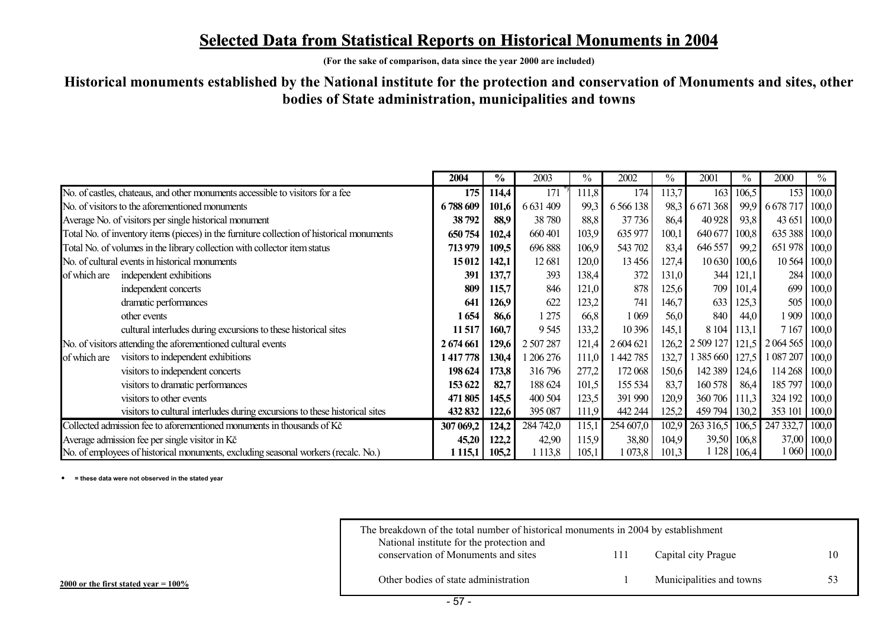# Selected Data from Statistical Reports on Historical Monuments in 2004

**(For the sake of comparison, data since the year 2000 are included)**

## Historical monuments established by the National institute for the protection and conservation of Monuments and sites, other bodies of State administration, municipalities and towns

| | | 2004 | % | 2003 | % | 2002 | % | 2001 | % | 2000 | % |
|---|---|---|---|---|---|---|---|---|---|---|---|
| No. of castles, chateaus, and other monuments accessible to visitors for a fee | | **175** | **114,4** | 171 *) | 111,8 | 174 | 113,7 | 163 | 106,5 | 153 | 100,0 |
| No. of visitors to the aforementioned monuments | | **6 788 609** | **101,6** | 6 631 409 | 99,3 | 6 566 138 | 98,3 | 6 671 368 | 99,9 | 6 678 717 | 100,0 |
| Average No. of visitors per single historical monument | | **38 792** | **88,9** | 38 780 | 88,8 | 37 736 | 86,4 | 40 928 | 93,8 | 43 651 | 100,0 |
| Total No. of inventory items (pieces) in the furniture collection of historical monuments | | **650 754** | **102,4** | 660 401 | 103,9 | 635 977 | 100,1 | 640 677 | 100,8 | 635 388 | 100,0 |
| Total No. of volumes in the library collection with collector item status | | **713 979** | **109,5** | 696 888 | 106,9 | 543 702 | 83,4 | 646 557 | 99,2 | 651 978 | 100,0 |
| No. of cultural events in historical monuments | | **15 012** | **142,1** | 12 681 | 120,0 | 13 456 | 127,4 | 10 630 | 100,6 | 10 564 | 100,0 |
| of which are | independent exhibitions | **391** | **137,7** | 393 | 138,4 | 372 | 131,0 | 344 | 121,1 | 284 | 100,0 |
| | independent concerts | **809** | **115,7** | 846 | 121,0 | 878 | 125,6 | 709 | 101,4 | 699 | 100,0 |
| | dramatic performances | **641** | **126,9** | 622 | 123,2 | 741 | 146,7 | 633 | 125,3 | 505 | 100,0 |
| | other events | **1 654** | **86,6** | 1 275 | 66,8 | 1 069 | 56,0 | 840 | 44,0 | 1 909 | 100,0 |
| | cultural interludes during excursions to these historical sites | **11 517** | **160,7** | 9 545 | 133,2 | 10 396 | 145,1 | 8 104 | 113,1 | 7 167 | 100,0 |
| No. of visitors attending the aforementioned cultural events | | **2 674 661** | **129,6** | 2 507 287 | 121,4 | 2 604 621 | 126,2 | 2 509 127 | 121,5 | 2 064 565 | 100,0 |
| of which are | visitors to independent exhibitions | **1 417 778** | **130,4** | 1 206 276 | 111,0 | 1 442 785 | 132,7 | 1 385 660 | 127,5 | 1 087 207 | 100,0 |
| | visitors to independent concerts | **198 624** | **173,8** | 316 796 | 277,2 | 172 068 | 150,6 | 142 389 | 124,6 | 114 268 | 100,0 |
| | visitors to dramatic performances | **153 622** | **82,7** | 188 624 | 101,5 | 155 534 | 83,7 | 160 578 | 86,4 | 185 797 | 100,0 |
| | visitors to other events | **471 805** | **145,5** | 400 504 | 123,5 | 391 990 | 120,9 | 360 706 | 111,3 | 324 192 | 100,0 |
| | visitors to cultural interludes during excursions to these historical sites | **432 832** | **122,6** | 395 087 | 111,9 | 442 244 | 125,2 | 459 794 | 130,2 | 353 101 | 100,0 |
| Collected admission fee to aforementioned monuments in thousands of Kč | | **307 069,2** | **124,2** | 284 742,0 | 115,1 | 254 607,0 | 102,9 | 263 316,5 | 106,5 | 247 332,7 | 100,0 |
| Average admission fee per single visitor in Kč | | **45,20** | **122,2** | 42,90 | 115,9 | 38,80 | 104,9 | 39,50 | 106,8 | 37,00 | 100,0 |
| No. of employees of historical monuments, excluding seasonal workers (recalc. No.) | | **1 115,1** | **105,2** | 1 113,8 | 105,1 | 1 073,8 | 101,3 | 1 128 | 106,4 | 1 060 | 100,0 |

- **= these data were not observed in the stated year**

The breakdown of the total number of historical monuments in 2004 by establishment

| | | | |
|---|---|---|---|
| National institute for the protection and conservation of Monuments and sites | 111 | Capital city Prague | 10 |
| Other bodies of state administration | 1 | Municipalities and towns | 53 |

**2000 or the first stated year = 100%**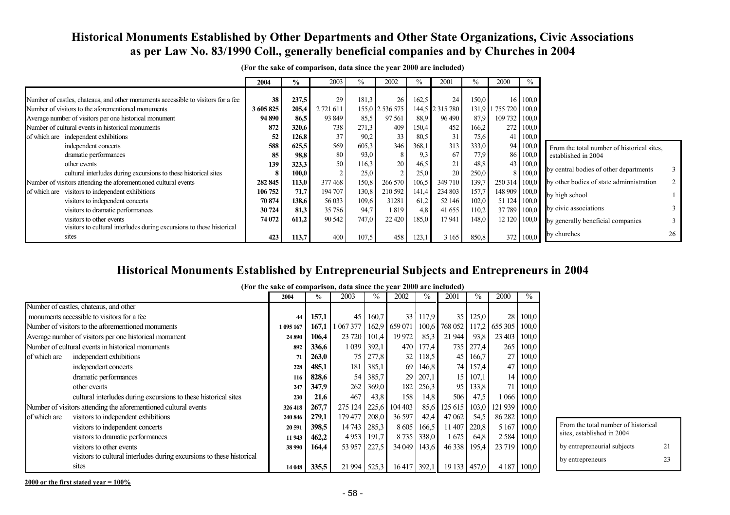## Historical Monuments Established by Other Departments and Other State Organizations, Civic Associations as per Law No. 83/1990 Coll., generally beneficial companies and by Churches in 2004

**(For the sake of comparison, data since the year 2000 are included)**

| | 2004 | % | 2003 | % | 2002 | % | 2001 | % | 2000 | % |
|---|---|---|---|---|---|---|---|---|---|---|
| Number of castles, chateaus, and other monuments accessible to visitors for a fee | **38** | **237,5** | 29 | 181,3 | 26 | 162,5 | 24 | 150,0 | 16 | 100,0 |
| Number of visitors to the aforementioned monuments | **3 605 825** | **205,4** | 2 721 611 | 155,0 | 2 536 575 | 144,5 | 2 315 780 | 131,9 | 1 755 720 | 100,0 |
| Average number of visitors per one historical monument | **94 890** | **86,5** | 93 849 | 85,5 | 97 561 | 88,9 | 96 490 | 87,9 | 109 732 | 100,0 |
| Number of cultural events in historical monuments | **872** | **320,6** | 738 | 271,3 | 409 | 150,4 | 452 | 166,2 | 272 | 100,0 |
| of which are independent exhibitions | **52** | **126,8** | 37 | 90,2 | 33 | 80,5 | 31 | 75,6 | 41 | 100,0 |
| independent concerts | **588** | **625,5** | 569 | 605,3 | 346 | 368,1 | 313 | 333,0 | 94 | 100,0 |
| dramatic performances | **85** | **98,8** | 80 | 93,0 | 8 | 9,3 | 67 | 77,9 | 86 | 100,0 |
| other events | **139** | **323,3** | 50 | 116,3 | 20 | 46,5 | 21 | 48,8 | 43 | 100,0 |
| cultural interludes during excursions to these historical sites | **8** | **100,0** | 2 | 25,0 | 2 | 25,0 | 20 | 250,0 | 8 | 100,0 |
| Number of visitors attending the aforementioned cultural events | **282 845** | **113,0** | 377 468 | 150,8 | 266 570 | 106,5 | 349 710 | 139,7 | 250 314 | 100,0 |
| of which are visitors to independent exhibitions | **106 752** | **71,7** | 194 707 | 130,8 | 210 592 | 141,4 | 234 803 | 157,7 | 148 909 | 100,0 |
| visitors to independent concerts | **70 874** | **138,6** | 56 033 | 109,6 | 31281 | 61,2 | 52 146 | 102,0 | 51 124 | 100,0 |
| visitors to dramatic performances | **30 724** | **81,3** | 35 786 | 94,7 | 1 819 | 4,8 | 41 655 | 110,2 | 37 789 | 100,0 |
| visitors to other events | **74 072** | **611,2** | 90 542 | 747,0 | 22 420 | 185,0 | 17 941 | 148,0 | 12 120 | 100,0 |
| visitors to cultural interludes during excursions to these historical sites | **423** | **113,7** | 400 | 107,5 | 458 | 123,1 | 3 165 | 850,8 | 372 | 100,0 |

| From the total number of historical sites, established in 2004 | |
|---|---|
| by central bodies of other departments | 3 |
| by other bodies of state adminnistration | 2 |
| by high school | 1 |
| by civic associations | 3 |
| by generally beneficial companies | 3 |
| by churches | 26 |

## Historical Monuments Established by Entrepreneurial Subjects and Entrepreneurs in 2004

**(For the sake of comparison, data since the year 2000 are included)**

| | 2004 | % | 2003 | % | 2002 | % | 2001 | % | 2000 | % |
|---|---|---|---|---|---|---|---|---|---|---|
| Number of castles, chateaus, and other monuments accessible to visitors for a fee | **44** | **157,1** | 45 | 160,7 | 33 | 117,9 | 35 | 125,0 | 28 | 100,0 |
| Number of visitors to the aforementioned monuments | **1 095 167** | **167,1** | 1 067 377 | 162,9 | 659 071 | 100,6 | 768 052 | 117,2 | 655 305 | 100,0 |
| Average number of visitors per one historical monument | **24 890** | **106,4** | 23 720 | 101,4 | 19 972 | 85,3 | 21 944 | 93,8 | 23 403 | 100,0 |
| Number of cultural events in historical monuments | **892** | **336,6** | 1 039 | 392,1 | 470 | 177,4 | 735 | 277,4 | 265 | 100,0 |
| of which are independent exhibitions | **71** | **263,0** | 75 | 277,8 | 32 | 118,5 | 45 | 166,7 | 27 | 100,0 |
| independent concerts | **228** | **485,1** | 181 | 385,1 | 69 | 146,8 | 74 | 157,4 | 47 | 100,0 |
| dramatic performances | **116** | **828,6** | 54 | 385,7 | 29 | 207,1 | 15 | 107,1 | 14 | 100,0 |
| other events | **247** | **347,9** | 262 | 369,0 | 182 | 256,3 | 95 | 133,8 | 71 | 100,0 |
| cultural interludes during excursions to these historical sites | **230** | **21,6** | 467 | 43,8 | 158 | 14,8 | 506 | 47,5 | 1 066 | 100,0 |
| Number of visitors attending the aforementioned cultural events | **326 418** | **267,7** | 275 124 | 225,6 | 104 403 | 85,6 | 125 615 | 103,0 | 121 939 | 100,0 |
| of which are visitors to independent exhibitions | **240 846** | **279,1** | 179 477 | 208,0 | 36 597 | 42,4 | 47 062 | 54,5 | 86 282 | 100,0 |
| visitors to independent concerts | **20 591** | **398,5** | 14 743 | 285,3 | 8 605 | 166,5 | 11 407 | 220,8 | 5 167 | 100,0 |
| visitors to dramatic performances | **11 943** | **462,2** | 4 953 | 191,7 | 8 735 | 338,0 | 1 675 | 64,8 | 2 584 | 100,0 |
| visitors to other events | **38 990** | **164,4** | 53 957 | 227,5 | 34 049 | 143,6 | 46 338 | 195,4 | 23 719 | 100,0 |
| visitors to cultural interludes during excursions to these historical sites | **14 048** | **335,5** | 21 994 | 525,3 | 16 417 | 392,1 | 19 133 | 457,0 | 4 187 | 100,0 |

| From the total number of historical sites, established in 2004 | |
|---|---|
| by entrepreneurial subjects | 21 |
| by entrepreneurs | 23 |

**2000 or the first stated year = 100%**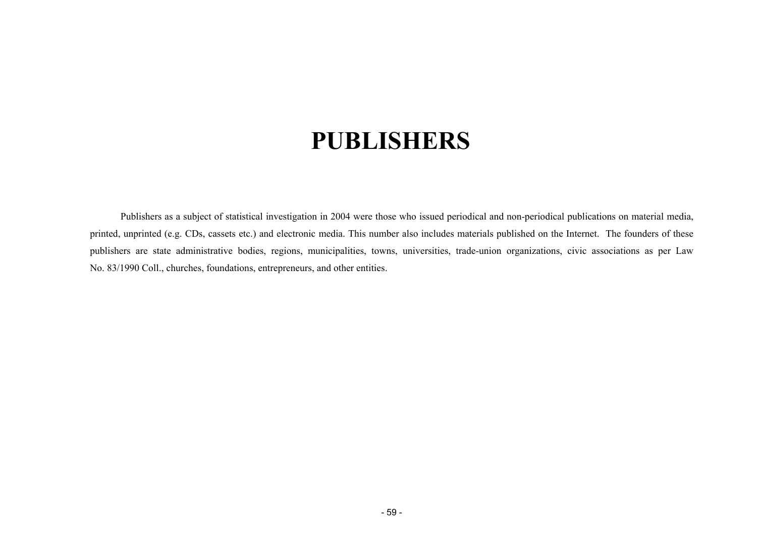# PUBLISHERS

Publishers as a subject of statistical investigation in 2004 were those who issued periodical and non-periodical publications on material media, printed, unprinted (e.g. CDs, cassets etc.) and electronic media. This number also includes materials published on the Internet. The founders of these publishers are state administrative bodies, regions, municipalities, towns, universities, trade-union organizations, civic associations as per Law No. 83/1990 Coll., churches, foundations, entrepreneurs, and other entities.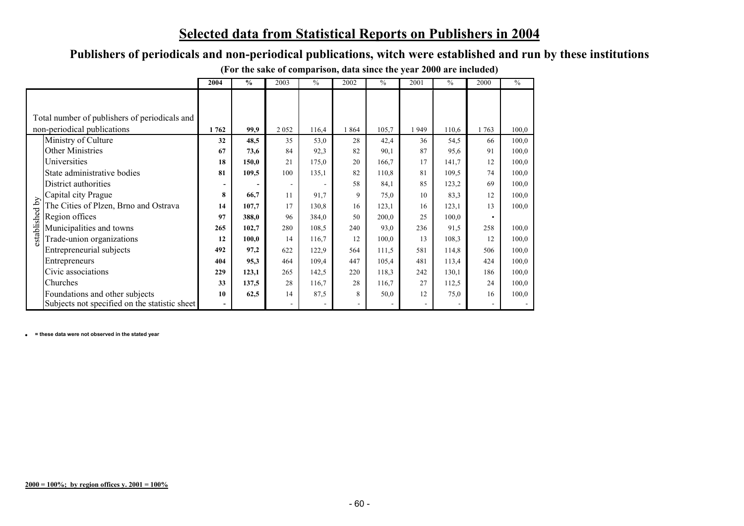# Selected data from Statistical Reports on Publishers in 2004

## Publishers of periodicals and non-periodical publications, witch were established and run by these institutions

**(For the sake of comparison, data since the year 2000 are included)**

| | | **2004** | **%** | 2003 | % | 2002 | % | 2001 | % | 2000 | % |
|---|---|---|---|---|---|---|---|---|---|---|---|
| Total number of publishers of periodicals and non-periodical publications | | **1 762** | **99,9** | 2 052 | 116,4 | 1 864 | 105,7 | 1 949 | 110,6 | 1 763 | 100,0 |
| established by | Ministry of Culture | **32** | **48,5** | 35 | 53,0 | 28 | 42,4 | 36 | 54,5 | 66 | 100,0 |
| | Other Ministries | **67** | **73,6** | 84 | 92,3 | 82 | 90,1 | 87 | 95,6 | 91 | 100,0 |
| | Universities | **18** | **150,0** | 21 | 175,0 | 20 | 166,7 | 17 | 141,7 | 12 | 100,0 |
| | State administrative bodies | **81** | **109,5** | 100 | 135,1 | 82 | 110,8 | 81 | 109,5 | 74 | 100,0 |
| | District authorities | **-** | **-** | - | - | 58 | 84,1 | 85 | 123,2 | 69 | 100,0 |
| | Capital city Prague | **8** | **66,7** | 11 | 91,7 | 9 | 75,0 | 10 | 83,3 | 12 | 100,0 |
| | The Cities of Plzen, Brno and Ostrava | **14** | **107,7** | 17 | 130,8 | 16 | 123,1 | 16 | 123,1 | 13 | 100,0 |
| | Region offices | **97** | **388,0** | 96 | 384,0 | 50 | 200,0 | 25 | 100,0 | • | |
| | Municipalities and towns | **265** | **102,7** | 280 | 108,5 | 240 | 93,0 | 236 | 91,5 | 258 | 100,0 |
| | Trade-union organizations | **12** | **100,0** | 14 | 116,7 | 12 | 100,0 | 13 | 108,3 | 12 | 100,0 |
| | Entrepreneurial subjects | **492** | **97,2** | 622 | 122,9 | 564 | 111,5 | 581 | 114,8 | 506 | 100,0 |
| | Entrepreneurs | **404** | **95,3** | 464 | 109,4 | 447 | 105,4 | 481 | 113,4 | 424 | 100,0 |
| | Civic associations | **229** | **123,1** | 265 | 142,5 | 220 | 118,3 | 242 | 130,1 | 186 | 100,0 |
| | Churches | **33** | **137,5** | 28 | 116,7 | 28 | 116,7 | 27 | 112,5 | 24 | 100,0 |
| | Foundations and other subjects | **10** | **62,5** | 14 | 87,5 | 8 | 50,0 | 12 | 75,0 | 16 | 100,0 |
| | Subjects not specified on the statistic sheet | **-** | | - | - | - | - | - | - | - | - |

• = these data were not observed in the stated year

**2000 = 100%; by region offices y. 2001 = 100%**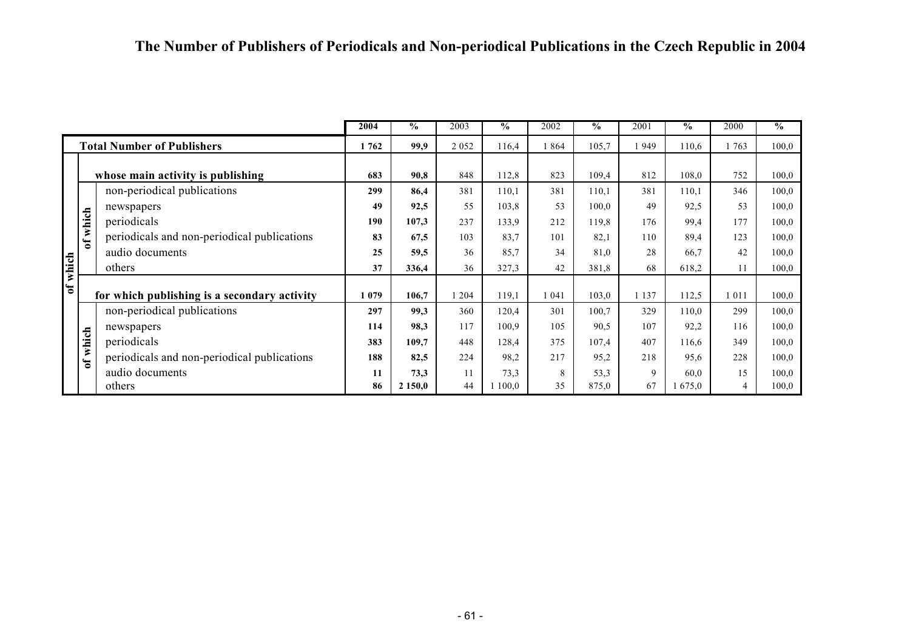# The Number of Publishers of Periodicals and Non-periodical Publications in the Czech Republic in 2004

| | | | 2004 | % | 2003 | % | 2002 | % | 2001 | % | 2000 | % |
|---|---|---|---|---|---|---|---|---|---|---|---|---|
| **Total Number of Publishers** | | | **1 762** | **99,9** | 2 052 | 116,4 | 1 864 | 105,7 | 1 949 | 110,6 | 1 763 | 100,0 |
| of which | **whose main activity is publishing** | | **683** | **90,8** | 848 | 112,8 | 823 | 109,4 | 812 | 108,0 | 752 | 100,0 |
| | of which | non-periodical publications | **299** | **86,4** | 381 | 110,1 | 381 | 110,1 | 381 | 110,1 | 346 | 100,0 |
| | | newspapers | **49** | **92,5** | 55 | 103,8 | 53 | 100,0 | 49 | 92,5 | 53 | 100,0 |
| | | periodicals | **190** | **107,3** | 237 | 133,9 | 212 | 119,8 | 176 | 99,4 | 177 | 100,0 |
| | | periodicals and non-periodical publications | **83** | **67,5** | 103 | 83,7 | 101 | 82,1 | 110 | 89,4 | 123 | 100,0 |
| | | audio documents | **25** | **59,5** | 36 | 85,7 | 34 | 81,0 | 28 | 66,7 | 42 | 100,0 |
| | | others | **37** | **336,4** | 36 | 327,3 | 42 | 381,8 | 68 | 618,2 | 11 | 100,0 |
| | **for which publishing is a secondary activity** | | **1 079** | **106,7** | 1 204 | 119,1 | 1 041 | 103,0 | 1 137 | 112,5 | 1 011 | 100,0 |
| | of which | non-periodical publications | **297** | **99,3** | 360 | 120,4 | 301 | 100,7 | 329 | 110,0 | 299 | 100,0 |
| | | newspapers | **114** | **98,3** | 117 | 100,9 | 105 | 90,5 | 107 | 92,2 | 116 | 100,0 |
| | | periodicals | **383** | **109,7** | 448 | 128,4 | 375 | 107,4 | 407 | 116,6 | 349 | 100,0 |
| | | periodicals and non-periodical publications | **188** | **82,5** | 224 | 98,2 | 217 | 95,2 | 218 | 95,6 | 228 | 100,0 |
| | | audio documents | **11** | **73,3** | 11 | 73,3 | 8 | 53,3 | 9 | 60,0 | 15 | 100,0 |
| | | others | **86** | **2 150,0** | 44 | 1 100,0 | 35 | 875,0 | 67 | 1 675,0 | 4 | 100,0 |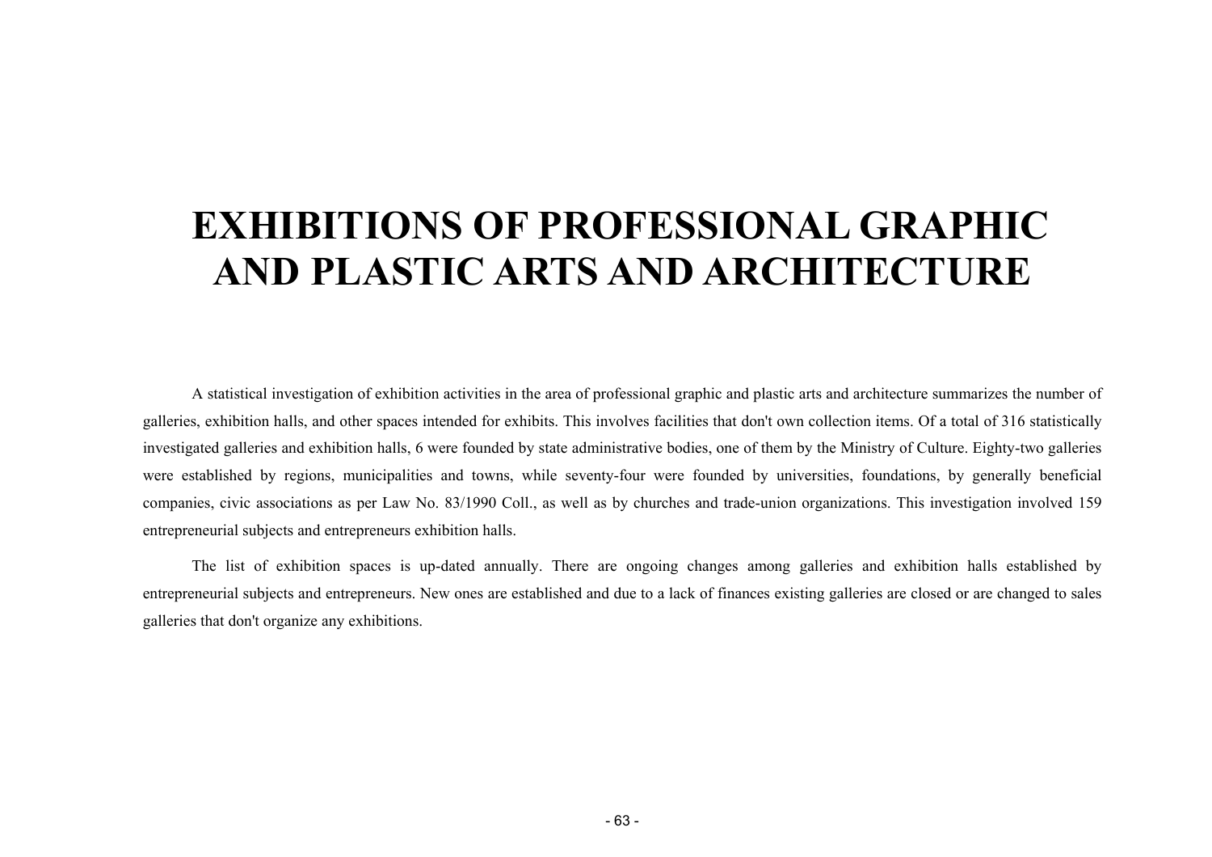# EXHIBITIONS OF PROFESSIONAL GRAPHIC AND PLASTIC ARTS AND ARCHITECTURE

A statistical investigation of exhibition activities in the area of professional graphic and plastic arts and architecture summarizes the number of galleries, exhibition halls, and other spaces intended for exhibits. This involves facilities that don't own collection items. Of a total of 316 statistically investigated galleries and exhibition halls, 6 were founded by state administrative bodies, one of them by the Ministry of Culture. Eighty-two galleries were established by regions, municipalities and towns, while seventy-four were founded by universities, foundations, by generally beneficial companies, civic associations as per Law No. 83/1990 Coll., as well as by churches and trade-union organizations. This investigation involved 159 entrepreneurial subjects and entrepreneurs exhibition halls.

The list of exhibition spaces is up-dated annually. There are ongoing changes among galleries and exhibition halls established by entrepreneurial subjects and entrepreneurs. New ones are established and due to a lack of finances existing galleries are closed or are changed to sales galleries that don't organize any exhibitions.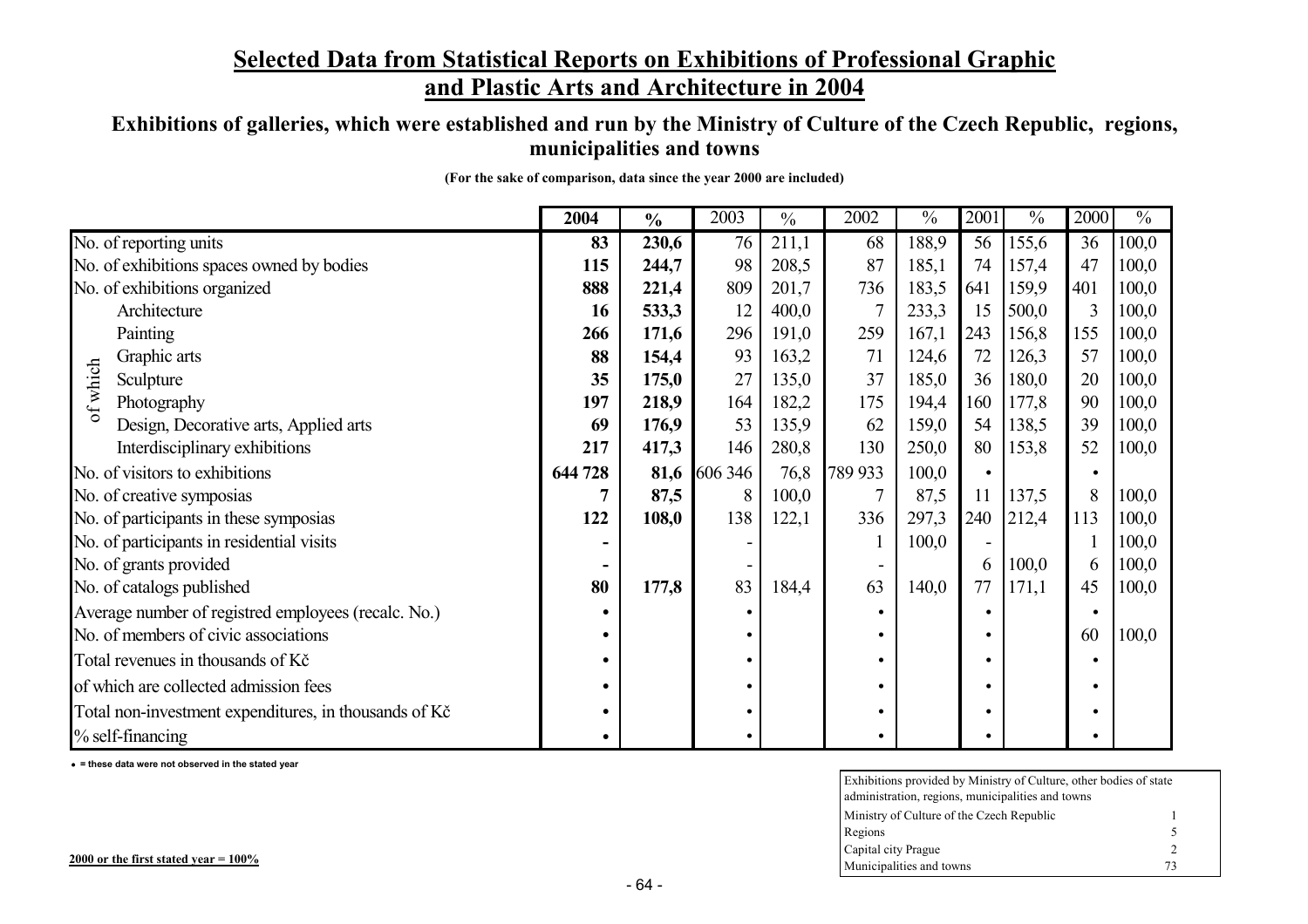# Selected Data from Statistical Reports on Exhibitions of Professional Graphic and Plastic Arts and Architecture in 2004

## Exhibitions of galleries, which were established and run by the Ministry of Culture of the Czech Republic, regions, municipalities and towns

**(For the sake of comparison, data since the year 2000 are included)**

| | | 2004 | % | 2003 | % | 2002 | % | 2001 | % | 2000 | % |
|---|---|---|---|---|---|---|---|---|---|---|---|
| No. of reporting units | | **83** | **230,6** | 76 | 211,1 | 68 | 188,9 | 56 | 155,6 | 36 | 100,0 |
| No. of exhibitions spaces owned by bodies | | **115** | **244,7** | 98 | 208,5 | 87 | 185,1 | 74 | 157,4 | 47 | 100,0 |
| No. of exhibitions organized | | **888** | **221,4** | 809 | 201,7 | 736 | 183,5 | 641 | 159,9 | 401 | 100,0 |
| of which | Architecture | **16** | **533,3** | 12 | 400,0 | 7 | 233,3 | 15 | 500,0 | 3 | 100,0 |
| | Painting | **266** | **171,6** | 296 | 191,0 | 259 | 167,1 | 243 | 156,8 | 155 | 100,0 |
| | Graphic arts | **88** | **154,4** | 93 | 163,2 | 71 | 124,6 | 72 | 126,3 | 57 | 100,0 |
| | Sculpture | **35** | **175,0** | 27 | 135,0 | 37 | 185,0 | 36 | 180,0 | 20 | 100,0 |
| | Photography | **197** | **218,9** | 164 | 182,2 | 175 | 194,4 | 160 | 177,8 | 90 | 100,0 |
| | Design, Decorative arts, Applied arts | **69** | **176,9** | 53 | 135,9 | 62 | 159,0 | 54 | 138,5 | 39 | 100,0 |
| | Interdisciplinary exhibitions | **217** | **417,3** | 146 | 280,8 | 130 | 250,0 | 80 | 153,8 | 52 | 100,0 |
| No. of visitors to exhibitions | | **644 728** | **81,6** | 606 346 | 76,8 | 789 933 | 100,0 | • | | • | |
| No. of creative symposias | | **7** | **87,5** | 8 | 100,0 | 7 | 87,5 | 11 | 137,5 | 8 | 100,0 |
| No. of participants in these symposias | | **122** | **108,0** | 138 | 122,1 | 336 | 297,3 | 240 | 212,4 | 113 | 100,0 |
| No. of participants in residential visits | | **-** | | - | | 1 | 100,0 | - | | 1 | 100,0 |
| No. of grants provided | | **-** | | - | | - | | 6 | 100,0 | 6 | 100,0 |
| No. of catalogs published | | **80** | **177,8** | 83 | 184,4 | 63 | 140,0 | 77 | 171,1 | 45 | 100,0 |
| Average number of registred employees (recalc. No.) | | • | | • | | • | | • | | • | |
| No. of members of civic associations | | • | | • | | • | | • | | 60 | 100,0 |
| Total revenues in thousands of Kč | | • | | • | | • | | • | | • | |
| of which are collected admission fees | | • | | • | | • | | • | | • | |
| Total non-investment expenditures, in thousands of Kč | | • | | • | | • | | • | | • | |
| % self-financing | | • | | • | | • | | • | | • | |

• = these data were not observed in the stated year

**2000 or the first stated year = 100%**

| Exhibitions provided by Ministry of Culture, other bodies of state administration, regions, municipalities and towns | |
|---|---|
| Ministry of Culture of the Czech Republic | 1 |
| Regions | 5 |
| Capital city Prague | 2 |
| Municipalities and towns | 73 |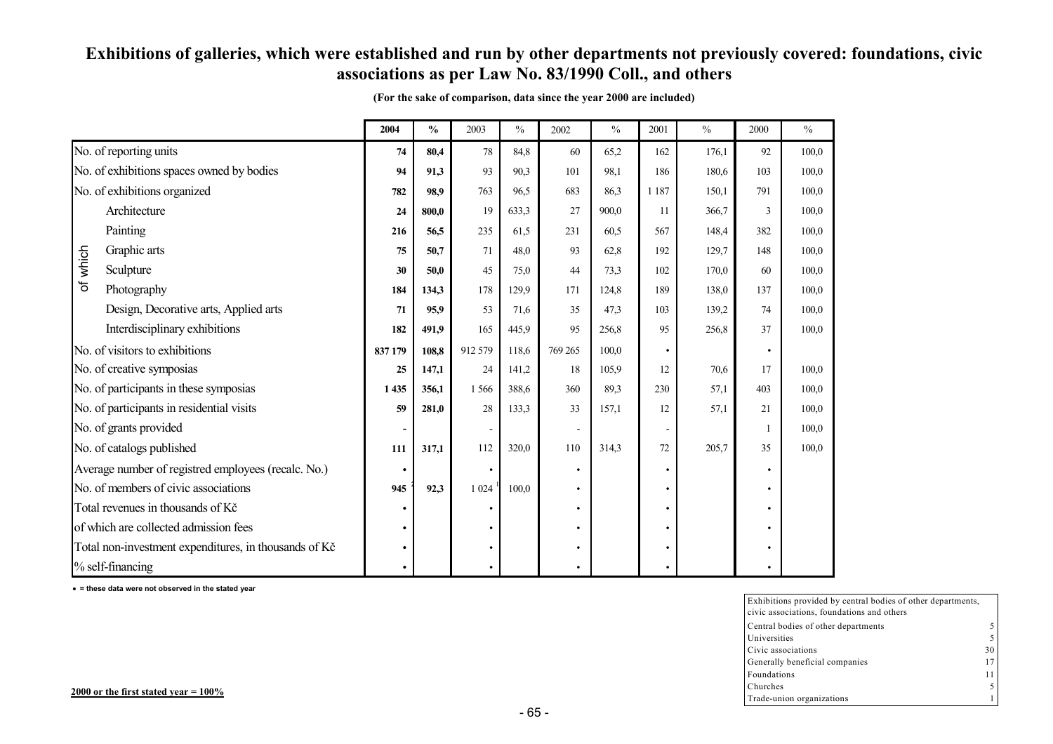# Exhibitions of galleries, which were established and run by other departments not previously covered: foundations, civic associations as per Law No. 83/1990 Coll., and others

**(For the sake of comparison, data since the year 2000 are included)**

| | | 2004 | % | 2003 | % | 2002 | % | 2001 | % | 2000 | % |
|---|---|---|---|---|---|---|---|---|---|---|---|
| No. of reporting units | | **74** | **80,4** | 78 | 84,8 | 60 | 65,2 | 162 | 176,1 | 92 | 100,0 |
| No. of exhibitions spaces owned by bodies | | **94** | **91,3** | 93 | 90,3 | 101 | 98,1 | 186 | 180,6 | 103 | 100,0 |
| No. of exhibitions organized | | **782** | **98,9** | 763 | 96,5 | 683 | 86,3 | 1 187 | 150,1 | 791 | 100,0 |
| of which | Architecture | **24** | **800,0** | 19 | 633,3 | 27 | 900,0 | 11 | 366,7 | 3 | 100,0 |
| | Painting | **216** | **56,5** | 235 | 61,5 | 231 | 60,5 | 567 | 148,4 | 382 | 100,0 |
| | Graphic arts | **75** | **50,7** | 71 | 48,0 | 93 | 62,8 | 192 | 129,7 | 148 | 100,0 |
| | Sculpture | **30** | **50,0** | 45 | 75,0 | 44 | 73,3 | 102 | 170,0 | 60 | 100,0 |
| | Photography | **184** | **134,3** | 178 | 129,9 | 171 | 124,8 | 189 | 138,0 | 137 | 100,0 |
| | Design, Decorative arts, Applied arts | **71** | **95,9** | 53 | 71,6 | 35 | 47,3 | 103 | 139,2 | 74 | 100,0 |
| | Interdisciplinary exhibitions | **182** | **491,9** | 165 | 445,9 | 95 | 256,8 | 95 | 256,8 | 37 | 100,0 |
| No. of visitors to exhibitions | | **837 179** | **108,8** | 912 579 | 118,6 | 769 265 | 100,0 | • | | • | |
| No. of creative symposias | | **25** | **147,1** | 24 | 141,2 | 18 | 105,9 | 12 | 70,6 | 17 | 100,0 |
| No. of participants in these symposias | | **1 435** | **356,1** | 1 566 | 388,6 | 360 | 89,3 | 230 | 57,1 | 403 | 100,0 |
| No. of participants in residential visits | | **59** | **281,0** | 28 | 133,3 | 33 | 157,1 | 12 | 57,1 | 21 | 100,0 |
| No. of grants provided | | **-** | | - | | - | | - | | 1 | 100,0 |
| No. of catalogs published | | **111** | **317,1** | 112 | 320,0 | 110 | 314,3 | 72 | 205,7 | 35 | 100,0 |
| Average number of registred employees (recalc. No.) | | **•** | | • | | • | | • | | • | |
| No. of members of civic associations | | **945** [1] | **92,3** | 1 024 [1] | 100,0 | • | | • | | • | |
| Total revenues in thousands of Kč | | **•** | | • | | • | | • | | • | |
| of which are collected admission fees | | **•** | | • | | • | | • | | • | |
| Total non-investment expenditures, in thousands of Kč | | **•** | | • | | • | | • | | • | |
| % self-financing | | **•** | | • | | • | | • | | • | |

**• = these data were not observed in the stated year**

| Exhibitions provided by central bodies of other departments, civic associations, foundations and others | |
|---|---|
| Central bodies of other departments | 5 |
| Universities | 5 |
| Civic associations | 30 |
| Generally beneficial companies | 17 |
| Foundations | 11 |
| Churches | 5 |
| Trade-union organizations | 1 |

**2000 or the first stated year = 100%**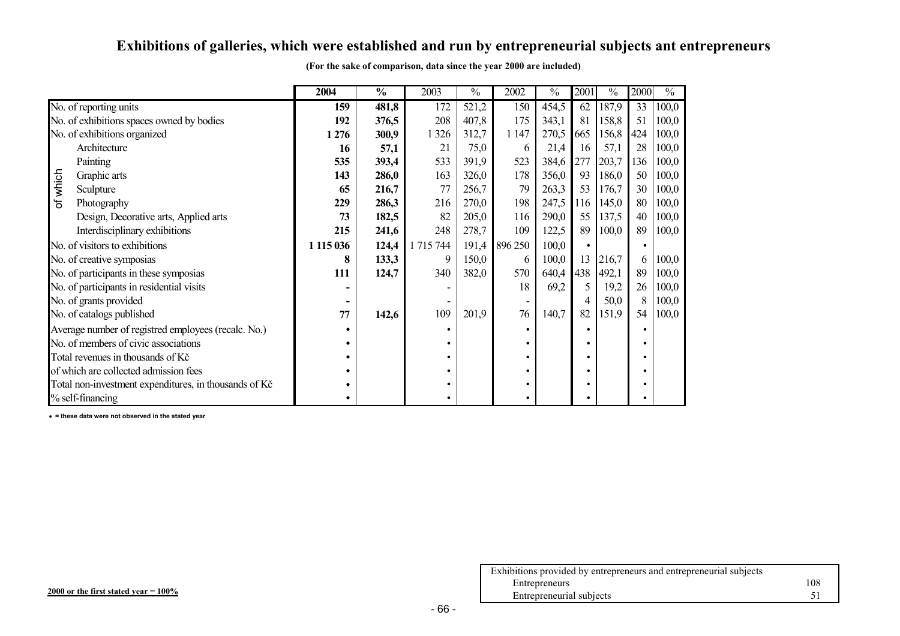# Exhibitions of galleries, which were established and run by entrepreneurial subjects ant entrepreneurs

**(For the sake of comparison, data since the year 2000 are included)**

| | | 2004 | % | 2003 | % | 2002 | % | 2001 | % | 2000 | % |
|---|---|---|---|---|---|---|---|---|---|---|---|
| No. of reporting units | | **159** | **481,8** | 172 | 521,2 | 150 | 454,5 | 62 | 187,9 | 33 | 100,0 |
| No. of exhibitions spaces owned by bodies | | **192** | **376,5** | 208 | 407,8 | 175 | 343,1 | 81 | 158,8 | 51 | 100,0 |
| No. of exhibitions organized | | **1 276** | **300,9** | 1 326 | 312,7 | 1 147 | 270,5 | 665 | 156,8 | 424 | 100,0 |
| of which | Architecture | **16** | **57,1** | 21 | 75,0 | 6 | 21,4 | 16 | 57,1 | 28 | 100,0 |
| | Painting | **535** | **393,4** | 533 | 391,9 | 523 | 384,6 | 277 | 203,7 | 136 | 100,0 |
| | Graphic arts | **143** | **286,0** | 163 | 326,0 | 178 | 356,0 | 93 | 186,0 | 50 | 100,0 |
| | Sculpture | **65** | **216,7** | 77 | 256,7 | 79 | 263,3 | 53 | 176,7 | 30 | 100,0 |
| | Photography | **229** | **286,3** | 216 | 270,0 | 198 | 247,5 | 116 | 145,0 | 80 | 100,0 |
| | Design, Decorative arts, Applied arts | **73** | **182,5** | 82 | 205,0 | 116 | 290,0 | 55 | 137,5 | 40 | 100,0 |
| | Interdisciplinary exhibitions | **215** | **241,6** | 248 | 278,7 | 109 | 122,5 | 89 | 100,0 | 89 | 100,0 |
| No. of visitors to exhibitions | | **1 115 036** | **124,4** | 1 715 744 | 191,4 | 896 250 | 100,0 | • | | • | |
| No. of creative symposias | | **8** | **133,3** | 9 | 150,0 | 6 | 100,0 | 13 | 216,7 | 6 | 100,0 |
| No. of participants in these symposias | | **111** | **124,7** | 340 | 382,0 | 570 | 640,4 | 438 | 492,1 | 89 | 100,0 |
| No. of participants in residential visits | | **-** | | - | | 18 | 69,2 | 5 | 19,2 | 26 | 100,0 |
| No. of grants provided | | **-** | | - | | - | | 4 | 50,0 | 8 | 100,0 |
| No. of catalogs published | | **77** | **142,6** | 109 | 201,9 | 76 | 140,7 | 82 | 151,9 | 54 | 100,0 |
| Average number of registred employees (recalc. No.) | | • | | • | | • | | • | | • | |
| No. of members of civic associations | | • | | • | | • | | • | | • | |
| Total revenues in thousands of Kč | | • | | • | | • | | • | | • | |
| of which are collected admission fees | | • | | • | | • | | • | | • | |
| Total non-investment expenditures, in thousands of Kč | | • | | • | | • | | • | | • | |
| % self-financing | | • | | • | | • | | • | | • | |

• = these data were not observed in the stated year

**2000 or the first stated year = 100%**

| Exhibitions provided by entrepreneurs and entrepreneurial subjects | |
|---|---|
| Entrepreneurs | 108 |
| Entrepreneurial subjects | 51 |